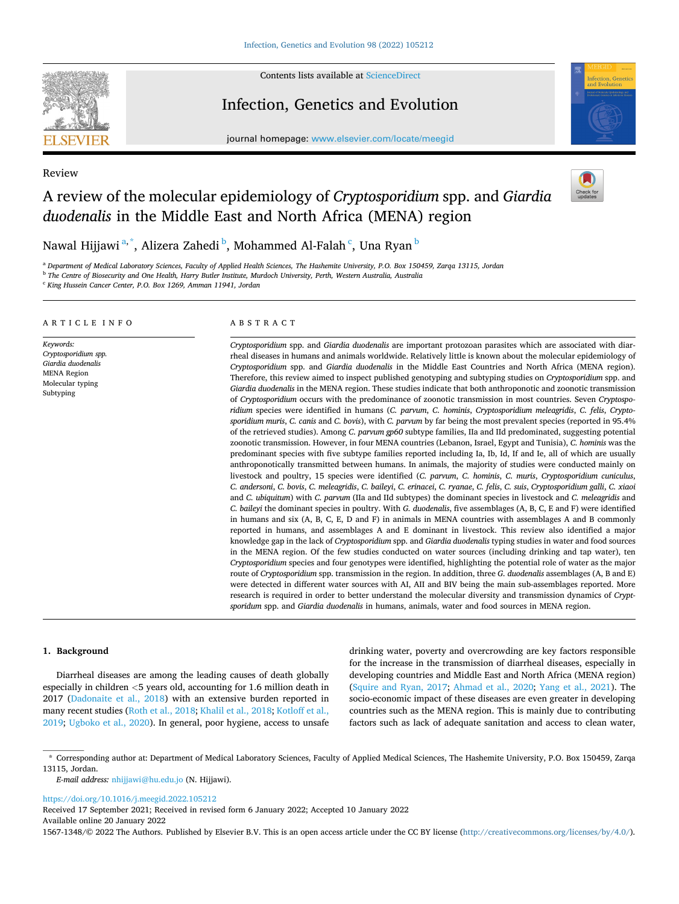Review

# A review of the molecular epidemiology of *Cryptosporidium* spp. and *Giardia duodenalis* in the Middle East and North Africa (MENA) region

Nawal Hijjawi [a,*], Alizera Zahedi [b], Mohammed Al-Falah [c], Una Ryan [b]

[a] Department of Medical Laboratory Sciences, Faculty of Applied Health Sciences, The Hashemite University, P.O. Box 150459, Zarqa 13115, Jordan
[b] The Centre of Biosecurity and One Health, Harry Butler Institute, Murdoch University, Perth, Western Australia, Australia
[c] King Hussein Cancer Center, P.O. Box 1269, Amman 11941, Jordan

## ARTICLE INFO

*Keywords:*
*Cryptosporidium spp.*
*Giardia duodenalis*
MENA Region
Molecular typing
Subtyping

## ABSTRACT

*Cryptosporidium* spp. and *Giardia duodenalis* are important protozoan parasites which are associated with diarrheal diseases in humans and animals worldwide. Relatively little is known about the molecular epidemiology of *Cryptosporidium* spp. and *Giardia duodenalis* in the Middle East Countries and North Africa (MENA region). Therefore, this review aimed to inspect published genotyping and subtyping studies on *Cryptosporidium* spp. and *Giardia duodenalis* in the MENA region. These studies indicate that both anthroponotic and zoonotic transmission of *Cryptosporidium* occurs with the predominance of zoonotic transmission in most countries. Seven *Cryptosporidium* species were identified in humans (*C. parvum*, *C. hominis*, *Cryptosporidium meleagridis*, *C. felis*, *Cryptosporidium muris*, *C. canis* and *C. bovis*), with *C. parvum* by far being the most prevalent species (reported in 95.4% of the retrieved studies). Among *C. parvum gp60* subtype families, IIa and IId predominated, suggesting potential zoonotic transmission. However, in four MENA countries (Lebanon, Israel, Egypt and Tunisia), *C. hominis* was the predominant species with five subtype families reported including Ia, Ib, Id, If and Ie, all of which are usually anthroponotically transmitted between humans. In animals, the majority of studies were conducted mainly on livestock and poultry, 15 species were identified (*C. parvum*, *C. hominis*, *C. muris*, *Cryptosporidium cuniculus*, *C. andersoni*, *C. bovis*, *C. meleagridis*, *C. baileyi*, *C. erinacei*, *C. ryanae*, *C. felis*, *C. suis*, *Cryptosporidium galli*, *C. xiaoi* and *C. ubiquitum*) with *C. parvum* (IIa and IId subtypes) the dominant species in livestock and *C. meleagridis* and *C. baileyi* the dominant species in poultry. With *G. duodenalis*, five assemblages (A, B, C, E and F) were identified in humans and six (A, B, C, E, D and F) in animals in MENA countries with assemblages A and B commonly reported in humans, and assemblages A and E dominant in livestock. This review also identified a major knowledge gap in the lack of *Cryptosporidium* spp. and *Giardia duodenalis* typing studies in water and food sources in the MENA region. Of the few studies conducted on water sources (including drinking and tap water), ten *Cryptosporidium* species and four genotypes were identified, highlighting the potential role of water as the major route of *Cryptosporidium* spp. transmission in the region. In addition, three *G. duodenalis* assemblages (A, B and E) were detected in different water sources with AI, AII and BIV being the main sub-assemblages reported. More research is required in order to better understand the molecular diversity and transmission dynamics of *Cryptsporidum* spp. and *Giardia duodenalis* in humans, animals, water and food sources in MENA region.

## 1. Background

Diarrheal diseases are among the leading causes of death globally especially in children <5 years old, accounting for 1.6 million death in 2017 (Dadonaite et al., 2018) with an extensive burden reported in many recent studies (Roth et al., 2018; Khalil et al., 2018; Kotloff et al., 2019; Ugboko et al., 2020). In general, poor hygiene, access to unsafe drinking water, poverty and overcrowding are key factors responsible for the increase in the transmission of diarrheal diseases, especially in developing countries and Middle East and North Africa (MENA region) (Squire and Ryan, 2017; Ahmad et al., 2020; Yang et al., 2021). The socio-economic impact of these diseases are even greater in developing countries such as the MENA region. This is mainly due to contributing factors such as lack of adequate sanitation and access to clean water,

* Corresponding author at: Department of Medical Laboratory Sciences, Faculty of Applied Medical Sciences, The Hashemite University, P.O. Box 150459, Zarqa 13115, Jordan.
*E-mail address:* nhijjawi@hu.edu.jo (N. Hijjawi).

https://doi.org/10.1016/j.meegid.2022.105212
Received 17 September 2021; Received in revised form 6 January 2022; Accepted 10 January 2022
Available online 20 January 2022
1567-1348/© 2022 The Authors. Published by Elsevier B.V. This is an open access article under the CC BY license (http://creativecommons.org/licenses/by/4.0/).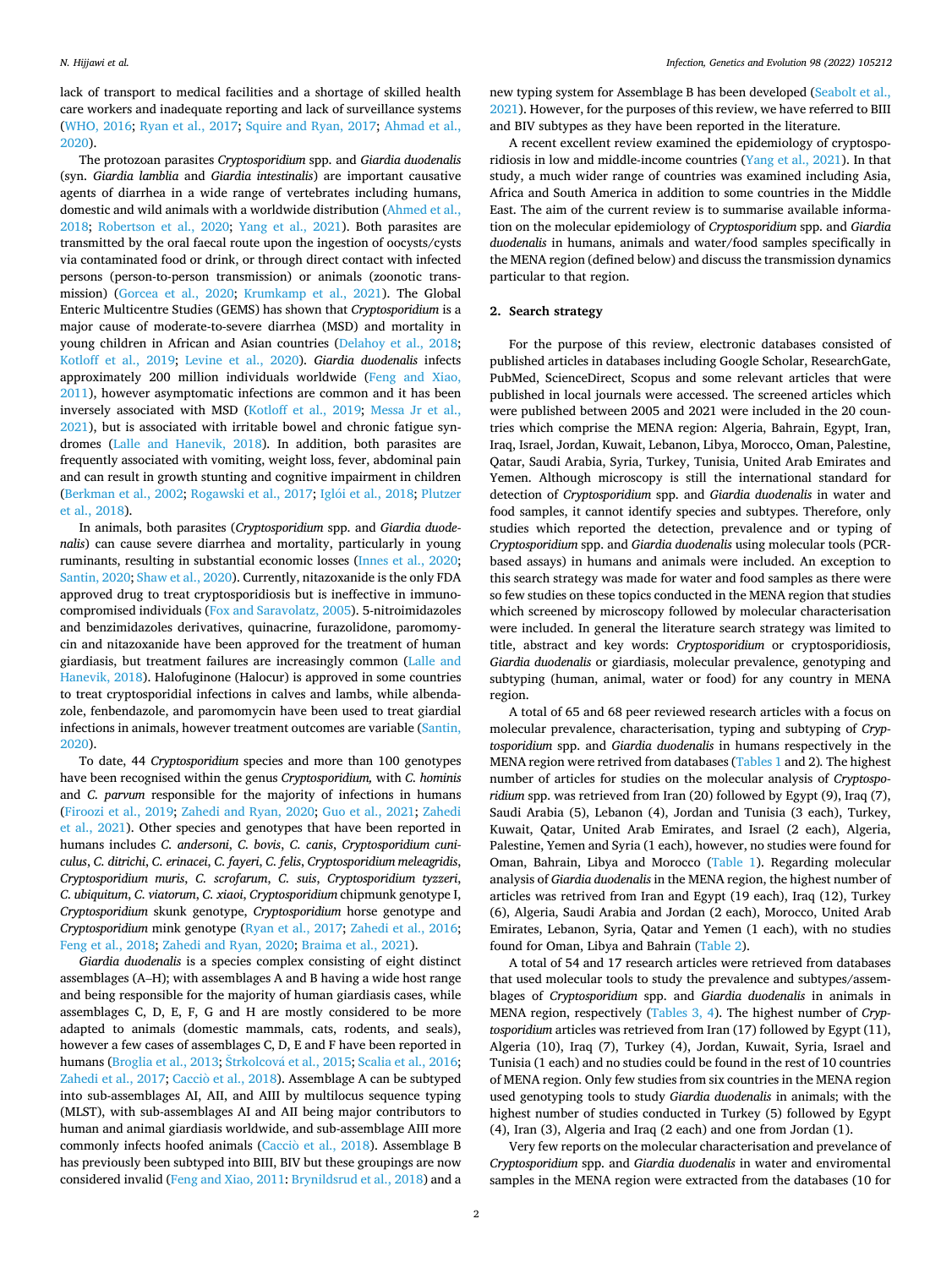lack of transport to medical facilities and a shortage of skilled health care workers and inadequate reporting and lack of surveillance systems (WHO, 2016; Ryan et al., 2017; Squire and Ryan, 2017; Ahmad et al., 2020).

The protozoan parasites *Cryptosporidium* spp. and *Giardia duodenalis* (syn. *Giardia lamblia* and *Giardia intestinalis*) are important causative agents of diarrhea in a wide range of vertebrates including humans, domestic and wild animals with a worldwide distribution (Ahmed et al., 2018; Robertson et al., 2020; Yang et al., 2021). Both parasites are transmitted by the oral faecal route upon the ingestion of oocysts/cysts via contaminated food or drink, or through direct contact with infected persons (person-to-person transmission) or animals (zoonotic transmission) (Gorcea et al., 2020; Krumkamp et al., 2021). The Global Enteric Multicentre Studies (GEMS) has shown that *Cryptosporidium* is a major cause of moderate-to-severe diarrhea (MSD) and mortality in young children in African and Asian countries (Delahoy et al., 2018; Kotloff et al., 2019; Levine et al., 2020). *Giardia duodenalis* infects approximately 200 million individuals worldwide (Feng and Xiao, 2011), however asymptomatic infections are common and it has been inversely associated with MSD (Kotloff et al., 2019; Messa Jr et al., 2021), but is associated with irritable bowel and chronic fatigue syndromes (Lalle and Hanevik, 2018). In addition, both parasites are frequently associated with vomiting, weight loss, fever, abdominal pain and can result in growth stunting and cognitive impairment in children (Berkman et al., 2002; Rogawski et al., 2017; Iglói et al., 2018; Plutzer et al., 2018).

In animals, both parasites (*Cryptosporidium* spp. and *Giardia duodenalis*) can cause severe diarrhea and mortality, particularly in young ruminants, resulting in substantial economic losses (Innes et al., 2020; Santin, 2020; Shaw et al., 2020). Currently, nitazoxanide is the only FDA approved drug to treat cryptosporidiosis but is ineffective in immunocompromised individuals (Fox and Saravolatz, 2005). 5-nitroimidazoles and benzimidazoles derivatives, quinacrine, furazolidone, paromomycin and nitazoxanide have been approved for the treatment of human giardiasis, but treatment failures are increasingly common (Lalle and Hanevik, 2018). Halofuginone (Halocur) is approved in some countries to treat cryptosporidial infections in calves and lambs, while albendazole, fenbendazole, and paromomycin have been used to treat giardial infections in animals, however treatment outcomes are variable (Santin, 2020).

To date, 44 *Cryptosporidium* species and more than 100 genotypes have been recognised within the genus *Cryptosporidium,* with *C. hominis* and *C. parvum* responsible for the majority of infections in humans (Firoozi et al., 2019; Zahedi and Ryan, 2020; Guo et al., 2021; Zahedi et al., 2021). Other species and genotypes that have been reported in humans includes *C. andersoni*, *C. bovis*, *C. canis*, *Cryptosporidium cuniculus*, *C. ditrichi*, *C. erinacei*, *C. fayeri*, *C. felis*, *Cryptosporidium meleagridis*, *Cryptosporidium muris*, *C. scrofarum*, *C. suis*, *Cryptosporidium tyzzeri*, *C. ubiquitum*, *C. viatorum*, *C. xiaoi*, *Cryptosporidium* chipmunk genotype I, *Cryptosporidium* skunk genotype, *Cryptosporidium* horse genotype and *Cryptosporidium* mink genotype (Ryan et al., 2017; Zahedi et al., 2016; Feng et al., 2018; Zahedi and Ryan, 2020; Braima et al., 2021).

*Giardia duodenalis* is a species complex consisting of eight distinct assemblages (A–H); with assemblages A and B having a wide host range and being responsible for the majority of human giardiasis cases, while assemblages C, D, E, F, G and H are mostly considered to be more adapted to animals (domestic mammals, cats, rodents, and seals), however a few cases of assemblages C, D, E and F have been reported in humans (Broglia et al., 2013; Štrkolcová et al., 2015; Scalia et al., 2016; Zahedi et al., 2017; Cacciò et al., 2018). Assemblage A can be subtyped into sub-assemblages AI, AII, and AIII by multilocus sequence typing (MLST), with sub-assemblages AI and AII being major contributors to human and animal giardiasis worldwide, and sub-assemblage AIII more commonly infects hoofed animals (Cacciò et al., 2018). Assemblage B has previously been subtyped into BIII, BIV but these groupings are now considered invalid (Feng and Xiao, 2011: Brynildsrud et al., 2018) and a new typing system for Assemblage B has been developed (Seabolt et al., 2021). However, for the purposes of this review, we have referred to BIII and BIV subtypes as they have been reported in the literature.

A recent excellent review examined the epidemiology of cryptosporidiosis in low and middle-income countries (Yang et al., 2021). In that study, a much wider range of countries was examined including Asia, Africa and South America in addition to some countries in the Middle East. The aim of the current review is to summarise available information on the molecular epidemiology of *Cryptosporidium* spp. and *Giardia duodenalis* in humans, animals and water/food samples specifically in the MENA region (defined below) and discuss the transmission dynamics particular to that region.

## 2. Search strategy

For the purpose of this review, electronic databases consisted of published articles in databases including Google Scholar, ResearchGate, PubMed, ScienceDirect, Scopus and some relevant articles that were published in local journals were accessed. The screened articles which were published between 2005 and 2021 were included in the 20 countries which comprise the MENA region: Algeria, Bahrain, Egypt, Iran, Iraq, Israel, Jordan, Kuwait, Lebanon, Libya, Morocco, Oman, Palestine, Qatar, Saudi Arabia, Syria, Turkey, Tunisia, United Arab Emirates and Yemen. Although microscopy is still the international standard for detection of *Cryptosporidium* spp. and *Giardia duodenalis* in water and food samples, it cannot identify species and subtypes. Therefore, only studies which reported the detection, prevalence and or typing of *Cryptosporidium* spp. and *Giardia duodenalis* using molecular tools (PCR-based assays) in humans and animals were included. An exception to this search strategy was made for water and food samples as there were so few studies on these topics conducted in the MENA region that studies which screened by microscopy followed by molecular characterisation were included. In general the literature search strategy was limited to title, abstract and key words: *Cryptosporidium* or cryptosporidiosis, *Giardia duodenalis* or giardiasis, molecular prevalence, genotyping and subtyping (human, animal, water or food) for any country in MENA region.

A total of 65 and 68 peer reviewed research articles with a focus on molecular prevalence, characterisation, typing and subtyping of *Cryptosporidium* spp. and *Giardia duodenalis* in humans respectively in the MENA region were retrived from databases (Tables 1 and 2). The highest number of articles for studies on the molecular analysis of *Cryptosporidium* spp. was retrieved from Iran (20) followed by Egypt (9), Iraq (7), Saudi Arabia (5), Lebanon (4), Jordan and Tunisia (3 each), Turkey, Kuwait, Qatar, United Arab Emirates, and Israel (2 each), Algeria, Palestine, Yemen and Syria (1 each), however, no studies were found for Oman, Bahrain, Libya and Morocco (Table 1). Regarding molecular analysis of *Giardia duodenalis* in the MENA region, the highest number of articles was retrived from Iran and Egypt (19 each), Iraq (12), Turkey (6), Algeria, Saudi Arabia and Jordan (2 each), Morocco, United Arab Emirates, Lebanon, Syria, Qatar and Yemen (1 each), with no studies found for Oman, Libya and Bahrain (Table 2).

A total of 54 and 17 research articles were retrieved from databases that used molecular tools to study the prevalence and subtypes/assemblages of *Cryptosporidium* spp. and *Giardia duodenalis* in animals in MENA region, respectively (Tables 3, 4). The highest number of *Cryptosporidium* articles was retrieved from Iran (17) followed by Egypt (11), Algeria (10), Iraq (7), Turkey (4), Jordan, Kuwait, Syria, Israel and Tunisia (1 each) and no studies could be found in the rest of 10 countries of MENA region. Only few studies from six countries in the MENA region used genotyping tools to study *Giardia duodenalis* in animals; with the highest number of studies conducted in Turkey (5) followed by Egypt (4), Iran (3), Algeria and Iraq (2 each) and one from Jordan (1).

Very few reports on the molecular characterisation and prevelance of *Cryptosporidium* spp. and *Giardia duodenalis* in water and enviromental samples in the MENA region were extracted from the databases (10 for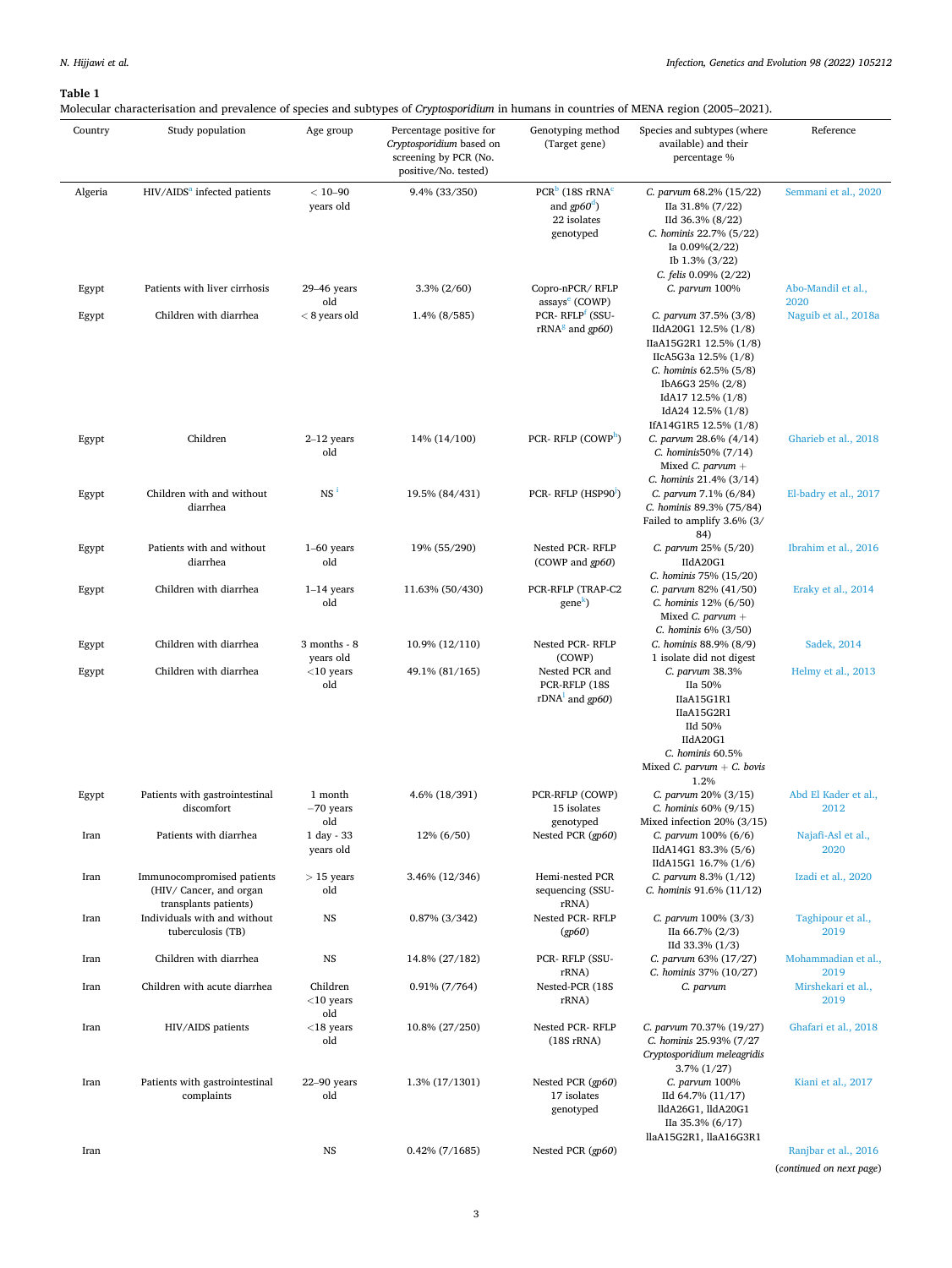**Table 1**
Molecular characterisation and prevalence of species and subtypes of *Cryptosporidium* in humans in countries of MENA region (2005–2021).

| Country | Study population | Age group | Percentage positive for *Cryptosporidium* based on screening by PCR (No. positive/No. tested) | Genotyping method (Target gene) | Species and subtypes (where available) and their percentage % | Reference |
|---|---|---|---|---|---|---|
| Algeria | HIV/AIDS[a] infected patients | < 10–90 years old | 9.4% (33/350) | PCR[b] (18S rRNA[c] and *gp60*[d]) 22 isolates genotyped | *C. parvum* 68.2% (15/22) IIa 31.8% (7/22) IId 36.3% (8/22) *C. hominis* 22.7% (5/22) Ia 0.09%(2/22) Ib 1.3% (3/22) *C. felis* 0.09% (2/22) | Semmani et al., 2020 |
| Egypt | Patients with liver cirrhosis | 29–46 years old | 3.3% (2/60) | Copro-nPCR/ RFLP assays[e] (COWP) | *C. parvum* 100% | Abo-Mandil et al., 2020 |
| Egypt | Children with diarrhea | < 8 years old | 1.4% (8/585) | PCR- RFLP[f] (SSU-rRNA[g] and *gp60*) | *C. parvum* 37.5% (3/8) IIdA20G1 12.5% (1/8) IIaA15G2R1 12.5% (1/8) IIcA5G3a 12.5% (1/8) *C. hominis* 62.5% (5/8) IbA6G3 25% (2/8) IdA17 12.5% (1/8) IdA24 12.5% (1/8) IfA14G1R5 12.5% (1/8) | Naguib et al., 2018a |
| Egypt | Children | 2–12 years old | 14% (14/100) | PCR- RFLP (COWP[h]) | *C. parvum* 28.6% (4/14) *C. hominis*50% (7/14) Mixed *C. parvum* + *C. hominis* 21.4% (3/14) | Gharieb et al., 2018 |
| Egypt | Children with and without diarrhea | NS[i] | 19.5% (84/431) | PCR- RFLP (HSP90[j]) | *C. parvum* 7.1% (6/84) *C. hominis* 89.3% (75/84) Failed to amplify 3.6% (3/84) | El-badry et al., 2017 |
| Egypt | Patients with and without diarrhea | 1–60 years old | 19% (55/290) | Nested PCR- RFLP (COWP and *gp60*) | *C. parvum* 25% (5/20) IIdA20G1 *C. hominis* 75% (15/20) | Ibrahim et al., 2016 |
| Egypt | Children with diarrhea | 1–14 years old | 11.63% (50/430) | PCR-RFLP (TRAP-C2 gene[k]) | *C. parvum* 82% (41/50) *C. hominis* 12% (6/50) Mixed *C. parvum* + *C. hominis* 6% (3/50) | Eraky et al., 2014 |
| Egypt | Children with diarrhea | 3 months - 8 years old | 10.9% (12/110) | Nested PCR- RFLP (COWP) | *C. hominis* 88.9% (8/9) 1 isolate did not digest | Sadek, 2014 |
| Egypt | Children with diarrhea | <10 years old | 49.1% (81/165) | Nested PCR and PCR-RFLP (18S rDNA[l] and *gp60*) | *C. parvum* 38.3% IIa 50% IIaA15G1R1 IIaA15G2R1 IId 50% IIdA20G1 *C. hominis* 60.5% Mixed *C. parvum* + *C. bovis* 1.2% | Helmy et al., 2013 |
| Egypt | Patients with gastrointestinal discomfort | 1 month –70 years old | 4.6% (18/391) | PCR-RFLP (COWP) 15 isolates genotyped | *C. parvum* 20% (3/15) *C. hominis* 60% (9/15) Mixed infection 20% (3/15) | Abd El Kader et al., 2012 |
| Iran | Patients with diarrhea | 1 day - 33 years old | 12% (6/50) | Nested PCR (*gp60*) | *C. parvum* 100% (6/6) IIdA14G1 83.3% (5/6) IIdA15G1 16.7% (1/6) | Najafi-Asl et al., 2020 |
| Iran | Immunocompromised patients (HIV/ Cancer, and organ transplants patients) | > 15 years old | 3.46% (12/346) | Hemi-nested PCR sequencing (SSU-rRNA) | *C. parvum* 8.3% (1/12) *C. hominis* 91.6% (11/12) | Izadi et al., 2020 |
| Iran | Individuals with and without tuberculosis (TB) | NS | 0.87% (3/342) | Nested PCR- RFLP (*gp60*) | *C. parvum* 100% (3/3) IIa 66.7% (2/3) IId 33.3% (1/3) | Taghipour et al., 2019 |
| Iran | Children with diarrhea | NS | 14.8% (27/182) | PCR- RFLP (SSU-rRNA) | *C. parvum* 63% (17/27) *C. hominis* 37% (10/27) | Mohammadian et al., 2019 |
| Iran | Children with acute diarrhea | Children <10 years old | 0.91% (7/764) | Nested-PCR (18S rRNA) | *C. parvum* | Mirshekari et al., 2019 |
| Iran | HIV/AIDS patients | <18 years old | 10.8% (27/250) | Nested PCR- RFLP (18S rRNA) | *C. parvum* 70.37% (19/27) *C. hominis* 25.93% (7/27 *Cryptosporidium meleagridis* 3.7% (1/27) | Ghafari et al., 2018 |
| Iran | Patients with gastrointestinal complaints | 22–90 years old | 1.3% (17/1301) | Nested PCR (*gp60*) 17 isolates genotyped | *C. parvum* 100% IId 64.7% (11/17) lldA26G1, lldA20G1 IIa 35.3% (6/17) llaA15G2R1, llaA16G3R1 | Kiani et al., 2017 |
| Iran | | NS | 0.42% (7/1685) | Nested PCR (*gp60*) | | Ranjbar et al., 2016 |

(*continued on next page*)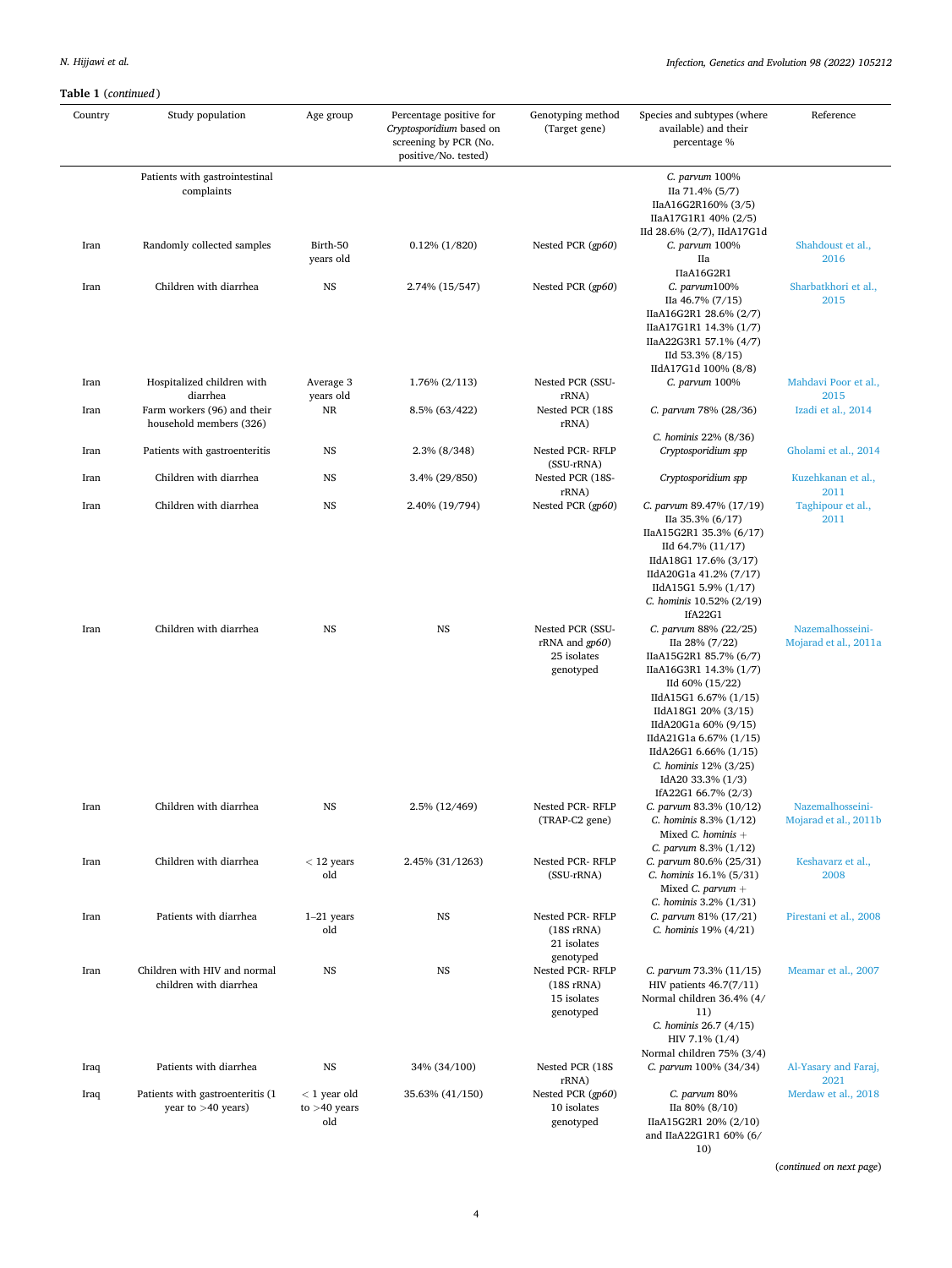**Table 1** (*continued*)

| Country | Study population | Age group | Percentage positive for *Cryptosporidium* based on screening by PCR (No. positive/No. tested) | Genotyping method (Target gene) | Species and subtypes (where available) and their percentage % | Reference |
|---|---|---|---|---|---|---|
| | Patients with gastrointestinal complaints | | | | *C. parvum* 100%<br>IIa 71.4% (5/7)<br>IIaA16G2R160% (3/5)<br>IIaA17G1R1 40% (2/5)<br>IId 28.6% (2/7), IIdA17G1d | |
| Iran | Randomly collected samples | Birth-50 years old | 0.12% (1/820) | Nested PCR (*gp60*) | *C. parvum* 100%<br>IIa<br>IIaA16G2R1 | Shahdoust et al., 2016 |
| Iran | Children with diarrhea | NS | 2.74% (15/547) | Nested PCR (*gp60*) | *C. parvum*100%<br>IIa 46.7% (7/15)<br>IIaA16G2R1 28.6% (2/7)<br>IIaA17G1R1 14.3% (1/7)<br>IIaA22G3R1 57.1% (4/7)<br>IId 53.3% (8/15)<br>IIdA17G1d 100% (8/8) | Sharbatkhori et al., 2015 |
| Iran | Hospitalized children with diarrhea | Average 3 years old | 1.76% (2/113) | Nested PCR (SSU-rRNA) | *C. parvum* 100% | Mahdavi Poor et al., 2015 |
| Iran | Farm workers (96) and their household members (326) | NR | 8.5% (63/422) | Nested PCR (18S rRNA) | *C. parvum* 78% (28/36)<br><br>*C. hominis* 22% (8/36) | Izadi et al., 2014 |
| Iran | Patients with gastroenteritis | NS | 2.3% (8/348) | Nested PCR- RFLP (SSU-rRNA) | *Cryptosporidium spp* | Gholami et al., 2014 |
| Iran | Children with diarrhea | NS | 3.4% (29/850) | Nested PCR (18S-rRNA) | *Cryptosporidium spp* | Kuzehkanan et al., 2011 |
| Iran | Children with diarrhea | NS | 2.40% (19/794) | Nested PCR (*gp60*) | *C. parvum* 89.47% (17/19)<br>IIa 35.3% (6/17)<br>IIaA15G2R1 35.3% (6/17)<br>IId 64.7% (11/17)<br>IIdA18G1 17.6% (3/17)<br>IIdA20G1a 41.2% (7/17)<br>IIdA15G1 5.9% (1/17)<br>*C. hominis* 10.52% (2/19)<br>IfA22G1 | Taghipour et al., 2011 |
| Iran | Children with diarrhea | NS | NS | Nested PCR (SSU-rRNA and *gp60*)<br>25 isolates genotyped | *C. parvum* 88% (22/25)<br>IIa 28% (7/22)<br>IIaA15G2R1 85.7% (6/7)<br>IIaA16G3R1 14.3% (1/7)<br>IId 60% (15/22)<br>IIdA15G1 6.67% (1/15)<br>IIdA18G1 20% (3/15)<br>IIdA20G1a 60% (9/15)<br>IIdA21G1a 6.67% (1/15)<br>IIdA26G1 6.66% (1/15)<br>*C. hominis* 12% (3/25)<br>IdA20 33.3% (1/3)<br>IfA22G1 66.7% (2/3) | Nazemalhosseini-Mojarad et al., 2011a |
| Iran | Children with diarrhea | NS | 2.5% (12/469) | Nested PCR- RFLP (TRAP-C2 gene) | *C. parvum* 83.3% (10/12)<br>*C. hominis* 8.3% (1/12)<br>Mixed *C. hominis* + *C. parvum* 8.3% (1/12) | Nazemalhosseini-Mojarad et al., 2011b |
| Iran | Children with diarrhea | < 12 years old | 2.45% (31/1263) | Nested PCR- RFLP (SSU-rRNA) | *C. parvum* 80.6% (25/31)<br>*C. hominis* 16.1% (5/31)<br>Mixed *C. parvum* + *C. hominis* 3.2% (1/31) | Keshavarz et al., 2008 |
| Iran | Patients with diarrhea | 1–21 years old | NS | Nested PCR- RFLP (18S rRNA)<br>21 isolates genotyped | *C. parvum* 81% (17/21)<br>*C. hominis* 19% (4/21) | Pirestani et al., 2008 |
| Iran | Children with HIV and normal children with diarrhea | NS | NS | Nested PCR- RFLP (18S rRNA)<br>15 isolates genotyped | *C. parvum* 73.3% (11/15)<br>HIV patients 46.7(7/11)<br>Normal children 36.4% (4/11)<br>*C. hominis* 26.7 (4/15)<br>HIV 7.1% (1/4)<br>Normal children 75% (3/4) | Meamar et al., 2007 |
| Iraq | Patients with diarrhea | NS | 34% (34/100) | Nested PCR (18S rRNA) | *C. parvum* 100% (34/34) | Al-Yasary and Faraj, 2021 |
| Iraq | Patients with gastroenteritis (1 year to >40 years) | < 1 year old to >40 years old | 35.63% (41/150) | Nested PCR (*gp60*)<br>10 isolates genotyped | *C. parvum* 80%<br>IIa 80% (8/10)<br>IIaA15G2R1 20% (2/10) and IIaA22G1R1 60% (6/10) | Merdaw et al., 2018 |

(*continued on next page*)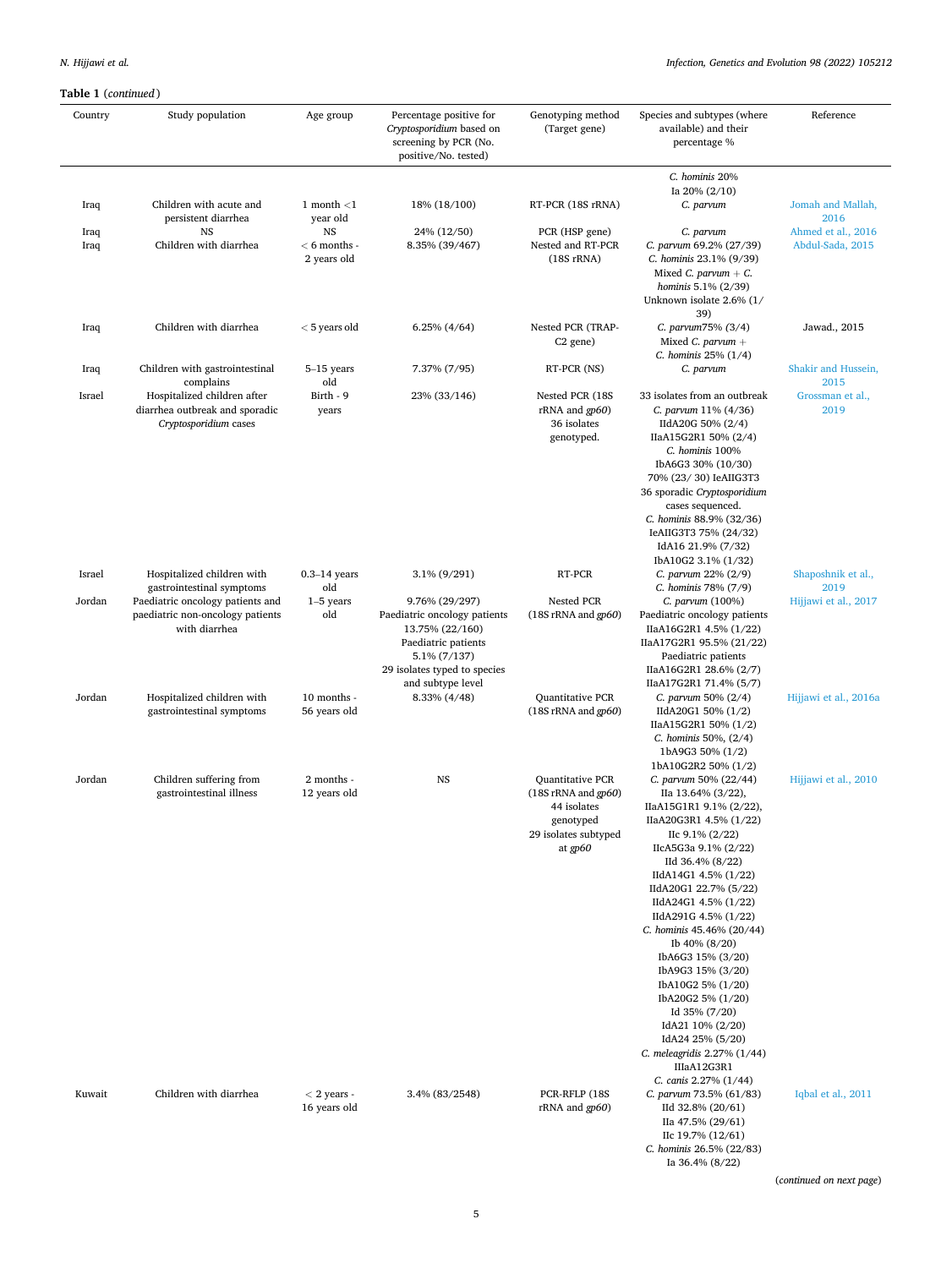**Table 1** (*continued*)

| Country | Study population | Age group | Percentage positive for *Cryptosporidium* based on screening by PCR (No. positive/No. tested) | Genotyping method (Target gene) | Species and subtypes (where available) and their percentage % | Reference |
|---|---|---|---|---|---|---|
| | | | | | *C. hominis* 20% Ia 20% (2/10) | |
| Iraq | Children with acute and persistent diarrhea | 1 month <1 year old | 18% (18/100) | RT-PCR (18S rRNA) | *C. parvum* | Jomah and Mallah, 2016 |
| Iraq | NS | NS | 24% (12/50) | PCR (HSP gene) | *C. parvum* | Ahmed et al., 2016 |
| Iraq | Children with diarrhea | < 6 months - 2 years old | 8.35% (39/467) | Nested and RT-PCR (18S rRNA) | *C. parvum* 69.2% (27/39) *C. hominis* 23.1% (9/39) Mixed *C. parvum* + *C. hominis* 5.1% (2/39) Unknown isolate 2.6% (1/39) | Abdul-Sada, 2015 |
| Iraq | Children with diarrhea | < 5 years old | 6.25% (4/64) | Nested PCR (TRAP-C2 gene) | *C. parvum*75% (3/4) Mixed *C. parvum* + *C. hominis* 25% (1/4) | Jawad., 2015 |
| Iraq | Children with gastrointestinal complains | 5–15 years old | 7.37% (7/95) | RT-PCR (NS) | *C. parvum* | Shakir and Hussein, 2015 |
| Israel | Hospitalized children after diarrhea outbreak and sporadic *Cryptosporidium* cases | Birth - 9 years | 23% (33/146) | Nested PCR (18S rRNA and *gp60*) 36 isolates genotyped. | 33 isolates from an outbreak *C. parvum* 11% (4/36) IIdA20G 50% (2/4) IIaA15G2R1 50% (2/4) *C. hominis* 100% IbA6G3 30% (10/30) 70% (23/ 30) IeAIIG3T3 36 sporadic *Cryptosporidium* cases sequenced. *C. hominis* 88.9% (32/36) IeAIIG3T3 75% (24/32) IdA16 21.9% (7/32) IbA10G2 3.1% (1/32) | Grossman et al., 2019 |
| Israel | Hospitalized children with gastrointestinal symptoms | 0.3–14 years old | 3.1% (9/291) | RT-PCR | *C. parvum* 22% (2/9) *C. hominis* 78% (7/9) | Shaposhnik et al., 2019 |
| Jordan | Paediatric oncology patients and paediatric non-oncology patients with diarrhea | 1–5 years old | 9.76% (29/297) Paediatric oncology patients 13.75% (22/160) Paediatric patients 5.1% (7/137) 29 isolates typed to species and subtype level | Nested PCR (18S rRNA and *gp60*) | *C. parvum* (100%) Paediatric oncology patients IIaA16G2R1 4.5% (1/22) IIaA17G2R1 95.5% (21/22) Paediatric patients IIaA16G2R1 28.6% (2/7) IIaA17G2R1 71.4% (5/7) | Hijjawi et al., 2017 |
| Jordan | Hospitalized children with gastrointestinal symptoms | 10 months - 56 years old | 8.33% (4/48) | Quantitative PCR (18S rRNA and *gp60*) | *C. parvum* 50% (2/4) IIdA20G1 50% (1/2) IIaA15G2R1 50% (1/2) *C. hominis* 50%, (2/4) 1bA9G3 50% (1/2) 1bA10G2R2 50% (1/2) | Hijjawi et al., 2016a |
| Jordan | Children suffering from gastrointestinal illness | 2 months - 12 years old | NS | Quantitative PCR (18S rRNA and *gp60*) 44 isolates genotyped 29 isolates subtyped at *gp60* | *C. parvum* 50% (22/44) IIa 13.64% (3/22), IIaA15G1R1 9.1% (2/22), IIaA20G3R1 4.5% (1/22) IIc 9.1% (2/22) IIcA5G3a 9.1% (2/22) IId 36.4% (8/22) IIdA14G1 4.5% (1/22) IIdA20G1 22.7% (5/22) IIdA24G1 4.5% (1/22) IIdA291G 4.5% (1/22) *C. hominis* 45.46% (20/44) Ib 40% (8/20) IbA6G3 15% (3/20) IbA9G3 15% (3/20) IbA10G2 5% (1/20) IbA20G2 5% (1/20) Id 35% (7/20) IdA21 10% (2/20) IdA24 25% (5/20) *C. meleagridis* 2.27% (1/44) IIIaA12G3R1 *C. canis* 2.27% (1/44) | Hijjawi et al., 2010 |
| Kuwait | Children with diarrhea | < 2 years - 16 years old | 3.4% (83/2548) | PCR-RFLP (18S rRNA and *gp60*) | *C. parvum* 73.5% (61/83) IId 32.8% (20/61) IIa 47.5% (29/61) IIc 19.7% (12/61) *C. hominis* 26.5% (22/83) Ia 36.4% (8/22) | Iqbal et al., 2011 |

(*continued on next page*)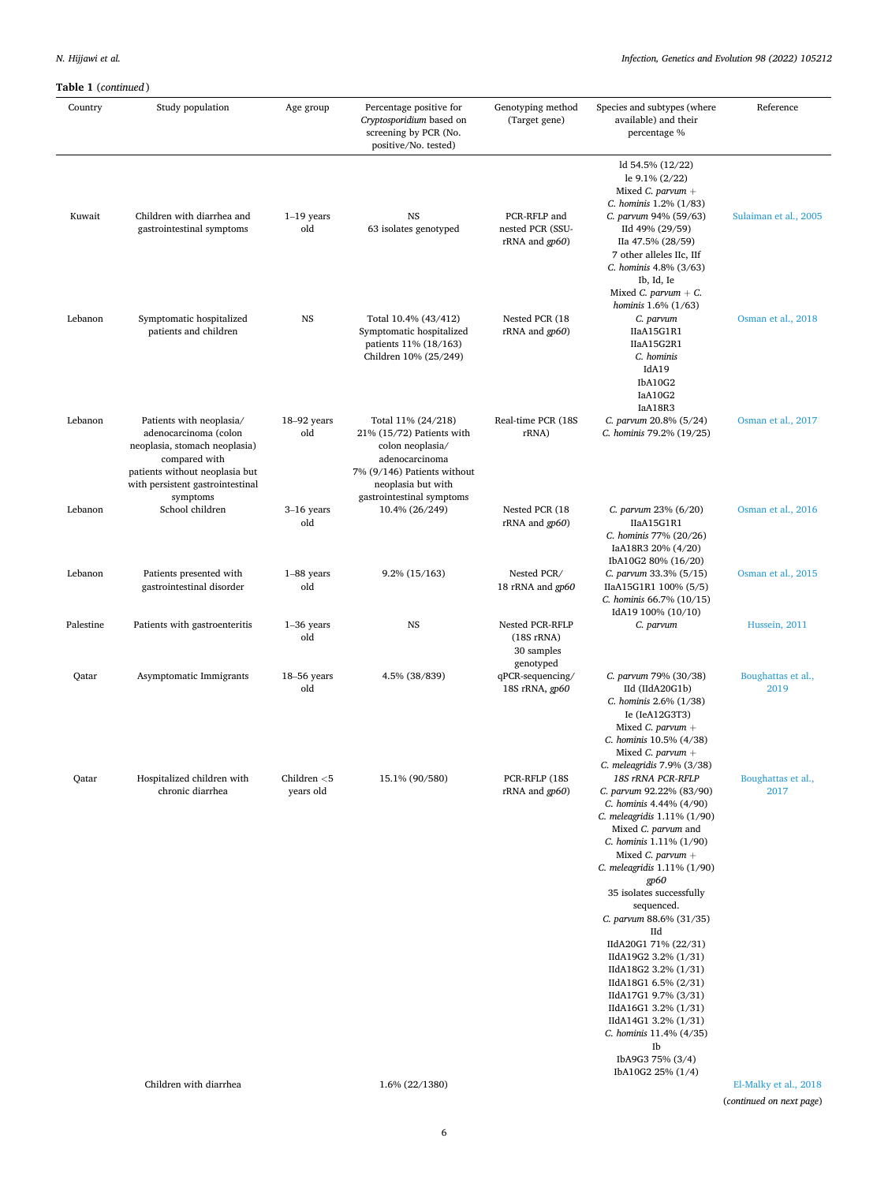**Table 1** (*continued*)

| Country | Study population | Age group | Percentage positive for *Cryptosporidium* based on screening by PCR (No. positive/No. tested) | Genotyping method (Target gene) | Species and subtypes (where available) and their percentage % | Reference |
|---|---|---|---|---|---|---|
| Kuwait | Children with diarrhea and gastrointestinal symptoms | 1–19 years old | NS<br>63 isolates genotyped | PCR-RFLP and nested PCR (SSU-rRNA and *gp60*) | ld 54.5% (12/22)<br>le 9.1% (2/22)<br>Mixed *C. parvum* + *C. hominis* 1.2% (1/83)<br>*C. parvum* 94% (59/63)<br>IId 49% (29/59)<br>IIa 47.5% (28/59)<br>7 other alleles IIc, IIf<br>*C. hominis* 4.8% (3/63)<br>Ib, Id, Ie<br>Mixed *C. parvum* + *C. hominis* 1.6% (1/63) | Sulaiman et al., 2005 |
| Lebanon | Symptomatic hospitalized patients and children | NS | Total 10.4% (43/412)<br>Symptomatic hospitalized patients 11% (18/163)<br>Children 10% (25/249) | Nested PCR (18 rRNA and *gp60*) | *C. parvum*<br>IIaA15G1R1<br>IIaA15G2R1<br>*C. hominis*<br>IdA19<br>IbA10G2<br>IaA10G2<br>IaA18R3 | Osman et al., 2018 |
| Lebanon | Patients with neoplasia/ adenocarcinoma (colon neoplasia, stomach neoplasia) compared with patients without neoplasia but with persistent gastrointestinal symptoms | 18–92 years old | Total 11% (24/218)<br>21% (15/72) Patients with colon neoplasia/ adenocarcinoma<br>7% (9/146) Patients without neoplasia but with gastrointestinal symptoms | Real-time PCR (18S rRNA) | *C. parvum* 20.8% (5/24)<br>*C. hominis* 79.2% (19/25) | Osman et al., 2017 |
| Lebanon | School children | 3–16 years old | 10.4% (26/249) | Nested PCR (18 rRNA and *gp60*) | *C. parvum* 23% (6/20)<br>IIaA15G1R1<br>*C. hominis* 77% (20/26)<br>IaA18R3 20% (4/20)<br>IbA10G2 80% (16/20) | Osman et al., 2016 |
| Lebanon | Patients presented with gastrointestinal disorder | 1–88 years old | 9.2% (15/163) | Nested PCR/ 18 rRNA and *gp60* | *C. parvum* 33.3% (5/15)<br>IIaA15G1R1 100% (5/5)<br>*C. hominis* 66.7% (10/15)<br>IdA19 100% (10/10) | Osman et al., 2015 |
| Palestine | Patients with gastroenteritis | 1–36 years old | NS | Nested PCR-RFLP (18S rRNA)<br>30 samples genotyped | *C. parvum* | Hussein, 2011 |
| Qatar | Asymptomatic Immigrants | 18–56 years old | 4.5% (38/839) | qPCR-sequencing/ 18S rRNA, *gp60* | *C. parvum* 79% (30/38)<br>IId (IIdA20G1b)<br>*C. hominis* 2.6% (1/38)<br>Ie (IeA12G3T3)<br>Mixed *C. parvum* + *C. hominis* 10.5% (4/38)<br>Mixed *C. parvum* + *C. meleagridis* 7.9% (3/38) | Boughattas et al., 2019 |
| Qatar | Hospitalized children with chronic diarrhea | Children <5 years old | 15.1% (90/580) | PCR-RFLP (18S rRNA and *gp60*) | *18S rRNA PCR-RFLP*<br>*C. parvum* 92.22% (83/90)<br>*C. hominis* 4.44% (4/90)<br>*C. meleagridis* 1.11% (1/90)<br>Mixed *C. parvum* and *C. hominis* 1.11% (1/90)<br>Mixed *C. parvum* + *C. meleagridis* 1.11% (1/90)<br>*gp60*<br>35 isolates successfully sequenced.<br>*C. parvum* 88.6% (31/35)<br>IId<br>IIdA20G1 71% (22/31)<br>IIdA19G2 3.2% (1/31)<br>IIdA18G2 3.2% (1/31)<br>IIdA18G1 6.5% (2/31)<br>IIdA17G1 9.7% (3/31)<br>IIdA16G1 3.2% (1/31)<br>IIdA14G1 3.2% (1/31)<br>*C. hominis* 11.4% (4/35)<br>Ib<br>IbA9G3 75% (3/4)<br>IbA10G2 25% (1/4) | Boughattas et al., 2017 |
| | Children with diarrhea | | 1.6% (22/1380) | | | El-Malky et al., 2018 |

(*continued on next page*)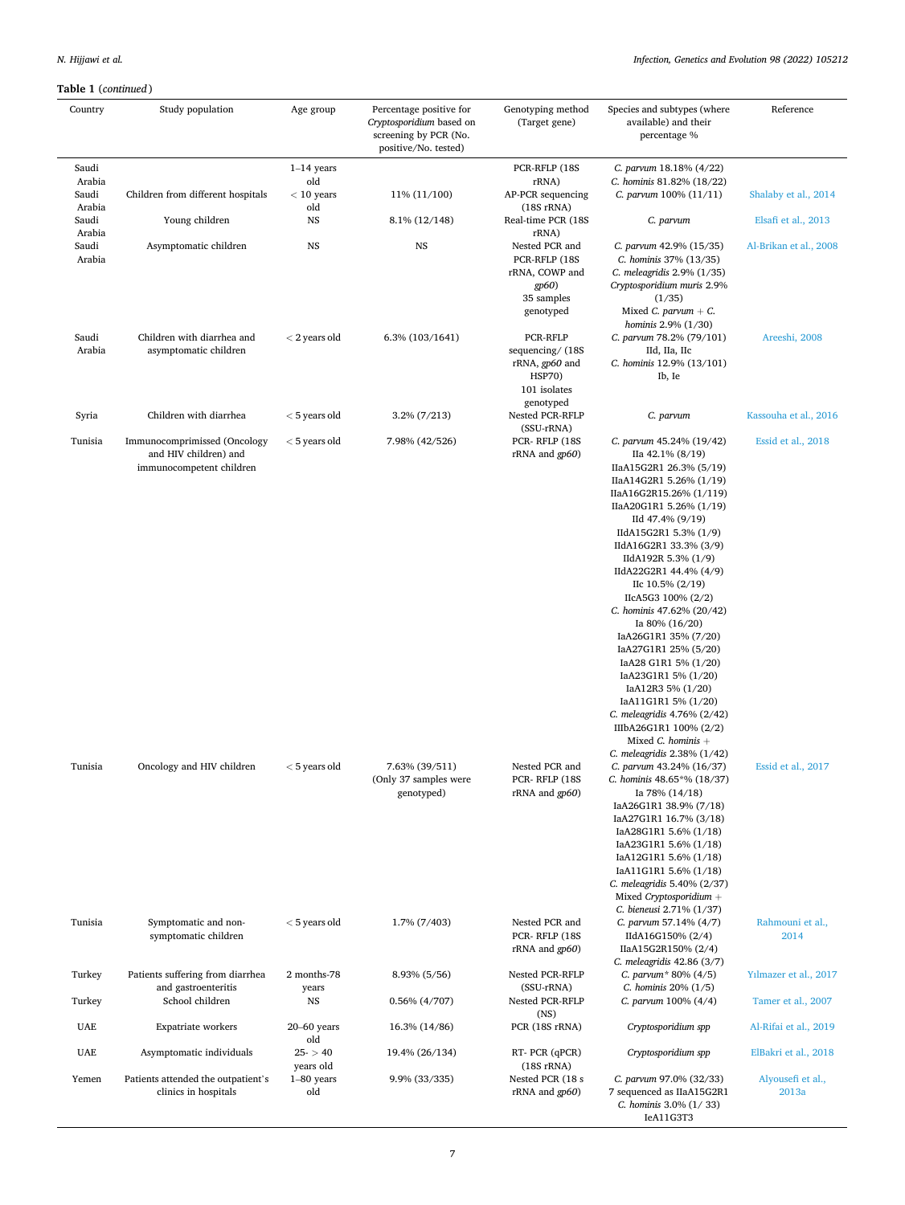**Table 1** (*continued*)

| Country | Study population | Age group | Percentage positive for *Cryptosporidium* based on screening by PCR (No. positive/No. tested) | Genotyping method (Target gene) | Species and subtypes (where available) and their percentage % | Reference |
|---|---|---|---|---|---|---|
| Saudi Arabia | | 1–14 years old | | PCR-RFLP (18S rRNA) | *C. parvum* 18.18% (4/22)<br>*C. hominis* 81.82% (18/22) | |
| Saudi Arabia | Children from different hospitals | < 10 years old | 11% (11/100) | AP-PCR sequencing (18S rRNA) | *C. parvum* 100% (11/11) | Shalaby et al., 2014 |
| Saudi Arabia | Young children | NS | 8.1% (12/148) | Real-time PCR (18S rRNA) | *C. parvum* | Elsafi et al., 2013 |
| Saudi Arabia | Asymptomatic children | NS | NS | Nested PCR and PCR-RFLP (18S rRNA, COWP and *gp60*)<br>35 samples genotyped | *C. parvum* 42.9% (15/35)<br>*C. hominis* 37% (13/35)<br>*C. meleagridis* 2.9% (1/35)<br>*Cryptosporidium muris* 2.9% (1/35)<br>Mixed *C. parvum* + *C. hominis* 2.9% (1/30) | Al-Brikan et al., 2008 |
| Saudi Arabia | Children with diarrhea and asymptomatic children | < 2 years old | 6.3% (103/1641) | PCR-RFLP sequencing/ (18S rRNA, *gp60* and HSP70)<br>101 isolates genotyped | *C. parvum* 78.2% (79/101)<br>IId, IIa, IIc<br>*C. hominis* 12.9% (13/101)<br>Ib, Ie | Areeshi, 2008 |
| Syria | Children with diarrhea | < 5 years old | 3.2% (7/213) | Nested PCR-RFLP (SSU-rRNA) | *C. parvum* | Kassouha et al., 2016 |
| Tunisia | Immunocomprimissed (Oncology and HIV children) and immunocompetent children | < 5 years old | 7.98% (42/526) | PCR- RFLP (18S rRNA and *gp60*) | *C. parvum* 45.24% (19/42)<br>IIa 42.1% (8/19)<br>IIaA15G2R1 26.3% (5/19)<br>IIaA14G2R1 5.26% (1/19)<br>IIaA16G2R15.26% (1/119)<br>IIaA20G1R1 5.26% (1/19)<br>IId 47.4% (9/19)<br>IIdA15G2R1 5.3% (1/9)<br>IIdA16G2R1 33.3% (3/9)<br>IIdA192R 5.3% (1/9)<br>IIdA22G2R1 44.4% (4/9)<br>IIc 10.5% (2/19)<br>IIcA5G3 100% (2/2)<br>*C. hominis* 47.62% (20/42)<br>Ia 80% (16/20)<br>IaA26G1R1 35% (7/20)<br>IaA27G1R1 25% (5/20)<br>IaA28 G1R1 5% (1/20)<br>IaA23G1R1 5% (1/20)<br>IaA12R3 5% (1/20)<br>IaA11G1R1 5% (1/20)<br>*C. meleagridis* 4.76% (2/42)<br>IIIbA26G1R1 100% (2/2)<br>Mixed *C. hominis* + *C. meleagridis* 2.38% (1/42) | Essid et al., 2018 |
| Tunisia | Oncology and HIV children | < 5 years old | 7.63% (39/511)<br>(Only 37 samples were genotyped) | Nested PCR and PCR- RFLP (18S rRNA and *gp60*) | *C. parvum* 43.24% (16/37)<br>*C. hominis* 48.65*% (18/37)<br>Ia 78% (14/18)<br>IaA26G1R1 38.9% (7/18)<br>IaA27G1R1 16.7% (3/18)<br>IaA28G1R1 5.6% (1/18)<br>IaA23G1R1 5.6% (1/18)<br>IaA12G1R1 5.6% (1/18)<br>IaA11G1R1 5.6% (1/18)<br>*C. meleagridis* 5.40% (2/37)<br>Mixed *Cryptosporidium* + *C. bieneusi* 2.71% (1/37) | Essid et al., 2017 |
| Tunisia | Symptomatic and non-symptomatic children | < 5 years old | 1.7% (7/403) | Nested PCR and PCR- RFLP (18S rRNA and *gp60*) | *C. parvum* 57.14% (4/7)<br>IIdA16G150% (2/4)<br>IIaA15G2R150% (2/4)<br>*C. meleagridis* 42.86 (3/7) | Rahmouni et al., 2014 |
| Turkey | Patients suffering from diarrhea and gastroenteritis | 2 months-78 years | 8.93% (5/56) | Nested PCR-RFLP (SSU-rRNA) | *C. parvum** 80% (4/5)<br>*C. hominis* 20% (1/5) | Yılmazer et al., 2017 |
| Turkey | School children | NS | 0.56% (4/707) | Nested PCR-RFLP (NS) | *C. parvum* 100% (4/4) | Tamer et al., 2007 |
| UAE | Expatriate workers | 20–60 years old | 16.3% (14/86) | PCR (18S rRNA) | *Cryptosporidium spp* | Al-Rifai et al., 2019 |
| UAE | Asymptomatic individuals | 25- > 40 years old | 19.4% (26/134) | RT- PCR (qPCR) (18S rRNA) | *Cryptosporidium spp* | ElBakri et al., 2018 |
| Yemen | Patients attended the outpatient's clinics in hospitals | 1–80 years old | 9.9% (33/335) | Nested PCR (18 s rRNA and *gp60*) | *C. parvum* 97.0% (32/33)<br>7 sequenced as IIaA15G2R1<br>*C. hominis* 3.0% (1/ 33)<br>IeA11G3T3 | Alyousefi et al., 2013a |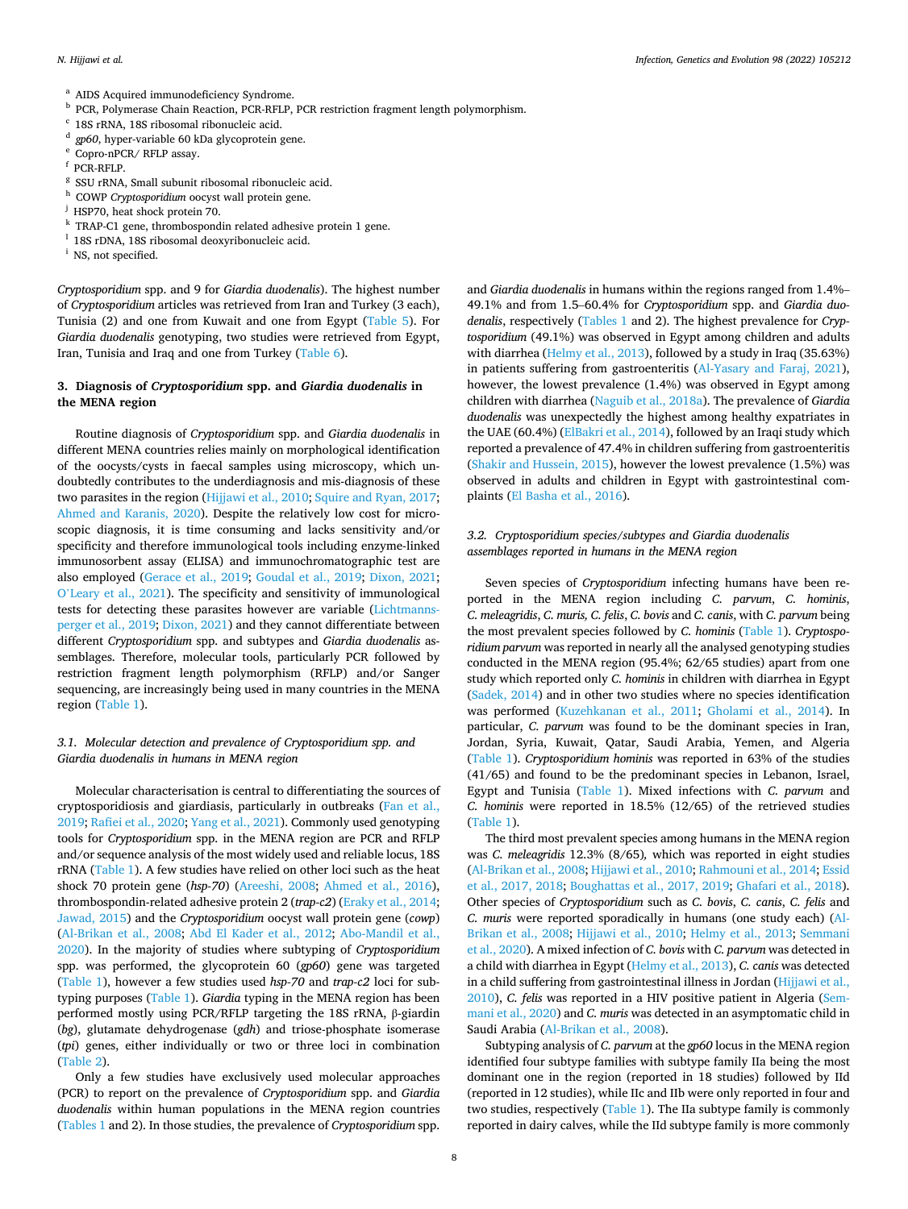[a] AIDS Acquired immunodeficiency Syndrome.
[b] PCR, Polymerase Chain Reaction, PCR-RFLP, PCR restriction fragment length polymorphism.
[c] 18S rRNA, 18S ribosomal ribonucleic acid.
[d] *gp60*, hyper-variable 60 kDa glycoprotein gene.
[e] Copro-nPCR/ RFLP assay.
[f] PCR-RFLP.
[g] SSU rRNA, Small subunit ribosomal ribonucleic acid.
[h] COWP *Cryptosporidium* oocyst wall protein gene.
[j] HSP70, heat shock protein 70.
[k] TRAP-C1 gene, thrombospondin related adhesive protein 1 gene.
[l] 18S rDNA, 18S ribosomal deoxyribonucleic acid.
[i] NS, not specified.

*Cryptosporidium* spp. and 9 for *Giardia duodenalis*). The highest number of *Cryptosporidium* articles was retrieved from Iran and Turkey (3 each), Tunisia (2) and one from Kuwait and one from Egypt (Table 5). For *Giardia duodenalis* genotyping, two studies were retrieved from Egypt, Iran, Tunisia and Iraq and one from Turkey (Table 6).

## 3. Diagnosis of *Cryptosporidium* spp. and *Giardia duodenalis* in the MENA region

Routine diagnosis of *Cryptosporidium* spp. and *Giardia duodenalis* in different MENA countries relies mainly on morphological identification of the oocysts/cysts in faecal samples using microscopy, which undoubtedly contributes to the underdiagnosis and mis-diagnosis of these two parasites in the region (Hijjawi et al., 2010; Squire and Ryan, 2017; Ahmed and Karanis, 2020). Despite the relatively low cost for microscopic diagnosis, it is time consuming and lacks sensitivity and/or specificity and therefore immunological tools including enzyme-linked immunosorbent assay (ELISA) and immunochromatographic test are also employed (Gerace et al., 2019; Goudal et al., 2019; Dixon, 2021; O'Leary et al., 2021). The specificity and sensitivity of immunological tests for detecting these parasites however are variable (Lichtmannsperger et al., 2019; Dixon, 2021) and they cannot differentiate between different *Cryptosporidium* spp. and subtypes and *Giardia duodenalis* assemblages. Therefore, molecular tools, particularly PCR followed by restriction fragment length polymorphism (RFLP) and/or Sanger sequencing, are increasingly being used in many countries in the MENA region (Table 1).

### 3.1. Molecular detection and prevalence of *Cryptosporidium* spp. and *Giardia duodenalis* in humans in MENA region

Molecular characterisation is central to differentiating the sources of cryptosporidiosis and giardiasis, particularly in outbreaks (Fan et al., 2019; Rafiei et al., 2020; Yang et al., 2021). Commonly used genotyping tools for *Cryptosporidium* spp. in the MENA region are PCR and RFLP and/or sequence analysis of the most widely used and reliable locus, 18S rRNA (Table 1). A few studies have relied on other loci such as the heat shock 70 protein gene (*hsp-70*) (Areeshi, 2008; Ahmed et al., 2016), thrombospondin-related adhesive protein 2 (*trap-c2*) (Eraky et al., 2014; Jawad, 2015) and the *Cryptosporidium* oocyst wall protein gene (*cowp*) (Al-Brikan et al., 2008; Abd El Kader et al., 2012; Abo-Mandil et al., 2020). In the majority of studies where subtyping of *Cryptosporidium* spp. was performed, the glycoprotein 60 (*gp60*) gene was targeted (Table 1), however a few studies used *hsp-70* and *trap-c2* loci for subtyping purposes (Table 1). *Giardia* typing in the MENA region has been performed mostly using PCR/RFLP targeting the 18S rRNA, β-giardin (*bg*), glutamate dehydrogenase (*gdh*) and triose-phosphate isomerase (*tpi*) genes, either individually or two or three loci in combination (Table 2).

Only a few studies have exclusively used molecular approaches (PCR) to report on the prevalence of *Cryptosporidium* spp. and *Giardia duodenalis* within human populations in the MENA region countries (Tables 1 and 2). In those studies, the prevalence of *Cryptosporidium* spp. and *Giardia duodenalis* in humans within the regions ranged from 1.4%–49.1% and from 1.5–60.4% for *Cryptosporidium* spp. and *Giardia duodenalis*, respectively (Tables 1 and 2). The highest prevalence for *Cryptosporidium* (49.1%) was observed in Egypt among children and adults with diarrhea (Helmy et al., 2013), followed by a study in Iraq (35.63%) in patients suffering from gastroenteritis (Al-Yasary and Faraj, 2021), however, the lowest prevalence (1.4%) was observed in Egypt among children with diarrhea (Naguib et al., 2018a). The prevalence of *Giardia duodenalis* was unexpectedly the highest among healthy expatriates in the UAE (60.4%) (ElBakri et al., 2014), followed by an Iraqi study which reported a prevalence of 47.4% in children suffering from gastroenteritis (Shakir and Hussein, 2015), however the lowest prevalence (1.5%) was observed in adults and children in Egypt with gastrointestinal complaints (El Basha et al., 2016).

### 3.2. *Cryptosporidium* species/subtypes and *Giardia duodenalis* assemblages reported in humans in the MENA region

Seven species of *Cryptosporidium* infecting humans have been reported in the MENA region including *C. parvum*, *C. hominis*, *C. meleagridis*, *C. muris, C. felis*, *C. bovis* and *C. canis*, with *C. parvum* being the most prevalent species followed by *C. hominis* (Table 1). *Cryptosporidium parvum* was reported in nearly all the analysed genotyping studies conducted in the MENA region (95.4%; 62/65 studies) apart from one study which reported only *C. hominis* in children with diarrhea in Egypt (Sadek, 2014) and in other two studies where no species identification was performed (Kuzehkanan et al., 2011; Gholami et al., 2014). In particular, *C. parvum* was found to be the dominant species in Iran, Jordan, Syria, Kuwait, Qatar, Saudi Arabia, Yemen, and Algeria (Table 1). *Cryptosporidium hominis* was reported in 63% of the studies (41/65) and found to be the predominant species in Lebanon, Israel, Egypt and Tunisia (Table 1). Mixed infections with *C. parvum* and *C. hominis* were reported in 18.5% (12/65) of the retrieved studies (Table 1).

The third most prevalent species among humans in the MENA region was *C. meleagridis* 12.3% (8/65), which was reported in eight studies (Al-Brikan et al., 2008; Hijjawi et al., 2010; Rahmouni et al., 2014; Essid et al., 2017, 2018; Boughattas et al., 2017, 2019; Ghafari et al., 2018). Other species of *Cryptosporidium* such as *C. bovis*, *C. canis*, *C. felis* and *C. muris* were reported sporadically in humans (one study each) (Al-Brikan et al., 2008; Hijjawi et al., 2010; Helmy et al., 2013; Semmani et al., 2020). A mixed infection of *C. bovis* with *C. parvum* was detected in a child with diarrhea in Egypt (Helmy et al., 2013), *C. canis* was detected in a child suffering from gastrointestinal illness in Jordan (Hijjawi et al., 2010), *C. felis* was reported in a HIV positive patient in Algeria (Semmani et al., 2020) and *C. muris* was detected in an asymptomatic child in Saudi Arabia (Al-Brikan et al., 2008).

Subtyping analysis of *C. parvum* at the *gp60* locus in the MENA region identified four subtype families with subtype family IIa being the most dominant one in the region (reported in 18 studies) followed by IId (reported in 12 studies), while IIc and IIb were only reported in four and two studies, respectively (Table 1). The IIa subtype family is commonly reported in dairy calves, while the IId subtype family is more commonly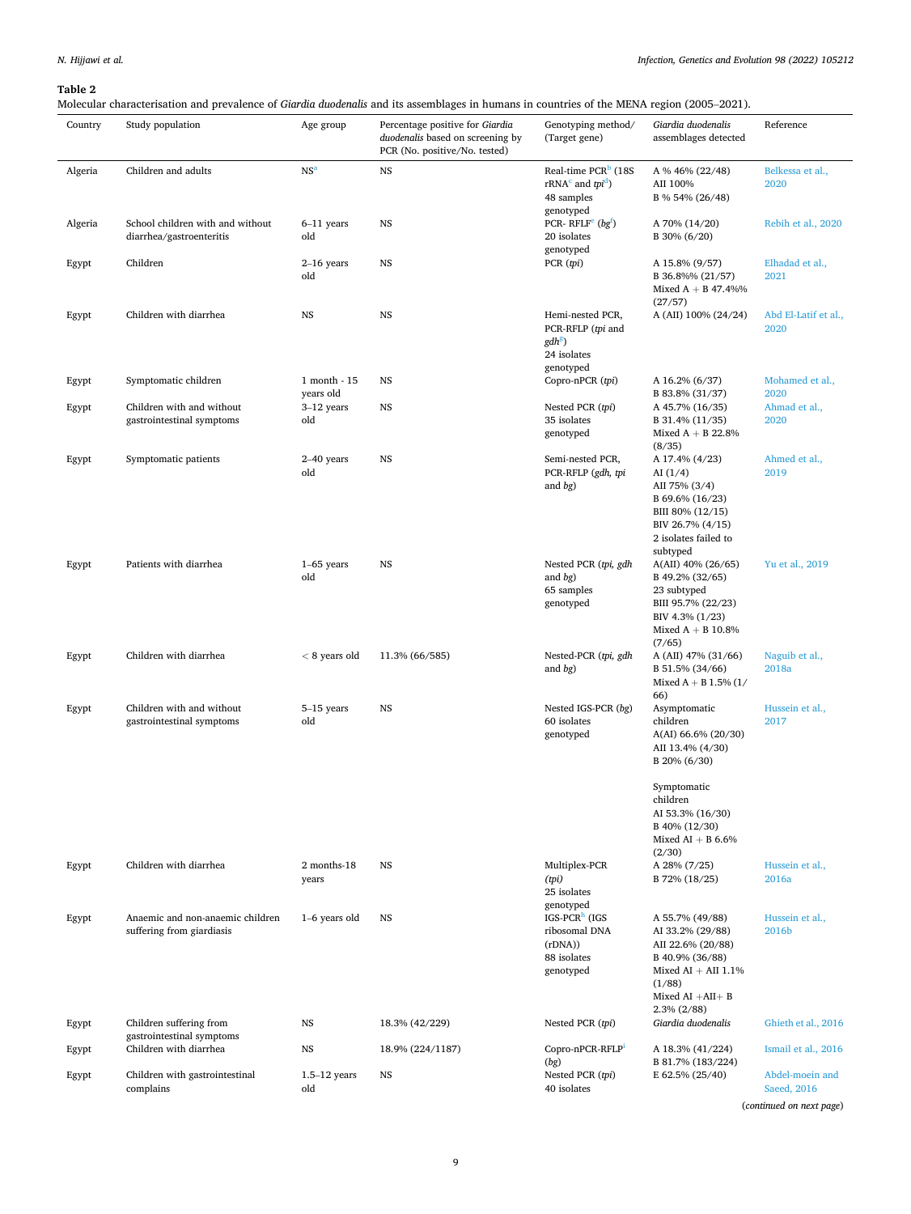**Table 2**
Molecular characterisation and prevalence of *Giardia duodenalis* and its assemblages in humans in countries of the MENA region (2005–2021).

| Country | Study population | Age group | Percentage positive for *Giardia duodenalis* based on screening by PCR (No. positive/No. tested) | Genotyping method/ (Target gene) | *Giardia duodenalis* assemblages detected | Reference |
|---|---|---|---|---|---|---|
| Algeria | Children and adults | NS[a] | NS | Real-time PCR[b] (18S rRNA[c] and *tpi*[d]) 48 samples genotyped | A % 46% (22/48) AII 100% B % 54% (26/48) | Belkessa et al., 2020 |
| Algeria | School children with and without diarrhea/gastroenteritis | 6–11 years old | NS | PCR- RFLF[e] (*bg*[f]) 20 isolates genotyped | A 70% (14/20) B 30% (6/20) | Rebih et al., 2020 |
| Egypt | Children | 2–16 years old | NS | PCR (*tpi*) | A 15.8% (9/57) B 36.8%% (21/57) Mixed A + B 47.4%% (27/57) | Elhadad et al., 2021 |
| Egypt | Children with diarrhea | NS | NS | Hemi-nested PCR, PCR-RFLP (*tpi* and *gdh*[g]) 24 isolates genotyped | A (AII) 100% (24/24) | Abd El-Latif et al., 2020 |
| Egypt | Symptomatic children | 1 month - 15 years old | NS | Copro-nPCR (*tpi*) | A 16.2% (6/37) B 83.8% (31/37) | Mohamed et al., 2020 |
| Egypt | Children with and without gastrointestinal symptoms | 3–12 years old | NS | Nested PCR (*tpi*) 35 isolates genotyped | A 45.7% (16/35) B 31.4% (11/35) Mixed A + B 22.8% (8/35) | Ahmad et al., 2020 |
| Egypt | Symptomatic patients | 2–40 years old | NS | Semi-nested PCR, PCR-RFLP (*gdh*, *tpi* and *bg*) | A 17.4% (4/23) AI (1/4) AII 75% (3/4) B 69.6% (16/23) BIII 80% (12/15) BIV 26.7% (4/15) 2 isolates failed to subtyped | Ahmed et al., 2019 |
| Egypt | Patients with diarrhea | 1–65 years old | NS | Nested PCR (*tpi*, *gdh* and *bg*) 65 samples genotyped | A(AII) 40% (26/65) B 49.2% (32/65) 23 subtyped BIII 95.7% (22/23) BIV 4.3% (1/23) Mixed A + B 10.8% (7/65) | Yu et al., 2019 |
| Egypt | Children with diarrhea | < 8 years old | 11.3% (66/585) | Nested-PCR (*tpi*, *gdh* and *bg*) | A (AII) 47% (31/66) B 51.5% (34/66) Mixed A + B 1.5% (1/66) | Naguib et al., 2018a |
| Egypt | Children with and without gastrointestinal symptoms | 5–15 years old | NS | Nested IGS-PCR (*bg*) 60 isolates genotyped | Asymptomatic children A(AI) 66.6% (20/30) AII 13.4% (4/30) B 20% (6/30) Symptomatic children AI 53.3% (16/30) B 40% (12/30) Mixed AI + B 6.6% (2/30) | Hussein et al., 2017 |
| Egypt | Children with diarrhea | 2 months-18 years | NS | Multiplex-PCR (*tpi*) 25 isolates genotyped | A 28% (7/25) B 72% (18/25) | Hussein et al., 2016a |
| Egypt | Anaemic and non-anaemic children suffering from giardiasis | 1–6 years old | NS | IGS-PCR[h] (IGS ribosomal DNA (rDNA)) 88 isolates genotyped | A 55.7% (49/88) AI 33.2% (29/88) AII 22.6% (20/88) B 40.9% (36/88) Mixed AI + AII 1.1% (1/88) Mixed AI +AII+ B 2.3% (2/88) | Hussein et al., 2016b |
| Egypt | Children suffering from gastrointestinal symptoms | NS | 18.3% (42/229) | Nested PCR (*tpi*) | *Giardia duodenalis* | Ghieth et al., 2016 |
| Egypt | Children with diarrhea | NS | 18.9% (224/1187) | Copro-nPCR-RFLP[i] (*bg*) | A 18.3% (41/224) B 81.7% (183/224) | Ismail et al., 2016 |
| Egypt | Children with gastrointestinal complains | 1.5–12 years old | NS | Nested PCR (*tpi*) 40 isolates | E 62.5% (25/40) | Abdel-moein and Saeed, 2016 |

(*continued on next page*)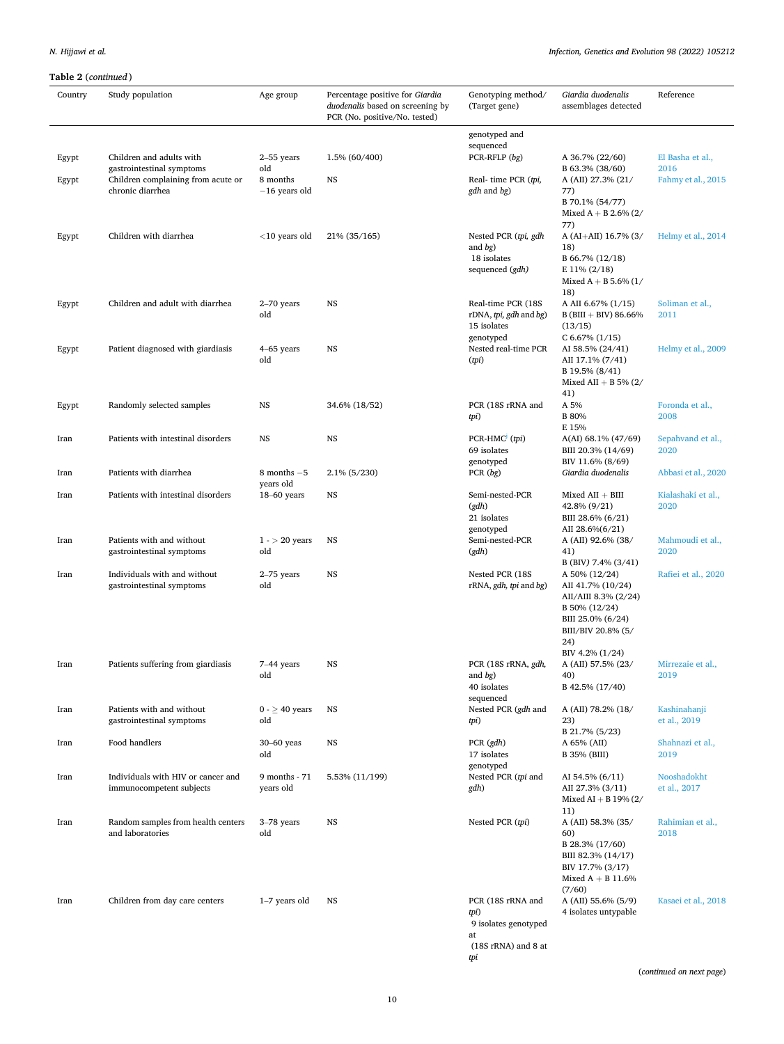**Table 2** (*continued*)

| Country | Study population | Age group | Percentage positive for *Giardia duodenalis* based on screening by PCR (No. positive/No. tested) | Genotyping method/ (Target gene) | *Giardia duodenalis* assemblages detected | Reference |
|---|---|---|---|---|---|---|
| | | | | genotyped and sequenced | | |
| Egypt | Children and adults with gastrointestinal symptoms | 2–55 years old | 1.5% (60/400) | PCR-RFLP (*bg*) | A 36.7% (22/60) B 63.3% (38/60) | El Basha et al., 2016 |
| Egypt | Children complaining from acute or chronic diarrhea | 8 months –16 years old | NS | Real- time PCR (*tpi, gdh* and *bg*) | A (AII) 27.3% (21/77) B 70.1% (54/77) Mixed A + B 2.6% (2/77) | Fahmy et al., 2015 |
| Egypt | Children with diarrhea | <10 years old | 21% (35/165) | Nested PCR (*tpi, gdh* and *bg*) 18 isolates sequenced (*gdh)* | A (AI+AII) 16.7% (3/18) B 66.7% (12/18) E 11% (2/18) Mixed A + B 5.6% (1/18) | Helmy et al., 2014 |
| Egypt | Children and adult with diarrhea | 2–70 years old | NS | Real-time PCR (18S rDNA, *tpi, gdh* and *bg*) 15 isolates genotyped | A AII 6.67% (1/15) B (BIII + BIV) 86.66% (13/15) C 6.67% (1/15) | Soliman et al., 2011 |
| Egypt | Patient diagnosed with giardiasis | 4–65 years old | NS | Nested real-time PCR (*tpi*) | AI 58.5% (24/41) AII 17.1% (7/41) B 19.5% (8/41) Mixed AII + B 5% (2/41) | Helmy et al., 2009 |
| Egypt | Randomly selected samples | NS | 34.6% (18/52) | PCR (18S rRNA and *tpi*) | A 5% B 80% E 15% | Foronda et al., 2008 |
| Iran | Patients with intestinal disorders | NS | NS | PCR-HMC[l] (*tpi*) 69 isolates genotyped | A(AI) 68.1% (47/69) BIII 20.3% (14/69) BIV 11.6% (8/69) | Sepahvand et al., 2020 |
| Iran | Patients with diarrhea | 8 months –5 years old | 2.1% (5/230) | PCR (*bg*) | *Giardia duodenalis* | Abbasi et al., 2020 |
| Iran | Patients with intestinal disorders | 18–60 years | NS | Semi-nested-PCR (*gdh*) 21 isolates genotyped | Mixed AII + BIII 42.8% (9/21) BIII 28.6% (6/21) AII 28.6%(6/21) | Kialashaki et al., 2020 |
| Iran | Patients with and without gastrointestinal symptoms | 1 - > 20 years old | NS | Semi-nested-PCR (*gdh*) | A (AII) 92.6% (38/41) B (BIV) 7.4% (3/41) | Mahmoudi et al., 2020 |
| Iran | Individuals with and without gastrointestinal symptoms | 2–75 years old | NS | Nested PCR (18S rRNA, *gdh, tpi* and *bg*) | A 50% (12/24) AII 41.7% (10/24) AII/AIII 8.3% (2/24) B 50% (12/24) BIII 25.0% (6/24) BIII/BIV 20.8% (5/24) BIV 4.2% (1/24) | Rafiei et al., 2020 |
| Iran | Patients suffering from giardiasis | 7–44 years old | NS | PCR (18S rRNA, *gdh*, and *bg*) 40 isolates sequenced | A (AII) 57.5% (23/40) B 42.5% (17/40) | Mirrezaie et al., 2019 |
| Iran | Patients with and without gastrointestinal symptoms | 0 - ≥ 40 years old | NS | Nested PCR (*gdh* and *tpi*) | A (AII) 78.2% (18/23) B 21.7% (5/23) | Kashinahanji et al., 2019 |
| Iran | Food handlers | 30–60 yeas old | NS | PCR (*gdh*) 17 isolates genotyped | A 65% (AII) B 35% (BIII) | Shahnazi et al., 2019 |
| Iran | Individuals with HIV or cancer and immunocompetent subjects | 9 months - 71 years old | 5.53% (11/199) | Nested PCR (*tpi* and *gdh*) | AI 54.5% (6/11) AII 27.3% (3/11) Mixed AI + B 19% (2/11) | Nooshadokht et al., 2017 |
| Iran | Random samples from health centers and laboratories | 3–78 years old | NS | Nested PCR (*tpi*) | A (AII) 58.3% (35/60) B 28.3% (17/60) BIII 82.3% (14/17) BIV 17.7% (3/17) Mixed A + B 11.6% (7/60) | Rahimian et al., 2018 |
| Iran | Children from day care centers | 1–7 years old | NS | PCR (18S rRNA and *tpi*) 9 isolates genotyped at (18S rRNA) and 8 at *tpi* | A (AII) 55.6% (5/9) 4 isolates untypable | Kasaei et al., 2018 |

(*continued on next page*)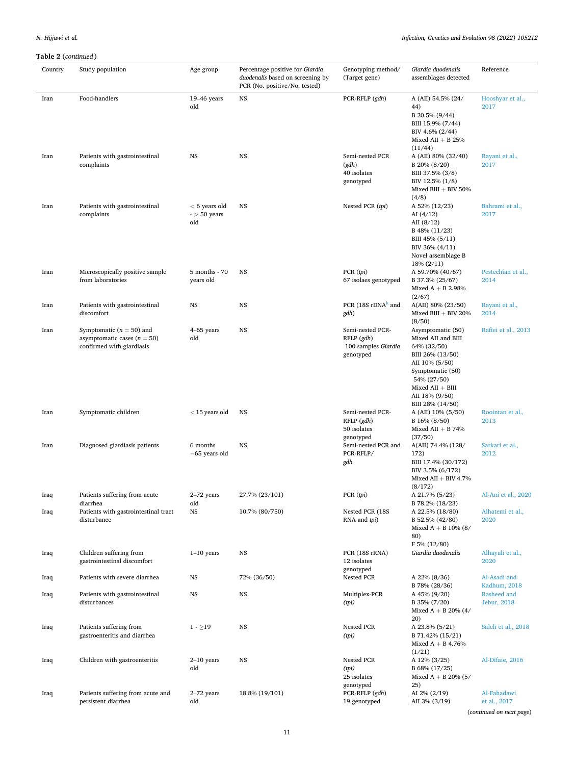**Table 2** (*continued*)

| Country | Study population | Age group | Percentage positive for *Giardia duodenalis* based on screening by PCR (No. positive/No. tested) | Genotyping method/ (Target gene) | *Giardia duodenalis* assemblages detected | Reference |
|---|---|---|---|---|---|---|
| Iran | Food-handlers | 19–46 years old | NS | PCR-RFLP (*gdh*) | A (AII) 54.5% (24/44)<br>B 20.5% (9/44)<br>BIII 15.9% (7/44)<br>BIV 4.6% (2/44)<br>Mixed AII + B 25% (11/44) | Hooshyar et al., 2017 |
| Iran | Patients with gastrointestinal complaints | NS | NS | Semi-nested PCR (*gdh*)<br>40 isolates genotyped | A (AII) 80% (32/40)<br>B 20% (8/20)<br>BIII 37.5% (3/8)<br>BIV 12.5% (1/8)<br>Mixed BIII + BIV 50% (4/8) | Rayani et al., 2017 |
| Iran | Patients with gastrointestinal complaints | < 6 years old - > 50 years old | NS | Nested PCR (*tpi*) | A 52% (12/23)<br>AI (4/12)<br>AII (8/12)<br>B 48% (11/23)<br>BIII 45% (5/11)<br>BIV 36% (4/11)<br>Novel assemblage B 18% (2/11) | Bahrami et al., 2017 |
| Iran | Microscopically positive sample from laboratories | 5 months - 70 years old | NS | PCR (*tpi*)<br>67 isolaes genotyped | A 59.70% (40/67)<br>B 37.3% (25/67)<br>Mixed A + B 2.98% (2/67) | Pestechian et al., 2014 |
| Iran | Patients with gastrointestinal discomfort | NS | NS | PCR (18S rDNA[k] and *gdh*) | A(AII) 80% (23/50)<br>Mixed BIII + BIV 20% (8/50) | Rayani et al., 2014 |
| Iran | Symptomatic ($n = 50$) and asymptomatic cases ($n = 50$) confirmed with giardiasis | 4–65 years old | NS | Semi-nested PCR-RFLP (*gdh*)<br>100 samples *Giardia* genotyped | Asymptomatic (50)<br>Mixed AII and BIII 64% (32/50)<br>BIII 26% (13/50)<br>AII 10% (5/50)<br>Symptomatic (50)<br>54% (27/50)<br>Mixed AII + BIII<br>AII 18% (9/50)<br>BIII 28% (14/50) | Rafiei et al., 2013 |
| Iran | Symptomatic children | < 15 years old | NS | Semi-nested PCR-RFLP (*gdh*)<br>50 isolates genotyped | A (AII) 10% (5/50)<br>B 16% (8/50)<br>Mixed AII + B 74% (37/50) | Roointan et al., 2013 |
| Iran | Diagnosed giardiasis patients | 6 months −65 years old | NS | Semi-nested PCR and PCR-RFLP/<br>*gdh* | A(AII) 74.4% (128/172)<br>BIII 17.4% (30/172)<br>BIV 3.5% (6/172)<br>Mixed AII + BIV 4.7% (8/172) | Sarkari et al., 2012 |
| Iraq | Patients suffering from acute diarrhea | 2–72 years old | 27.7% (23/101) | PCR (*tpi*) | A 21.7% (5/23)<br>B 78.2% (18/23) | Al-Ani et al., 2020 |
| Iraq | Patients with gastrointestinal tract disturbance | NS | 10.7% (80/750) | Nested PCR (18S RNA and *tpi*) | A 22.5% (18/80)<br>B 52.5% (42/80)<br>Mixed A + B 10% (8/80)<br>F 5% (12/80) | Alhatemi et al., 2020 |
| Iraq | Children suffering from gastrointestinal discomfort | 1–10 years | NS | PCR (18S rRNA)<br>12 isolates genotyped | *Giardia duodenalis* | Alhayali et al., 2020 |
| Iraq | Patients with severe diarrhea | NS | 72% (36/50) | Nested PCR | A 22% (8/36)<br>B 78% (28/36) | Al-Asadi and Kadhum, 2018 |
| Iraq | Patients with gastrointestinal disturbances | NS | NS | Multiplex-PCR (*tpi*) | A 45% (9/20)<br>B 35% (7/20)<br>Mixed A + B 20% (4/20) | Rasheed and Jebur, 2018 |
| Iraq | Patients suffering from gastroenteritis and diarrhea | 1 - ≥19 | NS | Nested PCR (*tpi*) | A 23.8% (5/21)<br>B 71.42% (15/21)<br>Mixed A + B 4.76% (1/21) | Saleh et al., 2018 |
| Iraq | Children with gastroenteritis | 2–10 years old | NS | Nested PCR (*tpi*)<br>25 isolates genotyped | A 12% (3/25)<br>B 68% (17/25)<br>Mixed A + B 20% (5/25) | Al-Difaie, 2016 |
| Iraq | Patients suffering from acute and persistent diarrhea | 2–72 years old | 18.8% (19/101) | PCR-RFLP (*gdh*)<br>19 genotyped | AI 2% (2/19)<br>AII 3% (3/19) | Al-Fahadawi et al., 2017 |

(*continued on next page*)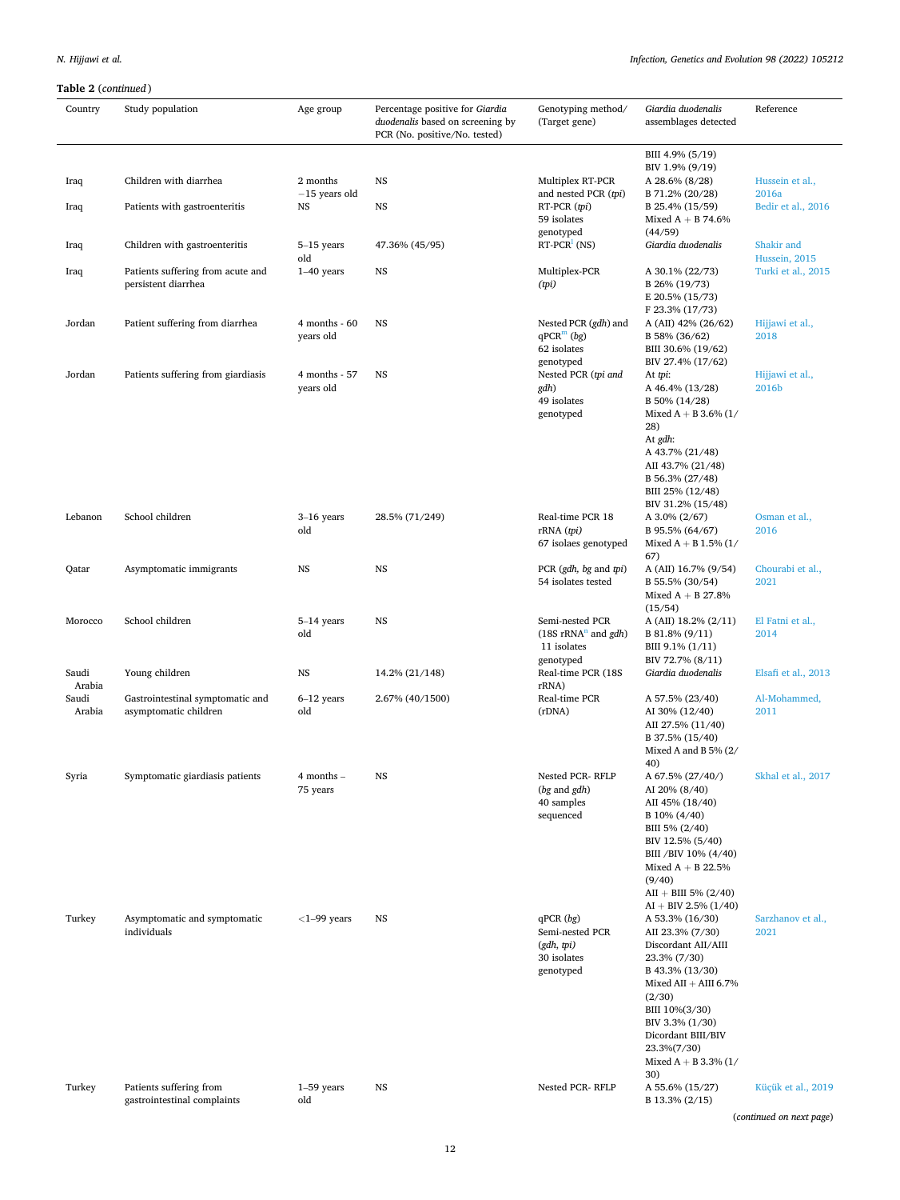**Table 2** (*continued*)

| Country | Study population | Age group | Percentage positive for *Giardia duodenalis* based on screening by PCR (No. positive/No. tested) | Genotyping method/ (Target gene) | *Giardia duodenalis* assemblages detected | Reference |
|---|---|---|---|---|---|---|
| | | | | | BIII 4.9% (5/19)<br>BIV 1.9% (9/19) | |
| Iraq | Children with diarrhea | 2 months −15 years old | NS | Multiplex RT-PCR and nested PCR (*tpi*) | A 28.6% (8/28)<br>B 71.2% (20/28) | Hussein et al., 2016a |
| Iraq | Patients with gastroenteritis | NS | NS | RT-PCR (*tpi*)<br>59 isolates genotyped | B 25.4% (15/59)<br>Mixed A + B 74.6% (44/59) | Bedir et al., 2016 |
| Iraq | Children with gastroenteritis | 5–15 years old | 47.36% (45/95) | RT-PCR[l] (NS) | *Giardia duodenalis* | Shakir and Hussein, 2015 |
| Iraq | Patients suffering from acute and persistent diarrhea | 1–40 years | NS | Multiplex-PCR (*tpi*) | A 30.1% (22/73)<br>B 26% (19/73)<br>E 20.5% (15/73)<br>F 23.3% (17/73) | Turki et al., 2015 |
| Jordan | Patient suffering from diarrhea | 4 months - 60 years old | NS | Nested PCR (*gdh*) and qPCR[m] (*bg*)<br>62 isolates genotyped | A (AII) 42% (26/62)<br>B 58% (36/62)<br>BIII 30.6% (19/62)<br>BIV 27.4% (17/62) | Hijjawi et al., 2018 |
| Jordan | Patients suffering from giardiasis | 4 months - 57 years old | NS | Nested PCR (*tpi and gdh*)<br>49 isolates genotyped | At *tpi*:<br>A 46.4% (13/28)<br>B 50% (14/28)<br>Mixed A + B 3.6% (1/28)<br>At *gdh*:<br>A 43.7% (21/48)<br>AII 43.7% (21/48)<br>B 56.3% (27/48)<br>BIII 25% (12/48)<br>BIV 31.2% (15/48) | Hijjawi et al., 2016b |
| Lebanon | School children | 3–16 years old | 28.5% (71/249) | Real-time PCR 18 rRNA (*tpi*)<br>67 isolaes genotyped | A 3.0% (2/67)<br>B 95.5% (64/67)<br>Mixed A + B 1.5% (1/67) | Osman et al., 2016 |
| Qatar | Asymptomatic immigrants | NS | NS | PCR (*gdh*, *bg* and *tpi*)<br>54 isolates tested | A (AII) 16.7% (9/54)<br>B 55.5% (30/54)<br>Mixed A + B 27.8% (15/54) | Chourabi et al., 2021 |
| Morocco | School children | 5–14 years old | NS | Semi-nested PCR (18S rRNA[n] and *gdh*)<br>11 isolates genotyped | A (AII) 18.2% (2/11)<br>B 81.8% (9/11)<br>BIII 9.1% (1/11)<br>BIV 72.7% (8/11) | El Fatni et al., 2014 |
| Saudi Arabia | Young children | NS | 14.2% (21/148) | Real-time PCR (18S rRNA) | *Giardia duodenalis* | Elsafi et al., 2013 |
| Saudi Arabia | Gastrointestinal symptomatic and asymptomatic children | 6–12 years old | 2.67% (40/1500) | Real-time PCR (rDNA) | A 57.5% (23/40)<br>AI 30% (12/40)<br>AII 27.5% (11/40)<br>B 37.5% (15/40)<br>Mixed A and B 5% (2/40) | Al-Mohammed, 2011 |
| Syria | Symptomatic giardiasis patients | 4 months – 75 years | NS | Nested PCR- RFLP (*bg* and *gdh*)<br>40 samples sequenced | A 67.5% (27/40/)<br>AI 20% (8/40)<br>AII 45% (18/40)<br>B 10% (4/40)<br>BIII 5% (2/40)<br>BIV 12.5% (5/40)<br>BIII /BIV 10% (4/40)<br>Mixed A + B 22.5% (9/40)<br>AII + BIII 5% (2/40)<br>AI + BIV 2.5% (1/40) | Skhal et al., 2017 |
| Turkey | Asymptomatic and symptomatic individuals | <1–99 years | NS | qPCR (*bg*)<br>Semi-nested PCR (*gdh, tpi*)<br>30 isolates genotyped | A 53.3% (16/30)<br>AII 23.3% (7/30)<br>Discordant AII/AIII 23.3% (7/30)<br>B 43.3% (13/30)<br>Mixed AII + AIII 6.7% (2/30)<br>BIII 10%(3/30)<br>BIV 3.3% (1/30)<br>Dicordant BIII/BIV 23.3%(7/30)<br>Mixed A + B 3.3% (1/30) | Sarzhanov et al., 2021 |
| Turkey | Patients suffering from gastrointestinal complaints | 1–59 years old | NS | Nested PCR- RFLP | A 55.6% (15/27)<br>B 13.3% (2/15) | Küçük et al., 2019 |

(*continued on next page*)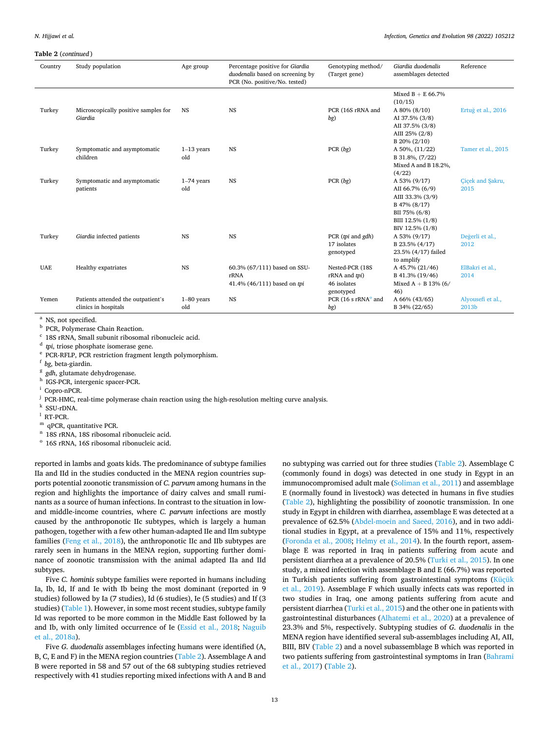**Table 2** (*continued*)

| Country | Study population | Age group | Percentage positive for *Giardia duodenalis* based on screening by PCR (No. positive/No. tested) | Genotyping method/ (Target gene) | *Giardia duodenalis* assemblages detected | Reference |
|---|---|---|---|---|---|---|
| | | | | | Mixed B + E 66.7% (10/15) | |
| Turkey | Microscopically positive samples for *Giardia* | NS | NS | PCR (16S rRNA and *bg*) | A 80% (8/10)<br>AI 37.5% (3/8)<br>AII 37.5% (3/8)<br>AIII 25% (2/8)<br>B 20% (2/10) | Ertuğ et al., 2016 |
| Turkey | Symptomatic and asymptomatic children | 1–13 years old | NS | PCR (*bg*) | A 50%, (11/22)<br>B 31.8%, (7/22)<br>Mixed A and B 18.2%, (4/22) | Tamer et al., 2015 |
| Turkey | Symptomatic and asymptomatic patients | 1–74 years old | NS | PCR (*bg*) | A 53% (9/17)<br>AII 66.7% (6/9)<br>AIII 33.3% (3/9)<br>B 47% (8/17)<br>BII 75% (6/8)<br>BIII 12.5% (1/8)<br>BIV 12.5% (1/8) | Çiçek and Şakru, 2015 |
| Turkey | *Giardia* infected patients | NS | NS | PCR (*tpi* and *gdh*)<br>17 isolates genotyped | A 53% (9/17)<br>B 23.5% (4/17)<br>23.5% (4/17) failed to amplify | Değerli et al., 2012 |
| UAE | Healthy expatriates | NS | 60.3% (67/111) based on SSU-rRNA<br>41.4% (46/111) based on *tpi* | Nested-PCR (18S rRNA and *tpi*)<br>46 isolates genotyped | A 45.7% (21/46)<br>B 41.3% (19/46)<br>Mixed A + B 13% (6/46) | ElBakri et al., 2014 |
| Yemen | Patients attended the outpatient's clinics in hospitals | 1–80 years old | NS | PCR (16 s rRNA[o] and *bg*) | A 66% (43/65)<br>B 34% (22/65) | Alyousefi et al., 2013b |

[a] NS, not specified.
[b] PCR, Polymerase Chain Reaction.
[c] 18S rRNA, Small subunit ribosomal ribonucleic acid.
[d] *tpi*, triose phosphate isomerase gene.
[e] PCR-RFLP, PCR restriction fragment length polymorphism.
[f] *bg*, beta-giardin.
[g] *gdh*, glutamate dehydrogenase.
[h] IGS-PCR, intergenic spacer-PCR.
[i] Copro-nPCR.
[j] PCR-HMC, real-time polymerase chain reaction using the high-resolution melting curve analysis.
[k] SSU-rDNA.
[l] RT-PCR.
[m] qPCR, quantitative PCR.
[n] 18S rRNA, 18S ribosomal ribonucleic acid.
[o] 16S rRNA, 16S ribosomal ribonucleic acid.

reported in lambs and goats kids. The predominance of subtype families IIa and IId in the studies conducted in the MENA region countries supports potential zoonotic transmission of *C. parvum* among humans in the region and highlights the importance of dairy calves and small ruminants as a source of human infections. In contrast to the situation in low- and middle-income countries, where *C. parvum* infections are mostly caused by the anthroponotic IIc subtypes, which is largely a human pathogen, together with a few other human-adapted IIe and IIm subtype families (Feng et al., 2018), the anthroponotic IIc and IIb subtypes are rarely seen in humans in the MENA region, supporting further dominance of zoonotic transmission with the animal adapted IIa and IId subtypes.

Five *C. hominis* subtype families were reported in humans including Ia, Ib, Id, If and Ie with Ib being the most dominant (reported in 9 studies) followed by Ia (7 studies), Id (6 studies), Ie (5 studies) and If (3 studies) (Table 1). However, in some most recent studies, subtype family Id was reported to be more common in the Middle East followed by Ia and Ib, with only limited occurrence of Ie (Essid et al., 2018; Naguib et al., 2018a).

Five *G. duodenalis* assemblages infecting humans were identified (A, B, C, E and F) in the MENA region countries (Table 2). Assemblage A and B were reported in 58 and 57 out of the 68 subtyping studies retrieved respectively with 41 studies reporting mixed infections with A and B and no subtyping was carried out for three studies (Table 2). Assemblage C (commonly found in dogs) was detected in one study in Egypt in an immunocompromised adult male (Soliman et al., 2011) and assemblage E (normally found in livestock) was detected in humans in five studies (Table 2), highlighting the possibility of zoonotic transmission. In one study in Egypt in children with diarrhea, assemblage E was detected at a prevalence of 62.5% (Abdel-moein and Saeed, 2016), and in two additional studies in Egypt, at a prevalence of 15% and 11%, respectively (Foronda et al., 2008; Helmy et al., 2014). In the fourth report, assemblage E was reported in Iraq in patients suffering from acute and persistent diarrhea at a prevalence of 20.5% (Turki et al., 2015). In one study, a mixed infection with assemblage B and E (66.7%) was reported in Turkish patients suffering from gastrointestinal symptoms (Küçük et al., 2019). Assemblage F which usually infects cats was reported in two studies in Iraq, one among patients suffering from acute and persistent diarrhea (Turki et al., 2015) and the other one in patients with gastrointestinal disturbances (Alhatemi et al., 2020) at a prevalence of 23.3% and 5%, respectively. Subtyping studies of *G. duodenalis* in the MENA region have identified several sub-assemblages including AI, AII, BIII, BIV (Table 2) and a novel subassemblage B which was reported in two patients suffering from gastrointestinal symptoms in Iran (Bahrami et al., 2017) (Table 2).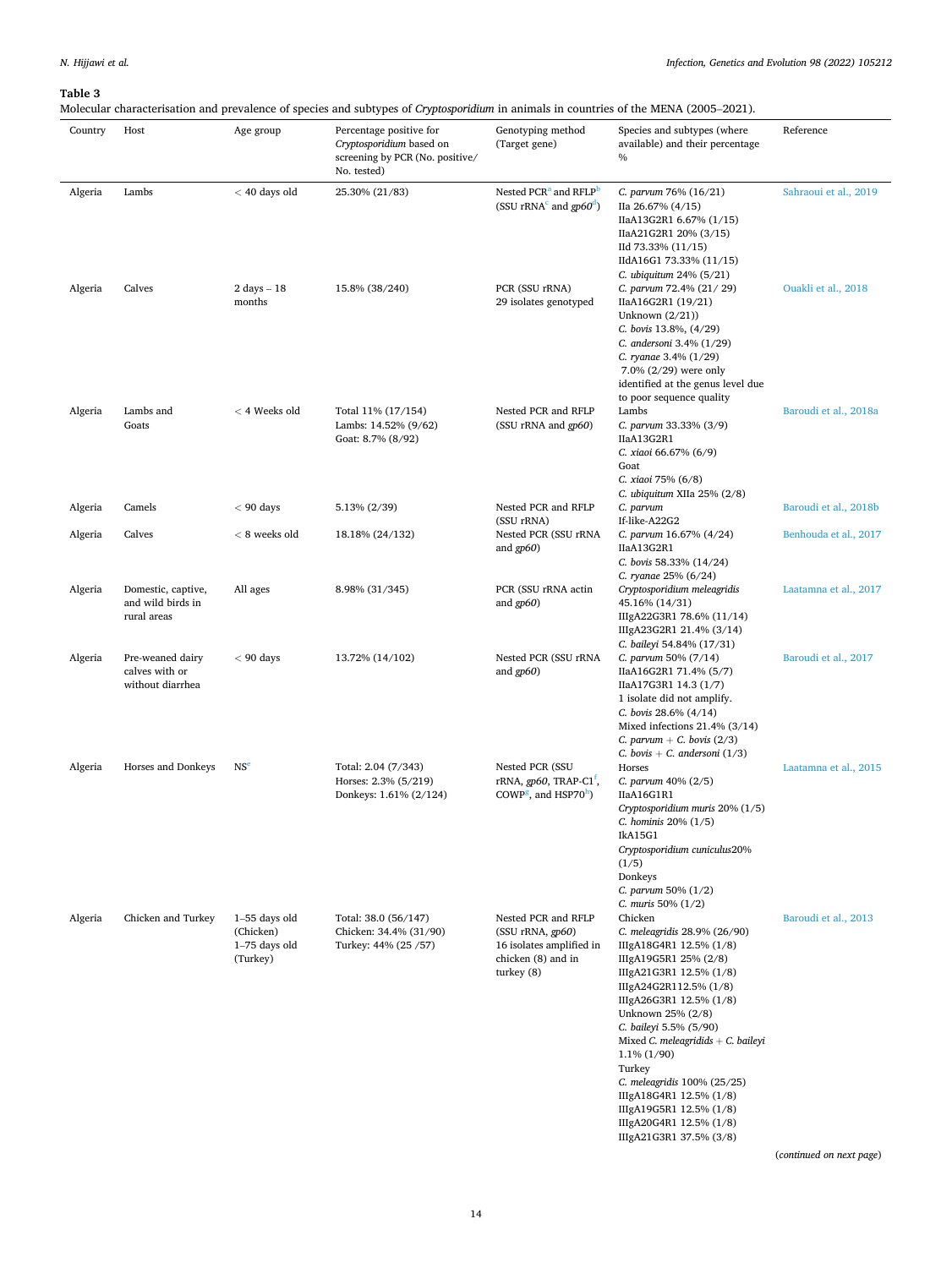**Table 3**
Molecular characterisation and prevalence of species and subtypes of *Cryptosporidium* in animals in countries of the MENA (2005–2021).

| Country | Host | Age group | Percentage positive for *Cryptosporidium* based on screening by PCR (No. positive/ No. tested) | Genotyping method (Target gene) | Species and subtypes (where available) and their percentage % | Reference |
|---|---|---|---|---|---|---|
| Algeria | Lambs | < 40 days old | 25.30% (21/83) | Nested PCR[a] and RFLP[b] (SSU rRNA[c] and *gp60*[d]) | *C. parvum* 76% (16/21)<br>IIa 26.67% (4/15)<br>IIaA13G2R1 6.67% (1/15)<br>IIaA21G2R1 20% (3/15)<br>IId 73.33% (11/15)<br>IIdA16G1 73.33% (11/15)<br>*C. ubiquitum* 24% (5/21) | Sahraoui et al., 2019 |
| Algeria | Calves | 2 days – 18 months | 15.8% (38/240) | PCR (SSU rRNA)<br>29 isolates genotyped | *C. parvum* 72.4% (21/ 29)<br>IIaA16G2R1 (19/21)<br>Unknown (2/21))<br>*C. bovis* 13.8%, (4/29)<br>*C. andersoni* 3.4% (1/29)<br>*C. ryanae* 3.4% (1/29)<br>7.0% (2/29) were only identified at the genus level due to poor sequence quality | Ouakli et al., 2018 |
| Algeria | Lambs and Goats | < 4 Weeks old | Total 11% (17/154)<br>Lambs: 14.52% (9/62)<br>Goat: 8.7% (8/92) | Nested PCR and RFLP (SSU rRNA and *gp60*) | Lambs<br>*C. parvum* 33.33% (3/9)<br>IIaA13G2R1<br>*C. xiaoi* 66.67% (6/9)<br>Goat<br>*C. xiaoi* 75% (6/8)<br>*C. ubiquitum* XIIa 25% (2/8) | Baroudi et al., 2018a |
| Algeria | Camels | < 90 days | 5.13% (2/39) | Nested PCR and RFLP (SSU rRNA) | *C. parvum*<br>If-like-A22G2 | Baroudi et al., 2018b |
| Algeria | Calves | < 8 weeks old | 18.18% (24/132) | Nested PCR (SSU rRNA and *gp60*) | *C. parvum* 16.67% (4/24)<br>IIaA13G2R1<br>*C. bovis* 58.33% (14/24)<br>*C. ryanae* 25% (6/24) | Benhouda et al., 2017 |
| Algeria | Domestic, captive, and wild birds in rural areas | All ages | 8.98% (31/345) | PCR (SSU rRNA actin and *gp60*) | *Cryptosporidium meleagridis* 45.16% (14/31)<br>IIIgA22G3R1 78.6% (11/14)<br>IIIgA23G2R1 21.4% (3/14)<br>*C. baileyi* 54.84% (17/31) | Laatamna et al., 2017 |
| Algeria | Pre-weaned dairy calves with or without diarrhea | < 90 days | 13.72% (14/102) | Nested PCR (SSU rRNA and *gp60*) | *C. parvum* 50% (7/14)<br>IIaA16G2R1 71.4% (5/7)<br>IIaA17G3R1 14.3 (1/7)<br>1 isolate did not amplify.<br>*C. bovis* 28.6% (4/14)<br>Mixed infections 21.4% (3/14)<br>*C. parvum* + *C. bovis* (2/3)<br>*C. bovis* + *C. andersoni* (1/3) | Baroudi et al., 2017 |
| Algeria | Horses and Donkeys | NS[e] | Total: 2.04 (7/343)<br>Horses: 2.3% (5/219)<br>Donkeys: 1.61% (2/124) | Nested PCR (SSU rRNA, *gp60*, TRAP-C1[f], COWP[g], and HSP70[h]) | Horses<br>*C. parvum* 40% (2/5)<br>IIaA16G1R1<br>*Cryptosporidium muris* 20% (1/5)<br>*C. hominis* 20% (1/5)<br>IkA15G1<br>*Cryptosporidium cuniculus*20% (1/5)<br>Donkeys<br>*C. parvum* 50% (1/2)<br>*C. muris* 50% (1/2) | Laatamna et al., 2015 |
| Algeria | Chicken and Turkey | 1–55 days old (Chicken)<br>1–75 days old (Turkey) | Total: 38.0 (56/147)<br>Chicken: 34.4% (31/90)<br>Turkey: 44% (25 /57) | Nested PCR and RFLP (SSU rRNA, *gp60*)<br>16 isolates amplified in chicken (8) and in turkey (8) | Chicken<br>*C. meleagridis* 28.9% (26/90)<br>IIIgA18G4R1 12.5% (1/8)<br>IIIgA19G5R1 25% (2/8)<br>IIIgA21G3R1 12.5% (1/8)<br>IIIgA24G2R112.5% (1/8)<br>IIIgA26G3R1 12.5% (1/8)<br>Unknown 25% (2/8)<br>*C. baileyi* 5.5% (5/90)<br>Mixed *C. meleagridids* + *C. baileyi* 1.1% (1/90)<br>Turkey<br>*C. meleagridis* 100% (25/25)<br>IIIgA18G4R1 12.5% (1/8)<br>IIIgA19G5R1 12.5% (1/8)<br>IIIgA20G4R1 12.5% (1/8)<br>IIIgA21G3R1 37.5% (3/8) | Baroudi et al., 2013 |

(*continued on next page*)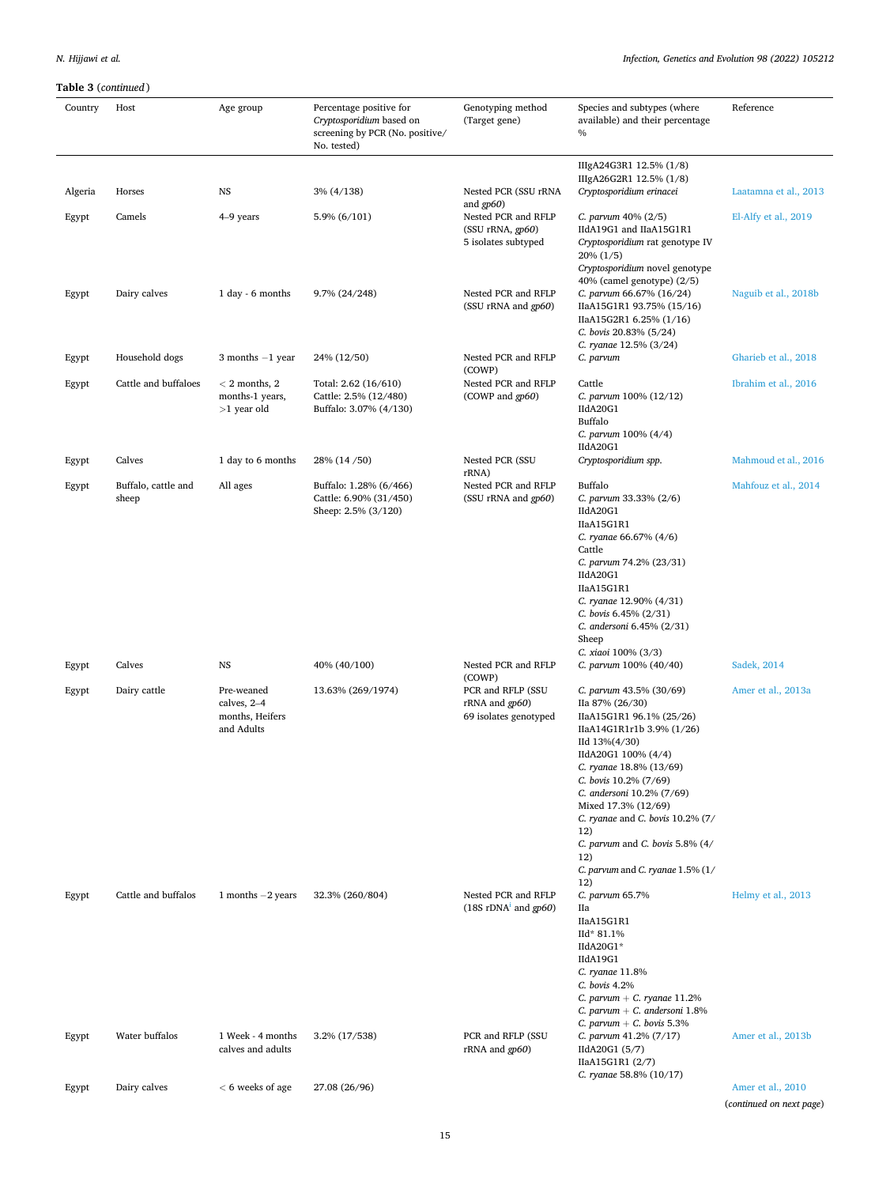**Table 3** (*continued*)

| Country | Host | Age group | Percentage positive for *Cryptosporidium* based on screening by PCR (No. positive/ No. tested) | Genotyping method (Target gene) | Species and subtypes (where available) and their percentage % | Reference |
|---|---|---|---|---|---|---|
| | | | | | IIIgA24G3R1 12.5% (1/8)<br>IIIgA26G2R1 12.5% (1/8) | |
| Algeria | Horses | NS | 3% (4/138) | Nested PCR (SSU rRNA and *gp60*) | *Cryptosporidium erinacei* | Laatamna et al., 2013 |
| Egypt | Camels | 4–9 years | 5.9% (6/101) | Nested PCR and RFLP (SSU rRNA, *gp60*)<br>5 isolates subtyped | *C. parvum* 40% (2/5)<br>IIdA19G1 and IIaA15G1R1<br>*Cryptosporidium* rat genotype IV 20% (1/5)<br>*Cryptosporidium* novel genotype 40% (camel genotype) (2/5) | El-Alfy et al., 2019 |
| Egypt | Dairy calves | 1 day - 6 months | 9.7% (24/248) | Nested PCR and RFLP (SSU rRNA and *gp60*) | *C. parvum* 66.67% (16/24)<br>IIaA15G1R1 93.75% (15/16)<br>IIaA15G2R1 6.25% (1/16)<br>*C. bovis* 20.83% (5/24)<br>*C. ryanae* 12.5% (3/24) | Naguib et al., 2018b |
| Egypt | Household dogs | 3 months –1 year | 24% (12/50) | Nested PCR and RFLP (COWP) | *C. parvum* | Gharieb et al., 2018 |
| Egypt | Cattle and buffaloes | < 2 months, 2 months-1 years, >1 year old | Total: 2.62 (16/610)<br>Cattle: 2.5% (12/480)<br>Buffalo: 3.07% (4/130) | Nested PCR and RFLP (COWP and *gp60*) | Cattle<br>*C. parvum* 100% (12/12)<br>IIdA20G1<br>Buffalo<br>*C. parvum* 100% (4/4)<br>IIdA20G1 | Ibrahim et al., 2016 |
| Egypt | Calves | 1 day to 6 months | 28% (14 /50) | Nested PCR (SSU rRNA) | *Cryptosporidium spp.* | Mahmoud et al., 2016 |
| Egypt | Buffalo, cattle and sheep | All ages | Buffalo: 1.28% (6/466)<br>Cattle: 6.90% (31/450)<br>Sheep: 2.5% (3/120) | Nested PCR and RFLP (SSU rRNA and *gp60*) | Buffalo<br>*C. parvum* 33.33% (2/6)<br>IIdA20G1<br>IIaA15G1R1<br>*C. ryanae* 66.67% (4/6)<br>Cattle<br>*C. parvum* 74.2% (23/31)<br>IIdA20G1<br>IIaA15G1R1<br>*C. ryanae* 12.90% (4/31)<br>*C. bovis* 6.45% (2/31)<br>*C. andersoni* 6.45% (2/31)<br>Sheep<br>*C. xiaoi* 100% (3/3) | Mahfouz et al., 2014 |
| Egypt | Calves | NS | 40% (40/100) | Nested PCR and RFLP (COWP) | *C. parvum* 100% (40/40) | Sadek, 2014 |
| Egypt | Dairy cattle | Pre-weaned calves, 2–4 months, Heifers and Adults | 13.63% (269/1974) | PCR and RFLP (SSU rRNA and *gp60*)<br>69 isolates genotyped | *C. parvum* 43.5% (30/69)<br>IIa 87% (26/30)<br>IIaA15G1R1 96.1% (25/26)<br>IIaA14G1R1r1b 3.9% (1/26)<br>IId 13%(4/30)<br>IIdA20G1 100% (4/4)<br>*C. ryanae* 18.8% (13/69)<br>*C. bovis* 10.2% (7/69)<br>*C. andersoni* 10.2% (7/69)<br>Mixed 17.3% (12/69)<br>*C. ryanae* and *C. bovis* 10.2% (7/12)<br>*C. parvum* and *C. bovis* 5.8% (4/12)<br>*C. parvum* and *C. ryanae* 1.5% (1/12) | Amer et al., 2013a |
| Egypt | Cattle and buffalos | 1 months –2 years | 32.3% (260/804) | Nested PCR and RFLP (18S rDNA[i] and *gp60*) | *C. parvum* 65.7%<br>IIa<br>IIaA15G1R1<br>IId* 81.1%<br>IIdA20G1*<br>IIdA19G1<br>*C. ryanae* 11.8%<br>*C. bovis* 4.2%<br>*C. parvum* + *C. ryanae* 11.2%<br>*C. parvum* + *C. andersoni* 1.8%<br>*C. parvum* + *C. bovis* 5.3% | Helmy et al., 2013 |
| Egypt | Water buffalos | 1 Week - 4 months calves and adults | 3.2% (17/538) | PCR and RFLP (SSU rRNA and *gp60*) | *C. parvum* 41.2% (7/17)<br>IIdA20G1 (5/7)<br>IIaA15G1R1 (2/7)<br>*C. ryanae* 58.8% (10/17) | Amer et al., 2013b |
| Egypt | Dairy calves | < 6 weeks of age | 27.08 (26/96) | | | Amer et al., 2010 |

(*continued on next page*)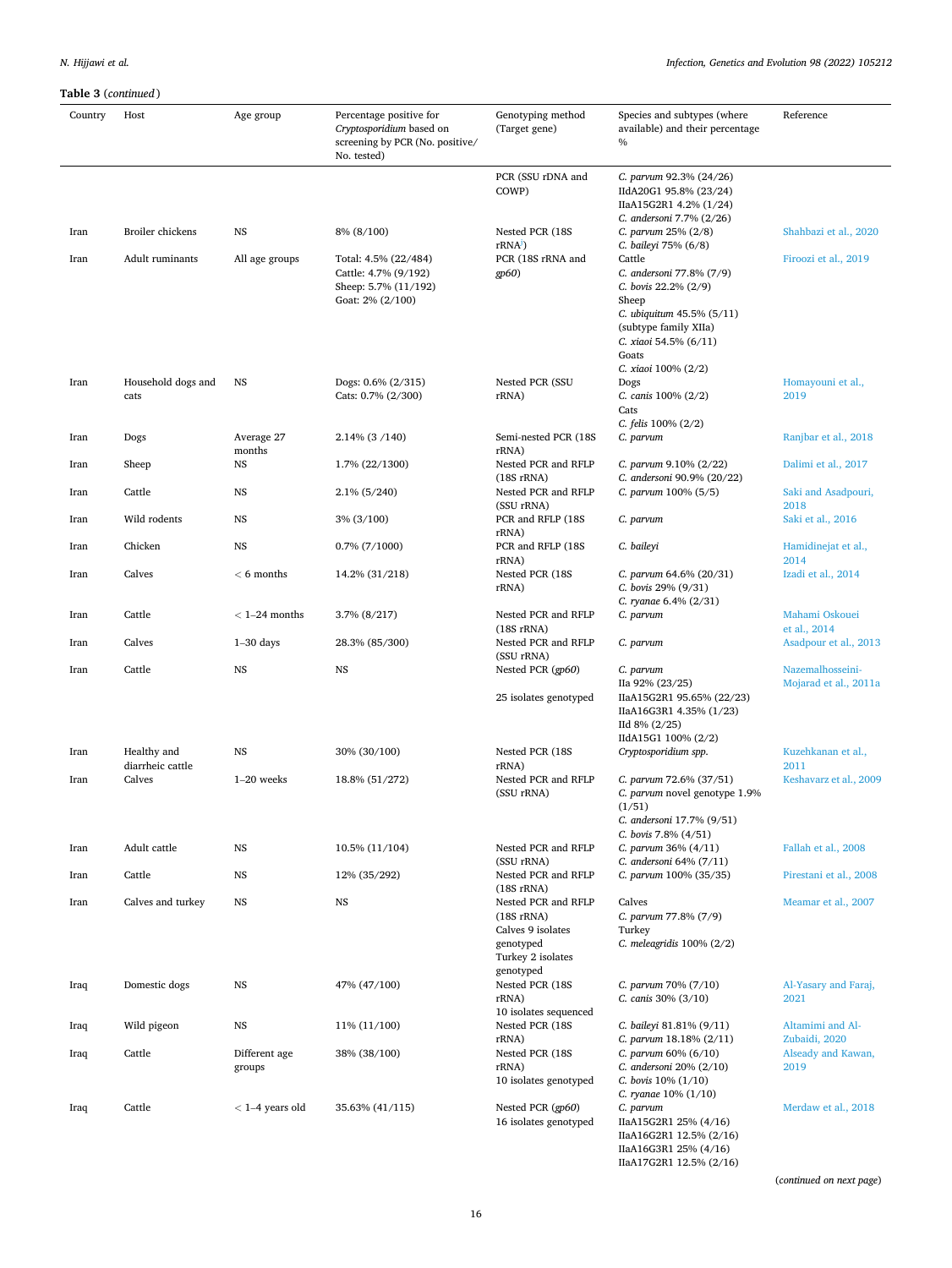**Table 3** (*continued*)

| Country | Host | Age group | Percentage positive for *Cryptosporidium* based on screening by PCR (No. positive/ No. tested) | Genotyping method (Target gene) | Species and subtypes (where available) and their percentage % | Reference |
|---|---|---|---|---|---|---|
| | | | | PCR (SSU rDNA and COWP) | *C. parvum* 92.3% (24/26)<br>IIdA20G1 95.8% (23/24)<br>IIaA15G2R1 4.2% (1/24)<br>*C. andersoni* 7.7% (2/26) | |
| Iran | Broiler chickens | NS | 8% (8/100) | Nested PCR (18S rRNA) | *C. parvum* 25% (2/8)<br>*C. baileyi* 75% (6/8) | Shahbazi et al., 2020 |
| Iran | Adult ruminants | All age groups | Total: 4.5% (22/484)<br>Cattle: 4.7% (9/192)<br>Sheep: 5.7% (11/192)<br>Goat: 2% (2/100) | PCR (18S rRNA and *gp60*) | Cattle<br>*C. andersoni* 77.8% (7/9)<br>*C. bovis* 22.2% (2/9)<br>Sheep<br>*C. ubiquitum* 45.5% (5/11) (subtype family XIIa)<br>*C. xiaoi* 54.5% (6/11)<br>Goats<br>*C. xiaoi* 100% (2/2) | Firoozi et al., 2019 |
| Iran | Household dogs and cats | NS | Dogs: 0.6% (2/315)<br>Cats: 0.7% (2/300) | Nested PCR (SSU rRNA) | Dogs<br>*C. canis* 100% (2/2)<br>Cats<br>*C. felis* 100% (2/2) | Homayouni et al., 2019 |
| Iran | Dogs | Average 27 months | 2.14% (3 /140) | Semi-nested PCR (18S rRNA) | *C. parvum* | Ranjbar et al., 2018 |
| Iran | Sheep | NS | 1.7% (22/1300) | Nested PCR and RFLP (18S rRNA) | *C. parvum* 9.10% (2/22)<br>*C. andersoni* 90.9% (20/22) | Dalimi et al., 2017 |
| Iran | Cattle | NS | 2.1% (5/240) | Nested PCR and RFLP (SSU rRNA) | *C. parvum* 100% (5/5) | Saki and Asadpouri, 2018 |
| Iran | Wild rodents | NS | 3% (3/100) | PCR and RFLP (18S rRNA) | *C. parvum* | Saki et al., 2016 |
| Iran | Chicken | NS | 0.7% (7/1000) | PCR and RFLP (18S rRNA) | *C. baileyi* | Hamidinejat et al., 2014 |
| Iran | Calves | < 6 months | 14.2% (31/218) | Nested PCR (18S rRNA) | *C. parvum* 64.6% (20/31)<br>*C. bovis* 29% (9/31)<br>*C. ryanae* 6.4% (2/31) | Izadi et al., 2014 |
| Iran | Cattle | < 1–24 months | 3.7% (8/217) | Nested PCR and RFLP (18S rRNA) | *C. parvum* | Mahami Oskouei et al., 2014 |
| Iran | Calves | 1–30 days | 28.3% (85/300) | Nested PCR and RFLP (SSU rRNA) | *C. parvum* | Asadpour et al., 2013 |
| Iran | Cattle | NS | NS | Nested PCR (*gp60*)<br>25 isolates genotyped | *C. parvum*<br>IIa 92% (23/25)<br>IIaA15G2R1 95.65% (22/23)<br>IIaA16G3R1 4.35% (1/23)<br>IId 8% (2/25)<br>IIdA15G1 100% (2/2) | Nazemalhosseini-Mojarad et al., 2011a |
| Iran | Healthy and diarrheic cattle | NS | 30% (30/100) | Nested PCR (18S rRNA) | *Cryptosporidium spp.* | Kuzehkanan et al., 2011 |
| Iran | Calves | 1–20 weeks | 18.8% (51/272) | Nested PCR and RFLP (SSU rRNA) | *C. parvum* 72.6% (37/51)<br>*C. parvum* novel genotype 1.9% (1/51)<br>*C. andersoni* 17.7% (9/51)<br>*C. bovis* 7.8% (4/51) | Keshavarz et al., 2009 |
| Iran | Adult cattle | NS | 10.5% (11/104) | Nested PCR and RFLP (SSU rRNA) | *C. parvum* 36% (4/11)<br>*C. andersoni* 64% (7/11) | Fallah et al., 2008 |
| Iran | Cattle | NS | 12% (35/292) | Nested PCR and RFLP (18S rRNA) | *C. parvum* 100% (35/35) | Pirestani et al., 2008 |
| Iran | Calves and turkey | NS | NS | Nested PCR and RFLP (18S rRNA)<br>Calves 9 isolates genotyped<br>Turkey 2 isolates genotyped | Calves<br>*C. parvum* 77.8% (7/9)<br>Turkey<br>*C. meleagridis* 100% (2/2) | Meamar et al., 2007 |
| Iraq | Domestic dogs | NS | 47% (47/100) | Nested PCR (18S rRNA)<br>10 isolates sequenced | *C. parvum* 70% (7/10)<br>*C. canis* 30% (3/10) | Al-Yasary and Faraj, 2021 |
| Iraq | Wild pigeon | NS | 11% (11/100) | Nested PCR (18S rRNA) | *C. baileyi* 81.81% (9/11)<br>*C. parvum* 18.18% (2/11) | Altamimi and Al-Zubaidi, 2020 |
| Iraq | Cattle | Different age groups | 38% (38/100) | Nested PCR (18S rRNA)<br>10 isolates genotyped | *C. parvum* 60% (6/10)<br>*C. andersoni* 20% (2/10)<br>*C. bovis* 10% (1/10)<br>*C. ryanae* 10% (1/10) | Alseady and Kawan, 2019 |
| Iraq | Cattle | < 1–4 years old | 35.63% (41/115) | Nested PCR (*gp60*)<br>16 isolates genotyped | *C. parvum*<br>IIaA15G2R1 25% (4/16)<br>IIaA16G2R1 12.5% (2/16)<br>IIaA16G3R1 25% (4/16)<br>IIaA17G2R1 12.5% (2/16) | Merdaw et al., 2018 |

(*continued on next page*)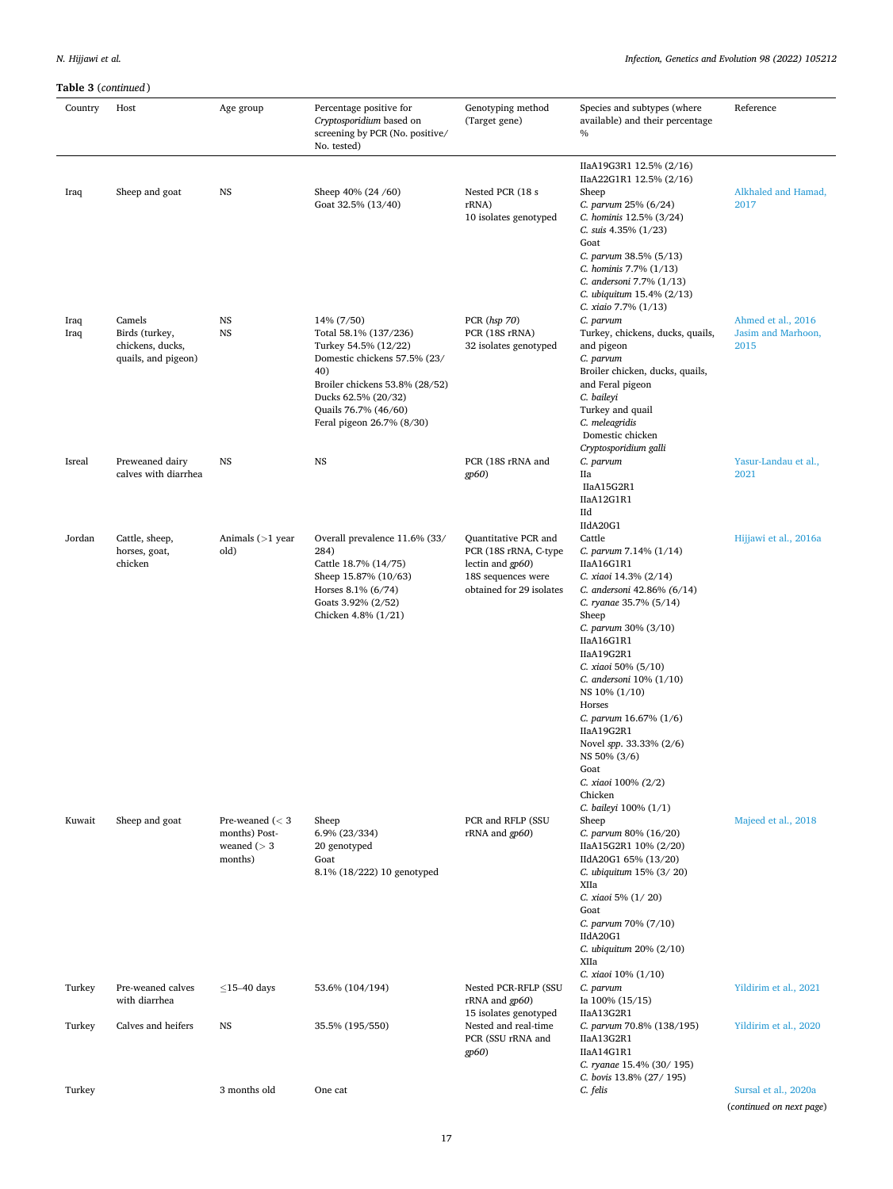**Table 3** (*continued*)

| Country | Host | Age group | Percentage positive for *Cryptosporidium* based on screening by PCR (No. positive/ No. tested) | Genotyping method (Target gene) | Species and subtypes (where available) and their percentage % | Reference |
|---|---|---|---|---|---|---|
| | | | | | IIaA19G3R1 12.5% (2/16)<br>IIaA22G1R1 12.5% (2/16) | |
| Iraq | Sheep and goat | NS | Sheep 40% (24 /60)<br>Goat 32.5% (13/40) | Nested PCR (18 s rRNA)<br>10 isolates genotyped | Sheep<br>*C. parvum* 25% (6/24)<br>*C. hominis* 12.5% (3/24)<br>*C. suis* 4.35% (1/23)<br>Goat<br>*C. parvum* 38.5% (5/13)<br>*C. hominis* 7.7% (1/13)<br>*C. andersoni* 7.7% (1/13)<br>*C. ubiquitum* 15.4% (2/13)<br>*C. xiaio* 7.7% (1/13) | Alkhaled and Hamad, 2017 |
| Iraq | Camels | NS | 14% (7/50) | PCR (*hsp 70*) | *C. parvum* | Ahmed et al., 2016 |
| Iraq | Birds (turkey, chickens, ducks, quails, and pigeon) | NS | Total 58.1% (137/236)<br>Turkey 54.5% (12/22)<br>Domestic chickens 57.5% (23/ 40)<br>Broiler chickens 53.8% (28/52)<br>Ducks 62.5% (20/32)<br>Quails 76.7% (46/60)<br>Feral pigeon 26.7% (8/30) | PCR (18S rRNA)<br>32 isolates genotyped | Turkey, chickens, ducks, quails, and pigeon<br>*C. parvum*<br>Broiler chicken, ducks, quails, and Feral pigeon<br>*C. baileyi*<br>Turkey and quail<br>*C. meleagridis*<br>Domestic chicken<br>*Cryptosporidium galli* | Jasim and Marhoon, 2015 |
| Isreal | Preweaned dairy calves with diarrhea | NS | NS | PCR (18S rRNA and *gp60*) | *C. parvum*<br>IIa<br>IIaA15G2R1<br>IIaA12G1R1<br>IId<br>IIdA20G1 | Yasur-Landau et al., 2021 |
| Jordan | Cattle, sheep, horses, goat, chicken | Animals (>1 year old) | Overall prevalence 11.6% (33/ 284)<br>Cattle 18.7% (14/75)<br>Sheep 15.87% (10/63)<br>Horses 8.1% (6/74)<br>Goats 3.92% (2/52)<br>Chicken 4.8% (1/21) | Quantitative PCR and PCR (18S rRNA, C-type lectin and *gp60*)<br>18S sequences were obtained for 29 isolates | Cattle<br>*C. parvum* 7.14% (1/14)<br>IIaA16G1R1<br>*C. xiaoi* 14.3% (2/14)<br>*C. andersoni* 42.86% (6/14)<br>*C. ryanae* 35.7% (5/14)<br>Sheep<br>*C. parvum* 30% (3/10)<br>IIaA16G1R1<br>IIaA19G2R1<br>*C. xiaoi* 50% (5/10)<br>*C. andersoni* 10% (1/10)<br>NS 10% (1/10)<br>Horses<br>*C. parvum* 16.67% (1/6)<br>IIaA19G2R1<br>Novel *spp.* 33.33% (2/6)<br>NS 50% (3/6)<br>Goat<br>*C. xiaoi* 100% (2/2)<br>Chicken<br>*C. baileyi* 100% (1/1) | Hijjawi et al., 2016a |
| Kuwait | Sheep and goat | Pre-weaned (< 3 months) Post-weaned (> 3 months) | Sheep<br>6.9% (23/334)<br>20 genotyped<br>Goat<br>8.1% (18/222) 10 genotyped | PCR and RFLP (SSU rRNA and *gp60*) | Sheep<br>*C. parvum* 80% (16/20)<br>IIaA15G2R1 10% (2/20)<br>IIdA20G1 65% (13/20)<br>*C. ubiquitum* 15% (3/ 20)<br>XIIa<br>*C. xiaoi* 5% (1/ 20)<br>Goat<br>*C. parvum* 70% (7/10)<br>IIdA20G1<br>*C. ubiquitum* 20% (2/10)<br>XIIa<br>*C. xiaoi* 10% (1/10) | Majeed et al., 2018 |
| Turkey | Pre-weaned calves with diarrhea | ≤15–40 days | 53.6% (104/194) | Nested PCR-RFLP (SSU rRNA and *gp60*)<br>15 isolates genotyped | *C. parvum*<br>Ia 100% (15/15)<br>IIaA13G2R1 | Yildirim et al., 2021 |
| Turkey | Calves and heifers | NS | 35.5% (195/550) | Nested and real-time PCR (SSU rRNA and *gp60*) | *C. parvum* 70.8% (138/195)<br>IIaA13G2R1<br>IIaA14G1R1<br>*C. ryanae* 15.4% (30/ 195)<br>*C. bovis* 13.8% (27/ 195) | Yildirim et al., 2020 |
| Turkey | | 3 months old | One cat | | *C. felis* | Sursal et al., 2020a |

(*continued on next page*)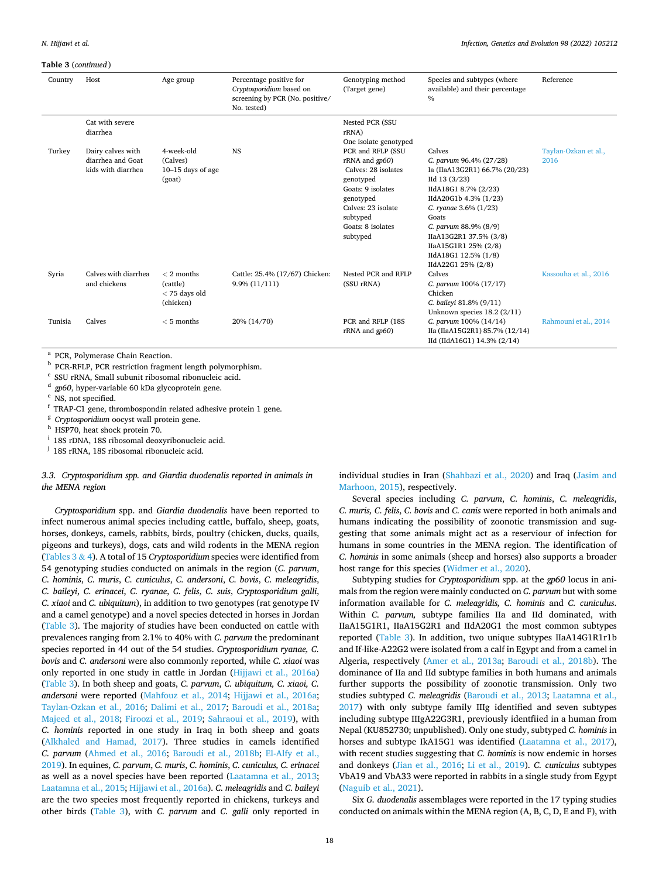**Table 3** (*continued*)

| Country | Host | Age group | Percentage positive for *Cryptosporidium* based on screening by PCR (No. positive/ No. tested) | Genotyping method (Target gene) | Species and subtypes (where available) and their percentage % | Reference |
|---|---|---|---|---|---|---|
| | Cat with severe diarrhea | | | Nested PCR (SSU rRNA) One isolate genotyped | | |
| Turkey | Dairy calves with diarrhea and Goat kids with diarrhea | 4-week-old (Calves) 10–15 days of age (goat) | NS | PCR and RFLP (SSU rRNA and *gp60*) Calves: 28 isolates genotyped Goats: 9 isolates genotyped Calves: 23 isolate subtyped Goats: 8 isolates subtyped | Calves *C. parvum* 96.4% (27/28) Ia (IIaA13G2R1) 66.7% (20/23) IId 13 (3/23) IIdA18G1 8.7% (2/23) IIdA20G1b 4.3% (1/23) *C. ryanae* 3.6% (1/23) Goats *C. parvum* 88.9% (8/9) IIaA13G2R1 37.5% (3/8) IIaA15G1R1 25% (2/8) IIdA18G1 12.5% (1/8) IIdA22G1 25% (2/8) | Taylan-Ozkan et al., 2016 |
| Syria | Calves with diarrhea and chickens | < 2 months (cattle) < 75 days old (chicken) | Cattle: 25.4% (17/67) Chicken: 9.9% (11/111) | Nested PCR and RFLP (SSU rRNA) | Calves *C. parvum* 100% (17/17) Chicken *C. baileyi* 81.8% (9/11) Unknown species 18.2 (2/11) | Kassouha et al., 2016 |
| Tunisia | Calves | < 5 months | 20% (14/70) | PCR and RFLP (18S rRNA and *gp60*) | *C. parvum* 100% (14/14) IIa (IIaA15G2R1) 85.7% (12/14) IId (IIdA16G1) 14.3% (2/14) | Rahmouni et al., 2014 |

[a] PCR, Polymerase Chain Reaction.
[b] PCR-RFLP, PCR restriction fragment length polymorphism.
[c] SSU rRNA, Small subunit ribosomal ribonucleic acid.
[d] *gp60*, hyper-variable 60 kDa glycoprotein gene.
[e] NS, not specified.
[f] TRAP-C1 gene, thrombospondin related adhesive protein 1 gene.
[g] *Cryptosporidium* oocyst wall protein gene.
[h] HSP70, heat shock protein 70.
[i] 18S rDNA, 18S ribosomal deoxyribonucleic acid.
[j] 18S rRNA, 18S ribosomal ribonucleic acid.

### 3.3. *Cryptosporidium* spp. and *Giardia duodenalis* reported in animals in the MENA region

*Cryptosporidium* spp. and *Giardia duodenalis* have been reported to infect numerous animal species including cattle, buffalo, sheep, goats, horses, donkeys, camels, rabbits, birds, poultry (chicken, ducks, quails, pigeons and turkeys), dogs, cats and wild rodents in the MENA region (Tables 3 & 4). A total of 15 *Cryptosporidium* species were identified from 54 genotyping studies conducted on animals in the region (*C. parvum*, *C. hominis*, *C. muris*, *C. cuniculus*, *C. andersoni*, *C. bovis*, *C. meleagridis*, *C. baileyi*, *C. erinacei*, *C. ryanae*, *C. felis*, *C. suis*, *Cryptosporidium galli*, *C. xiaoi* and *C. ubiquitum*), in addition to two genotypes (rat genotype IV and a camel genotype) and a novel species detected in horses in Jordan (Table 3). The majority of studies have been conducted on cattle with prevalences ranging from 2.1% to 40% with *C. parvum* the predominant species reported in 44 out of the 54 studies. *Cryptosporidium ryanae*, *C. bovis* and *C. andersoni* were also commonly reported, while *C. xiaoi* was only reported in one study in cattle in Jordan (Hijjawi et al., 2016a) (Table 3). In both sheep and goats, *C. parvum*, *C. ubiquitum*, *C. xiaoi*, *C. andersoni* were reported (Mahfouz et al., 2014; Hijjawi et al., 2016a; Taylan-Ozkan et al., 2016; Dalimi et al., 2017; Baroudi et al., 2018a; Majeed et al., 2018; Firoozi et al., 2019; Sahraoui et al., 2019), with *C. hominis* reported in one study in Iraq in both sheep and goats (Alkhaled and Hamad, 2017). Three studies in camels identified *C. parvum* (Ahmed et al., 2016; Baroudi et al., 2018b; El-Alfy et al., 2019). In equines, *C. parvum*, *C. muris*, *C. hominis*, *C. cuniculus*, *C. erinacei* as well as a novel species have been reported (Laatamna et al., 2013; Laatamna et al., 2015; Hijjawi et al., 2016a). *C. meleagridis* and *C. baileyi* are the two species most frequently reported in chickens, turkeys and other birds (Table 3), with *C. parvum* and *C. galli* only reported in individual studies in Iran (Shahbazi et al., 2020) and Iraq (Jasim and Marhoon, 2015), respectively.

Several species including *C. parvum*, *C. hominis*, *C. meleagridis*, *C. muris*, *C. felis*, *C. bovis* and *C. canis* were reported in both animals and humans indicating the possibility of zoonotic transmission and suggesting that some animals might act as a reserviour of infection for humans in some countries in the MENA region. The identification of *C. hominis* in some animals (sheep and horses) also supports a broader host range for this species (Widmer et al., 2020).

Subtyping studies for *Cryptosporidium* spp. at the *gp60* locus in animals from the region were mainly conducted on *C. parvum* but with some information available for *C. meleagridis*, *C. hominis* and *C. cuniculus*. Within *C. parvum*, subtype families IIa and IId dominated, with IIaA15G1R1, IIaA15G2R1 and IIdA20G1 the most common subtypes reported (Table 3). In addition, two unique subtypes IIaA14G1R1r1b and If-like-A22G2 were isolated from a calf in Egypt and from a camel in Algeria, respectively (Amer et al., 2013a; Baroudi et al., 2018b). The dominance of IIa and IId subtype families in both humans and animals further supports the possibility of zoonotic transmission. Only two studies subtyped *C. meleagridis* (Baroudi et al., 2013; Laatamna et al., 2017) with only subtype family IIIg identified and seven subtypes including subtype IIIgA22G3R1, previously identfiied in a human from Nepal (KU852730; unpublished). Only one study, subtyped *C. hominis* in horses and subtype IkA15G1 was identified (Laatamna et al., 2017), with recent studies suggesting that *C. hominis* is now endemic in horses and donkeys (Jian et al., 2016; Li et al., 2019). *C. cuniculus* subtypes VbA19 and VbA33 were reported in rabbits in a single study from Egypt (Naguib et al., 2021).

Six *G. duodenalis* assemblages were reported in the 17 typing studies conducted on animals within the MENA region (A, B, C, D, E and F), with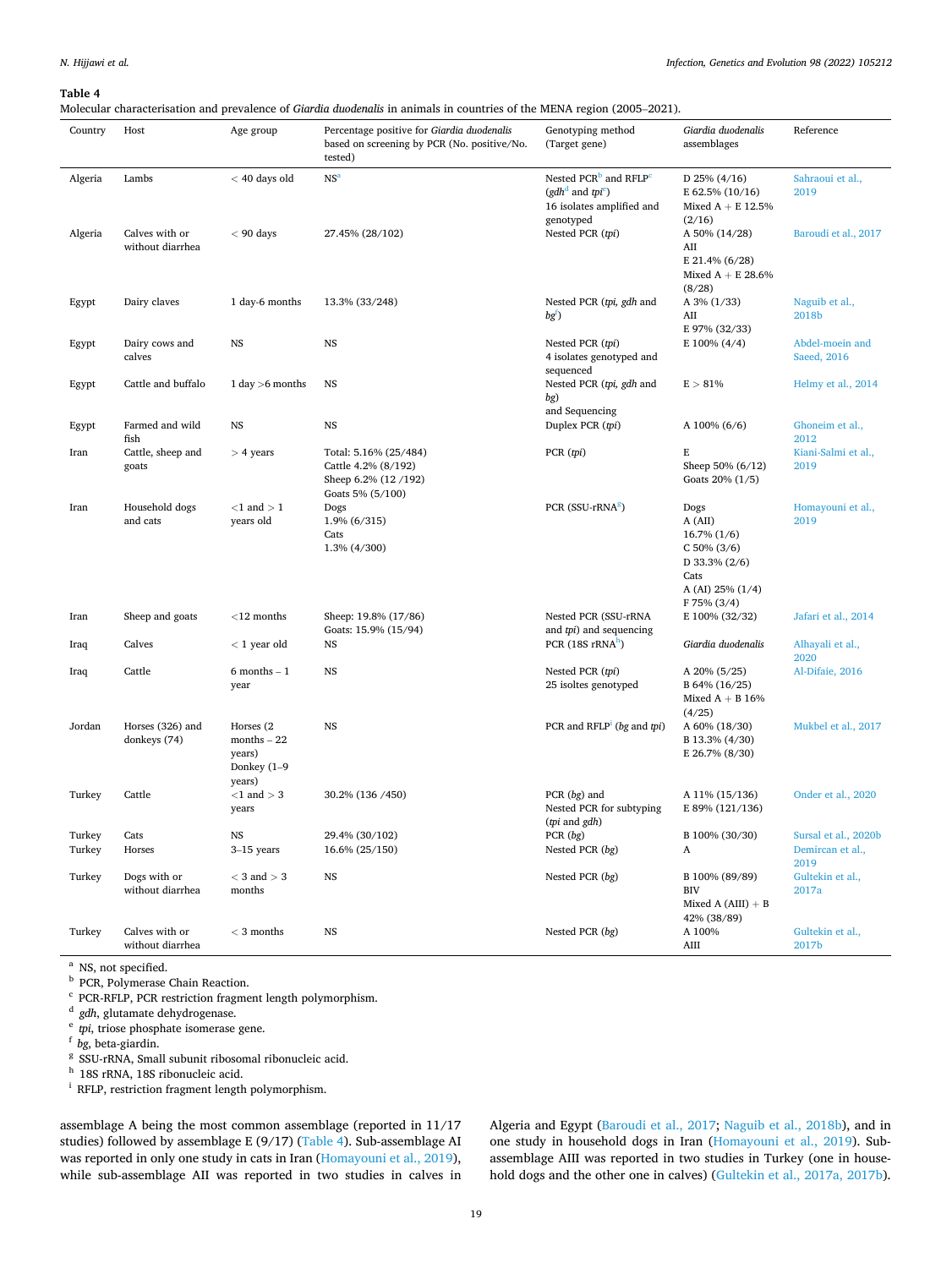**Table 4**
Molecular characterisation and prevalence of *Giardia duodenalis* in animals in countries of the MENA region (2005–2021).

| Country | Host | Age group | Percentage positive for *Giardia duodenalis* based on screening by PCR (No. positive/No. tested) | Genotyping method (Target gene) | *Giardia duodenalis* assemblages | Reference |
|---|---|---|---|---|---|---|
| Algeria | Lambs | < 40 days old | NS[a] | Nested PCR[b] and RFLP[c] (*gdh*[d] and *tpi*[e]) 16 isolates amplified and genotyped | D 25% (4/16) E 62.5% (10/16) Mixed A + E 12.5% (2/16) | Sahraoui et al., 2019 |
| Algeria | Calves with or without diarrhea | < 90 days | 27.45% (28/102) | Nested PCR (*tpi*) | A 50% (14/28) AII E 21.4% (6/28) Mixed A + E 28.6% (8/28) | Baroudi et al., 2017 |
| Egypt | Dairy claves | 1 day-6 months | 13.3% (33/248) | Nested PCR (*tpi, gdh* and *bg*[f]) | A 3% (1/33) AII E 97% (32/33) | Naguib et al., 2018b |
| Egypt | Dairy cows and calves | NS | NS | Nested PCR (*tpi*) 4 isolates genotyped and sequenced | E 100% (4/4) | Abdel-moein and Saeed, 2016 |
| Egypt | Cattle and buffalo | 1 day >6 months | NS | Nested PCR (*tpi, gdh* and *bg*) and Sequencing | E > 81% | Helmy et al., 2014 |
| Egypt | Farmed and wild fish | NS | NS | Duplex PCR (*tpi*) | A 100% (6/6) | Ghoneim et al., 2012 |
| Iran | Cattle, sheep and goats | > 4 years | Total: 5.16% (25/484) Cattle 4.2% (8/192) Sheep 6.2% (12 /192) Goats 5% (5/100) | PCR (*tpi*) | E Sheep 50% (6/12) Goats 20% (1/5) | Kiani-Salmi et al., 2019 |
| Iran | Household dogs and cats | <1 and > 1 years old | Dogs 1.9% (6/315) Cats 1.3% (4/300) | PCR (SSU-rRNA[g]) | Dogs A (AII) 16.7% (1/6) C 50% (3/6) D 33.3% (2/6) Cats A (AI) 25% (1/4) F 75% (3/4) | Homayouni et al., 2019 |
| Iran | Sheep and goats | <12 months | Sheep: 19.8% (17/86) Goats: 15.9% (15/94) | Nested PCR (SSU-rRNA and *tpi*) and sequencing | E 100% (32/32) | Jafari et al., 2014 |
| Iraq | Calves | < 1 year old | NS | PCR (18S rRNA[h]) | *Giardia duodenalis* | Alhayali et al., 2020 |
| Iraq | Cattle | 6 months – 1 year | NS | Nested PCR (*tpi*) 25 isoltes genotyped | A 20% (5/25) B 64% (16/25) Mixed A + B 16% (4/25) | Al-Difaie, 2016 |
| Jordan | Horses (326) and donkeys (74) | Horses (2 months – 22 years) Donkey (1–9 years) | NS | PCR and RFLP[i] (*bg* and *tpi*) | A 60% (18/30) B 13.3% (4/30) E 26.7% (8/30) | Mukbel et al., 2017 |
| Turkey | Cattle | <1 and > 3 years | 30.2% (136 /450) | PCR (*bg*) and Nested PCR for subtyping (*tpi* and *gdh*) | A 11% (15/136) E 89% (121/136) | Onder et al., 2020 |
| Turkey | Cats | NS | 29.4% (30/102) | PCR (*bg*) | B 100% (30/30) | Sursal et al., 2020b |
| Turkey | Horses | 3–15 years | 16.6% (25/150) | Nested PCR (*bg*) | A | Demircan et al., 2019 |
| Turkey | Dogs with or without diarrhea | < 3 and > 3 months | NS | Nested PCR (*bg*) | B 100% (89/89) BIV Mixed A (AIII) + B 42% (38/89) | Gultekin et al., 2017a |
| Turkey | Calves with or without diarrhea | < 3 months | NS | Nested PCR (*bg*) | A 100% AIII | Gultekin et al., 2017b |

[a] NS, not specified.
[b] PCR, Polymerase Chain Reaction.
[c] PCR-RFLP, PCR restriction fragment length polymorphism.
[d] *gdh*, glutamate dehydrogenase.
[e] *tpi*, triose phosphate isomerase gene.
[f] *bg*, beta-giardin.
[g] SSU-rRNA, Small subunit ribosomal ribonucleic acid.
[h] 18S rRNA, 18S ribonucleic acid.
[i] RFLP, restriction fragment length polymorphism.

assemblage A being the most common assemblage (reported in 11/17 studies) followed by assemblage E (9/17) (Table 4). Sub-assemblage AI was reported in only one study in cats in Iran (Homayouni et al., 2019), while sub-assemblage AII was reported in two studies in calves in Algeria and Egypt (Baroudi et al., 2017; Naguib et al., 2018b), and in one study in household dogs in Iran (Homayouni et al., 2019). Sub-assemblage AIII was reported in two studies in Turkey (one in household dogs and the other one in calves) (Gultekin et al., 2017a, 2017b).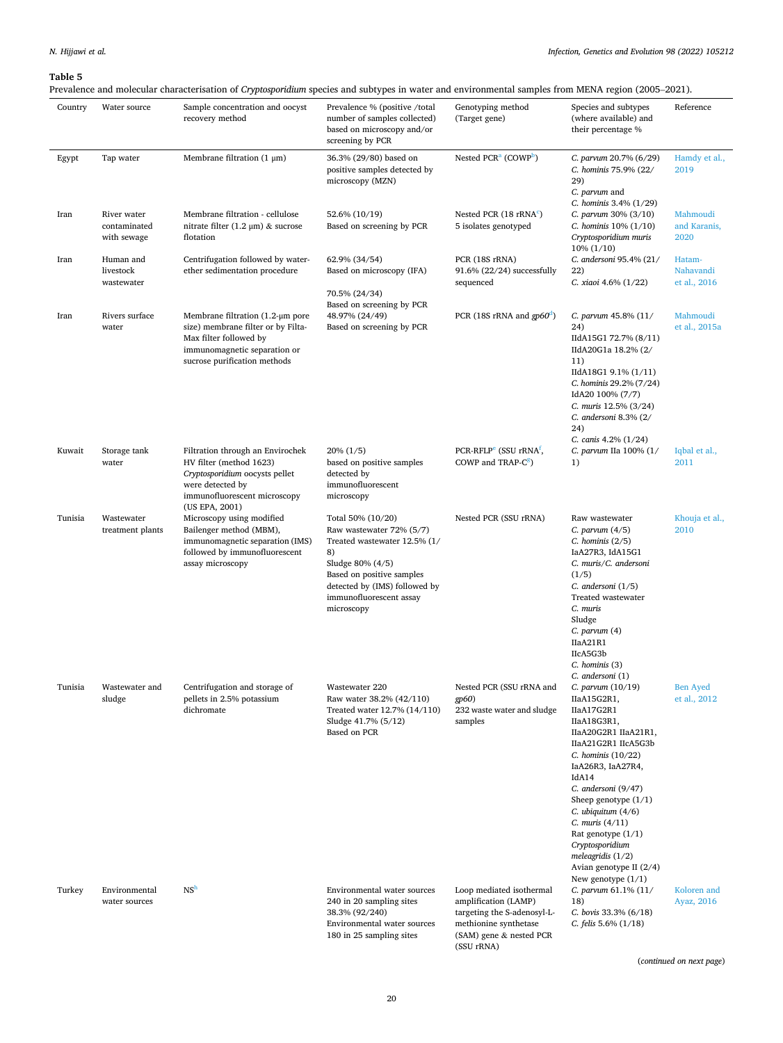**Table 5**

Prevalence and molecular characterisation of *Cryptosporidium* species and subtypes in water and environmental samples from MENA region (2005–2021).

| Country | Water source | Sample concentration and oocyst recovery method | Prevalence % (positive /total number of samples collected) based on microscopy and/or screening by PCR | Genotyping method (Target gene) | Species and subtypes (where available) and their percentage % | Reference |
|---|---|---|---|---|---|---|
| Egypt | Tap water | Membrane filtration (1 μm) | 36.3% (29/80) based on positive samples detected by microscopy (MZN) | Nested PCR[a] (COWP[b]) | *C. parvum* 20.7% (6/29)<br>*C. hominis* 75.9% (22/29)<br>*C. parvum* and *C. hominis* 3.4% (1/29) | Hamdy et al., 2019 |
| Iran | River water contaminated with sewage | Membrane filtration - cellulose nitrate filter (1.2 μm) & sucrose flotation | 52.6% (10/19)<br>Based on screening by PCR | Nested PCR (18 rRNA[c])<br>5 isolates genotyped | *C. parvum* 30% (3/10)<br>*C. hominis* 10% (1/10)<br>*Cryptosporidium muris* 10% (1/10) | Mahmoudi and Karanis, 2020 |
| Iran | Human and livestock wastewater | Centrifugation followed by water-ether sedimentation procedure | 62.9% (34/54)<br>Based on microscopy (IFA)<br><br>70.5% (24/34)<br>Based on screening by PCR | PCR (18S rRNA)<br>91.6% (22/24) successfully sequenced | *C. andersoni* 95.4% (21/22)<br>*C. xiaoi* 4.6% (1/22) | Hatam-Nahavandi et al., 2016 |
| Iran | Rivers surface water | Membrane filtration (1.2-μm pore size) membrane filter or by Filta-Max filter followed by immunomagnetic separation or sucrose purification methods | 48.97% (24/49)<br>Based on screening by PCR | PCR (18S rRNA and *gp60*[d]) | *C. parvum* 45.8% (11/24)<br>IIdA15G1 72.7% (8/11)<br>IIdA20G1a 18.2% (2/11)<br>IIdA18G1 9.1% (1/11)<br>*C. hominis* 29.2% (7/24)<br>IdA20 100% (7/7)<br>*C. muris* 12.5% (3/24)<br>*C. andersoni* 8.3% (2/24)<br>*C. canis* 4.2% (1/24) | Mahmoudi et al., 2015a |
| Kuwait | Storage tank water | Filtration through an Envirochek HV filter (method 1623) *Cryptosporidium* oocysts pellet were detected by immunofluorescent microscopy (US EPA, 2001) | 20% (1/5)<br>based on positive samples detected by immunofluorescent microscopy | PCR-RFLP[e] (SSU rRNA[f], COWP and TRAP-C[g]) | *C. parvum* IIa 100% (1/1) | Iqbal et al., 2011 |
| Tunisia | Wastewater treatment plants | Microscopy using modified Bailenger method (MBM), immunomagnetic separation (IMS) followed by immunofluorescent assay microscopy | Total 50% (10/20)<br>Raw wastewater 72% (5/7)<br>Treated wastewater 12.5% (1/8)<br>Sludge 80% (4/5)<br>Based on positive samples detected by (IMS) followed by immunofluorescent assay microscopy | Nested PCR (SSU rRNA) | Raw wastewater<br>*C. parvum* (4/5)<br>*C. hominis* (2/5)<br>IaA27R3, IdA15G1<br>*C. muris*/*C. andersoni* (1/5)<br>*C. andersoni* (1/5)<br>Treated wastewater<br>*C. muris*<br>Sludge<br>*C. parvum* (4)<br>IIaA21R1<br>IIcA5G3b<br>*C. hominis* (3)<br>*C. andersoni* (1) | Khouja et al., 2010 |
| Tunisia | Wastewater and sludge | Centrifugation and storage of pellets in 2.5% potassium dichromate | Wastewater 220<br>Raw water 38.2% (42/110)<br>Treated water 12.7% (14/110)<br>Sludge 41.7% (5/12)<br>Based on PCR | Nested PCR (SSU rRNA and *gp60*)<br>232 waste water and sludge samples | *C. parvum* (10/19)<br>IIaA15G2R1,<br>IIaA17G2R1<br>IIaA18G3R1,<br>IIaA20G2R1 IIaA21R1,<br>IIaA21G2R1 IIcA5G3b<br>*C. hominis* (10/22)<br>IaA26R3, IaA27R4,<br>IdA14<br>*C. andersoni* (9/47)<br>Sheep genotype (1/1)<br>*C. ubiquitum* (4/6)<br>*C. muris* (4/11)<br>Rat genotype (1/1)<br>*Cryptosporidium meleagridis* (1/2)<br>Avian genotype II (2/4)<br>New genotype (1/1) | Ben Ayed et al., 2012 |
| Turkey | Environmental water sources | NS[h] | Environmental water sources 240 in 20 sampling sites<br>38.3% (92/240)<br>Environmental water sources 180 in 25 sampling sites | Loop mediated isothermal amplification (LAMP) targeting the S-adenosyl-L-methionine synthetase (SAM) gene & nested PCR (SSU rRNA) | *C. parvum* 61.1% (11/18)<br>*C. bovis* 33.3% (6/18)<br>*C. felis* 5.6% (1/18) | Koloren and Ayaz, 2016 |

(*continued on next page*)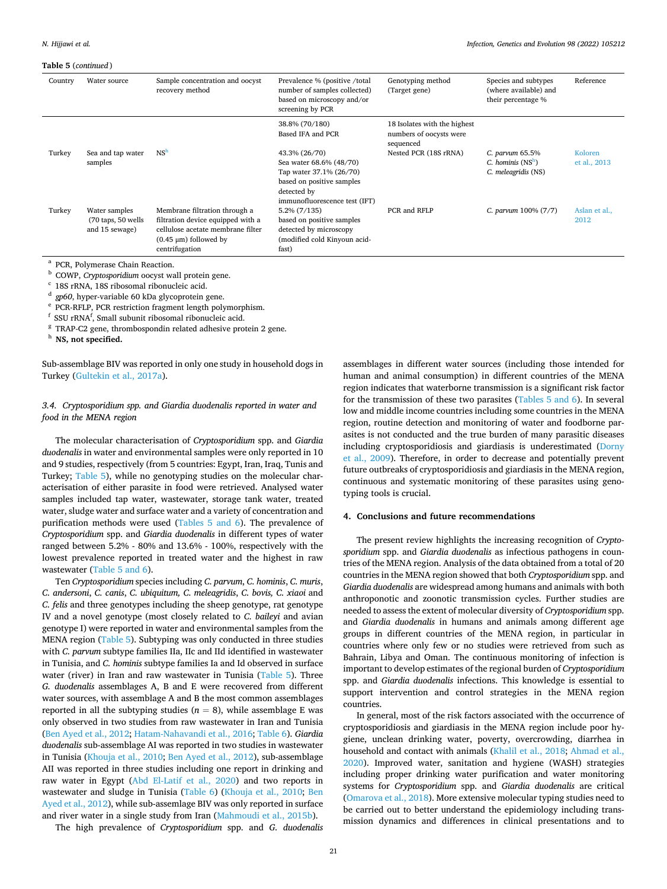**Table 5** (*continued*)

| Country | Water source | Sample concentration and oocyst recovery method | Prevalence % (positive /total number of samples collected) based on microscopy and/or screening by PCR | Genotyping method (Target gene) | Species and subtypes (where available) and their percentage % | Reference |
|---|---|---|---|---|---|---|
| | | | 38.8% (70/180) Based IFA and PCR | 18 Isolates with the highest numbers of oocysts were sequenced | | |
| Turkey | Sea and tap water samples | NS[h] | 43.3% (26/70) Sea water 68.6% (48/70) Tap water 37.1% (26/70) based on positive samples detected by immunofluorescence test (IFT) | Nested PCR (18S rRNA) | *C. parvum* 65.5% *C. hominis* (NS[h]) *C. meleagridis* (NS) | Koloren et al., 2013 |
| Turkey | Water samples (70 taps, 50 wells and 15 sewage) | Membrane filtration through a filtration device equipped with a cellulose acetate membrane filter (0.45 μm) followed by centrifugation | 5.2% (7/135) based on positive samples detected by microscopy (modified cold Kinyoun acid-fast) | PCR and RFLP | *C. parvum* 100% (7/7) | Aslan et al., 2012 |

[a] PCR, Polymerase Chain Reaction.
[b] COWP, *Cryptosporidium* oocyst wall protein gene.
[c] 18S rRNA, 18S ribosomal ribonucleic acid.
[d] *gp60*, hyper-variable 60 kDa glycoprotein gene.
[e] PCR-RFLP, PCR restriction fragment length polymorphism.
[f] SSU rRNA[f], Small subunit ribosomal ribonucleic acid.
[g] TRAP-C2 gene, thrombospondin related adhesive protein 2 gene.
[h] **NS, not specified.**

Sub-assemblage BIV was reported in only one study in household dogs in Turkey (Gultekin et al., 2017a).

### 3.4. *Cryptosporidium spp. and Giardia duodenalis reported in water and food in the MENA region*

The molecular characterisation of *Cryptosporidium* spp. and *Giardia duodenalis* in water and environmental samples were only reported in 10 and 9 studies, respectively (from 5 countries: Egypt, Iran, Iraq, Tunis and Turkey; Table 5), while no genotyping studies on the molecular characterisation of either parasite in food were retrieved. Analysed water samples included tap water, wastewater, storage tank water, treated water, sludge water and surface water and a variety of concentration and purification methods were used (Tables 5 and 6). The prevalence of *Cryptosporidium* spp. and *Giardia duodenalis* in different types of water ranged between 5.2% - 80% and 13.6% - 100%, respectively with the lowest prevalence reported in treated water and the highest in raw wastewater (Table 5 and 6).

Ten *Cryptosporidium* species including *C. parvum*, *C. hominis*, *C. muris*, *C. andersoni*, *C. canis*, *C. ubiquitum, C. meleagridis*, *C. bovis, C. xiaoi* and *C. felis* and three genotypes including the sheep genotype, rat genotype IV and a novel genotype (most closely related to *C. baileyi* and avian genotype I) were reported in water and environmental samples from the MENA region (Table 5). Subtyping was only conducted in three studies with *C. parvum* subtype families IIa, IIc and IId identified in wastewater in Tunisia, and *C. hominis* subtype families Ia and Id observed in surface water (river) in Iran and raw wastewater in Tunisia (Table 5). Three *G. duodenalis* assemblages A, B and E were recovered from different water sources, with assemblage A and B the most common assemblages reported in all the subtyping studies ($n = 8$), while assemblage E was only observed in two studies from raw wastewater in Iran and Tunisia (Ben Ayed et al., 2012; Hatam-Nahavandi et al., 2016; Table 6). *Giardia duodenalis* sub-assemblage AI was reported in two studies in wastewater in Tunisia (Khouja et al., 2010; Ben Ayed et al., 2012), sub-assemblage AII was reported in three studies including one report in drinking and raw water in Egypt (Abd El-Latif et al., 2020) and two reports in wastewater and sludge in Tunisia (Table 6) (Khouja et al., 2010; Ben Ayed et al., 2012), while sub-assemlage BIV was only reported in surface and river water in a single study from Iran (Mahmoudi et al., 2015b).

The high prevalence of *Cryptosporidium* spp. and *G. duodenalis* assemblages in different water sources (including those intended for human and animal consumption) in different countries of the MENA region indicates that waterborne transmission is a significant risk factor for the transmission of these two parasites (Tables 5 and 6). In several low and middle income countries including some countries in the MENA region, routine detection and monitoring of water and foodborne parasites is not conducted and the true burden of many parasitic diseases including cryptosporidiosis and giardiasis is underestimated (Dorny et al., 2009). Therefore, in order to decrease and potentially prevent future outbreaks of cryptosporidiosis and giardiasis in the MENA region, continuous and systematic monitoring of these parasites using genotyping tools is crucial.

## 4. Conclusions and future recommendations

The present review highlights the increasing recognition of *Cryptosporidium* spp. and *Giardia duodenalis* as infectious pathogens in countries of the MENA region. Analysis of the data obtained from a total of 20 countries in the MENA region showed that both *Cryptosporidium* spp. and *Giardia duodenalis* are widespread among humans and animals with both anthroponotic and zoonotic transmission cycles. Further studies are needed to assess the extent of molecular diversity of *Cryptosporidium* spp. and *Giardia duodenalis* in humans and animals among different age groups in different countries of the MENA region, in particular in countries where only few or no studies were retrieved from such as Bahrain, Libya and Oman. The continuous monitoring of infection is important to develop estimates of the regional burden of *Cryptosporidium* spp. and *Giardia duodenalis* infections. This knowledge is essential to support intervention and control strategies in the MENA region countries.

In general, most of the risk factors associated with the occurrence of cryptosporidiosis and giardiasis in the MENA region include poor hygiene, unclean drinking water, poverty, overcrowding, diarrhea in household and contact with animals (Khalil et al., 2018; Ahmad et al., 2020). Improved water, sanitation and hygiene (WASH) strategies including proper drinking water purification and water monitoring systems for *Cryptosporidium* spp. and *Giardia duodenalis* are critical (Omarova et al., 2018). More extensive molecular typing studies need to be carried out to better understand the epidemiology including transmission dynamics and differences in clinical presentations and to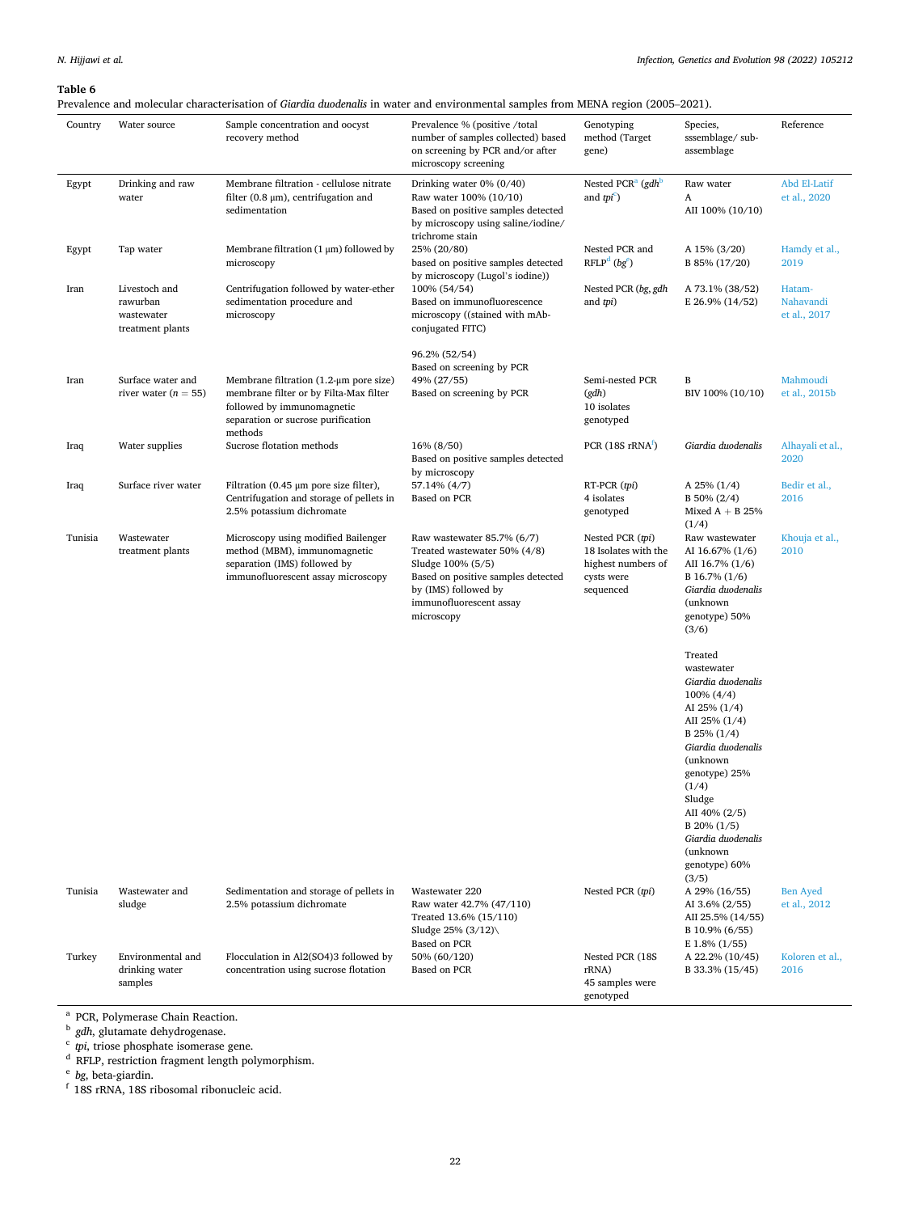**Table 6**
Prevalence and molecular characterisation of *Giardia duodenalis* in water and environmental samples from MENA region (2005–2021).

| Country | Water source | Sample concentration and oocyst recovery method | Prevalence % (positive /total number of samples collected) based on screening by PCR and/or after microscopy screening | Genotyping method (Target gene) | Species, sssemblage/ sub-assemblage | Reference |
|---|---|---|---|---|---|---|
| Egypt | Drinking and raw water | Membrane filtration - cellulose nitrate filter (0.8 μm), centrifugation and sedimentation | Drinking water 0% (0/40)<br>Raw water 100% (10/10)<br>Based on positive samples detected by microscopy using saline/iodine/ trichrome stain | Nested PCR[a] (*gdh*[b] and *tpi*[c]) | Raw water<br>A<br>AII 100% (10/10) | Abd El-Latif et al., 2020 |
| Egypt | Tap water | Membrane filtration (1 μm) followed by microscopy | 25% (20/80)<br>based on positive samples detected by microscopy (Lugol's iodine)) | Nested PCR and RFLP[d] (*bg*[e]) | A 15% (3/20)<br>B 85% (17/20) | Hamdy et al., 2019 |
| Iran | Livestoch and rawurban wastewater treatment plants | Centrifugation followed by water-ether sedimentation procedure and microscopy | 100% (54/54)<br>Based on immunofluorescence microscopy ((stained with mAb-conjugated FITC)<br><br>96.2% (52/54)<br>Based on screening by PCR | Nested PCR (*bg*, *gdh* and *tpi*) | A 73.1% (38/52)<br>E 26.9% (14/52) | Hatam-Nahavandi et al., 2017 |
| Iran | Surface water and river water (*n* = 55) | Membrane filtration (1.2-μm pore size) membrane filter or by Filta-Max filter followed by immunomagnetic separation or sucrose purification methods | 49% (27/55)<br>Based on screening by PCR | Semi-nested PCR (*gdh*)<br>10 isolates genotyped | B<br>BIV 100% (10/10) | Mahmoudi et al., 2015b |
| Iraq | Water supplies | Sucrose flotation methods | 16% (8/50)<br>Based on positive samples detected by microscopy | PCR (18S rRNA[f]) | *Giardia duodenalis* | Alhayali et al., 2020 |
| Iraq | Surface river water | Filtration (0.45 μm pore size filter), Centrifugation and storage of pellets in 2.5% potassium dichromate | 57.14% (4/7)<br>Based on PCR | RT-PCR (*tpi*)<br>4 isolates genotyped | A 25% (1/4)<br>B 50% (2/4)<br>Mixed A + B 25% (1/4) | Bedir et al., 2016 |
| Tunisia | Wastewater treatment plants | Microscopy using modified Bailenger method (MBM), immunomagnetic separation (IMS) followed by immunofluorescent assay microscopy | Raw wastewater 85.7% (6/7)<br>Treated wastewater 50% (4/8)<br>Sludge 100% (5/5)<br>Based on positive samples detected by (IMS) followed by immunofluorescent assay microscopy | Nested PCR (*tpi*)<br>18 Isolates with the highest numbers of cysts were sequenced | Raw wastewater<br>AI 16.67% (1/6)<br>AII 16.7% (1/6)<br>B 16.7% (1/6)<br>*Giardia duodenalis* (unknown genotype) 50% (3/6)<br><br>Treated wastewater<br>*Giardia duodenalis* 100% (4/4)<br>AI 25% (1/4)<br>AII 25% (1/4)<br>B 25% (1/4)<br>*Giardia duodenalis* (unknown genotype) 25% (1/4)<br>Sludge<br>AII 40% (2/5)<br>B 20% (1/5)<br>*Giardia duodenalis* (unknown genotype) 60% (3/5) | Khouja et al., 2010 |
| Tunisia | Wastewater and sludge | Sedimentation and storage of pellets in 2.5% potassium dichromate | Wastewater 220<br>Raw water 42.7% (47/110)<br>Treated 13.6% (15/110)<br>Sludge 25% (3/12)\<br>Based on PCR | Nested PCR (*tpi*) | A 29% (16/55)<br>AI 3.6% (2/55)<br>AII 25.5% (14/55)<br>B 10.9% (6/55)<br>E 1.8% (1/55) | Ben Ayed et al., 2012 |
| Turkey | Environmental and drinking water samples | Flocculation in Al2(SO4)3 followed by concentration using sucrose flotation | 50% (60/120)<br>Based on PCR | Nested PCR (18S rRNA)<br>45 samples were genotyped | A 22.2% (10/45)<br>B 33.3% (15/45) | Koloren et al., 2016 |

[a] PCR, Polymerase Chain Reaction.
[b] *gdh*, glutamate dehydrogenase.
[c] *tpi*, triose phosphate isomerase gene.
[d] RFLP, restriction fragment length polymorphism.
[e] *bg*, beta-giardin.
[f] 18S rRNA, 18S ribosomal ribonucleic acid.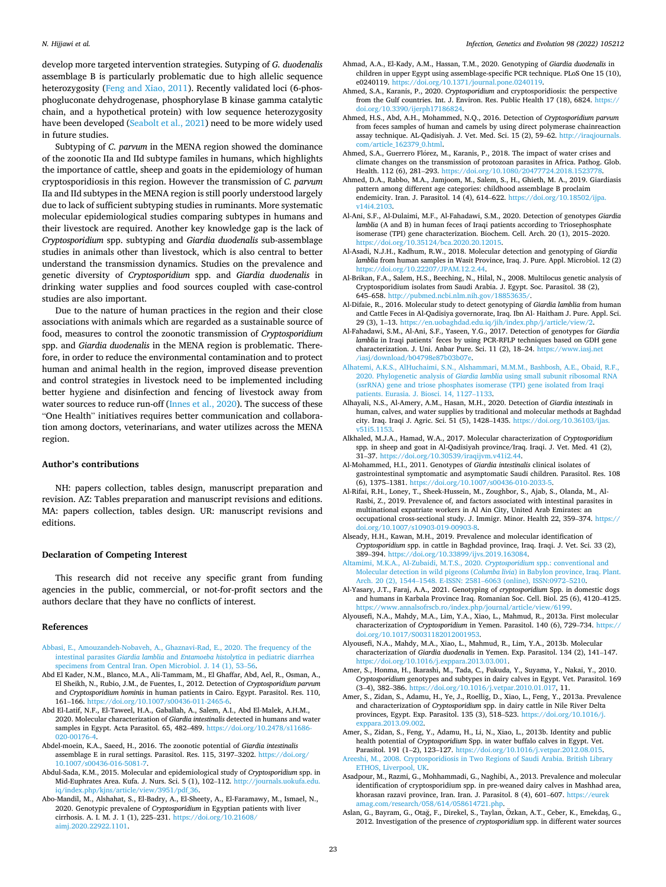develop more targeted intervention strategies. Sutyping of *G. duodenalis* assemblage B is particularly problematic due to high allelic sequence heterozygosity (Feng and Xiao, 2011). Recently validated loci (6-phosphogluconate dehydrogenase, phosphorylase B kinase gamma catalytic chain, and a hypothetical protein) with low sequence heterozygosity have been developed (Seabolt et al., 2021) need to be more widely used in future studies.

Subtyping of *C. parvum* in the MENA region showed the dominance of the zoonotic IIa and IId subtype familes in humans, which highlights the importance of cattle, sheep and goats in the epidemiology of human cryptosporidiosis in this region. However the transmission of *C. parvum* IIa and IId subtypes in the MENA region is still poorly understood largely due to lack of sufficient subtyping studies in ruminants. More systematic molecular epidemiological studies comparing subtypes in humans and their livestock are required. Another key knowledge gap is the lack of *Cryptosporidium* spp. subtyping and *Giardia duodenalis* sub-assemblage studies in animals other than livestock, which is also central to better understand the transmission dynamics. Studies on the prevalence and genetic diversity of *Cryptosporidium* spp. and *Giardia duodenalis* in drinking water supplies and food sources coupled with case-control studies are also important.

Due to the nature of human practices in the region and their close associations with animals which are regarded as a sustainable source of food, measures to control the zoonotic transmission of *Cryptosporidium* spp. and *Giardia duodenalis* in the MENA region is problematic. Therefore, in order to reduce the environmental contamination and to protect human and animal health in the region, improved disease prevention and control strategies in livestock need to be implemented including better hygiene and disinfection and fencing of livestock away from water sources to reduce run-off (Innes et al., 2020). The success of these "One Health" initiatives requires better communication and collaboration among doctors, veterinarians, and water utilizes across the MENA region.

## Author's contributions

NH: papers collection, tables design, manuscript preparation and revision. AZ: Tables preparation and manuscript revisions and editions. MA: papers collection, tables design. UR: manuscript revisions and editions.

## Declaration of Competing Interest

This research did not receive any specific grant from funding agencies in the public, commercial, or not-for-profit sectors and the authors declare that they have no conflicts of interest.

## References

Abbasi, E., Amouzandeh-Nobaveh, A., Ghaznavi-Rad, E., 2020. The frequency of the intestinal parasites *Giardia lamblia* and *Entamoeba histolytica* in pediatric diarrhea specimens from Central Iran. Open Microbiol. J. 14 (1), 53–56.

Abd El Kader, N.M., Blanco, M.A., Ali-Tammam, M., El Ghaffar, Abd, Ael, R., Osman, A., El Sheikh, N., Rubio, J.M., de Fuentes, I., 2012. Detection of *Cryptosporidium parvum* and *Cryptosporidium hominis* in human patients in Cairo. Egypt. Parasitol. Res. 110, 161–166. https://doi.org/10.1007/s00436-011-2465-6.

Abd El-Latif, N.F., El-Taweel, H.A., Gaballah, A., Salem, A.I., Abd El-Malek, A.H.M., 2020. Molecular characterization of *Giardia intestinalis* detected in humans and water samples in Egypt. Acta Parasitol. 65, 482–489. https://doi.org/10.2478/s11686-020-00176-4.

Abdel-moein, K.A., Saeed, H., 2016. The zoonotic potential of *Giardia intestinalis* assemblage E in rural settings. Parasitol. Res. 115, 3197–3202. https://doi.org/10.1007/s00436-016-5081-7.

Abdul-Sada, K.M., 2015. Molecular and epidemiological study of *Cryptosporidium* spp. in Mid-Euphrates Area. Kufa. J. Nurs. Sci. 5 (1), 102–112. http://journals.uokufa.edu.iq/index.php/kjns/article/view/3951/pdf_36.

Abo-Mandil, M., Alshahat, S., El-Badry, A., El-Sheety, A., El-Faramawy, M., Ismael, N., 2020. Genotypic prevalene of *Cryptosporidium* in Egyptian patients with liver cirrhosis. A. I. M. J. 1 (1), 225–231. https://doi.org/10.21608/aimj.2020.22922.1101.

Ahmad, A.A., El-Kady, A.M., Hassan, T.M., 2020. Genotyping of *Giardia duodenalis* in children in upper Egypt using assemblage-specific PCR technique. PLoS One 15 (10), e0240119. https://doi.org/10.1371/journal.pone.0240119.

Ahmed, S.A., Karanis, P., 2020. *Cryptosporidium* and cryptosporidiosis: the perspective from the Gulf countries. Int. J. Environ. Res. Public Health 17 (18), 6824. https://doi.org/10.3390/ijerph17186824.

Ahmed, H.S., Abd, A.H., Mohammed, N.Q., 2016. Detection of *Cryptosporidium parvum* from feces samples of human and camels by using direct polymerase chainreaction assay technique. AL-Qadisiyah. J. Vet. Med. Sci. 15 (2), 59–62. http://iraqjournals.com/article_162379_0.html.

Ahmed, S.A., Guerrero Flórez, M., Karanis, P., 2018. The impact of water crises and climate changes on the transmission of protozoan parasites in Africa. Pathog. Glob. Health. 112 (6), 281–293. https://doi.org/10.1080/20477724.2018.1523778.

Ahmed, D.A., Rabbo, M.A., Jamjoom, M., Salem, S., H., Ghieth, M. A., 2019. Giardiasis pattern among different age categories: childhood assemblage B proclaim endemicity. Iran. J. Parasitol. 14 (4), 614–622. https://doi.org/10.18502/ijpa.v14i4.2103.

Al-Ani, S.F., Al-Dulaimi, M.F., Al-Fahadawi, S.M., 2020. Detection of genotypes *Giardia lamblia* (A and B) in human feces of Iraqi patients according to Triosephosphate isomerase (TPI) gene characterization. Biochem. Cell. Arch. 20 (1), 2015–2020. https://doi.org/10.35124/bca.2020.20.12015.

Al-Asadi, N.J.H., Kadhum, R.W., 2018. Molecular detection and genotyping of *Giardia lamblia* from human samples in Wasit Province, Iraq. J. Pure. Appl. Microbiol. 12 (2) https://doi.org/10.22207/JPAM.12.2.44.

Al-Brikan, F.A., Salem, H.S., Beeching, N., Hilal, N., 2008. Multilocus genetic analysis of Cryptosporidium isolates from Saudi Arabia. J. Egypt. Soc. Parasitol. 38 (2), 645–658. http://pubmed.ncbi.nlm.nih.gov/18853635/.

Al-Difaie, R., 2016. Molecular study to detect genotyping of *Giardia lamblia* from human and Cattle Feces in Al-Qadisiya governorate, Iraq. Ibn Al- Haitham J. Pure. Appl. Sci. 29 (3), 1–13. https://en.uobaghdad.edu.iq/jih/index.php/j/article/view/2.

Al-Fahadawi, S.M., Al-Ani, S.F., Yaseen, Y.G., 2017. Detection of genotypes for *Giardia lamblia* in Iraqi patients´ feces by using PCR-RFLP techniques based on GDH gene characterization. J. Uni. Anbar Pure. Sci. 11 (2), 18–24. https://www.iasj.net/iasj/download/b04798e87b03b07e.

Alhatemi, A.K.S., AlHuchaimi, S.N., Alshammari, M.M.M., Bashbosh, A.E., Obaid, R.F., 2020. Phylogenetic analysis of *Giardia lamblia* using small subunit ribosomal RNA (ssrRNA) gene and triose phosphates isomerase (TPI) gene isolated from Iraqi patients. Eurasia. J. Biosci. 14, 1127–1133.

Alhayali, N.S., Al-Amery, A.M., Hasan, M.H., 2020. Detection of *Giardia intestinals* in human, calves, and water supplies by traditional and molecular methods at Baghdad city. Iraq. Iraqi J. Agric. Sci. 51 (5), 1428–1435. https://doi.org/10.36103/ijas.v51i5.1153.

Alkhaled, M.J.A., Hamad, W.A., 2017. Molecular characterization of *Cryptosporidium* spp. in sheep and goat in Al-Qadisiyah province/Iraq. Iraqi. J. Vet. Med. 41 (2), 31–37. https://doi.org/10.30539/iraqijvm.v41i2.44.

Al-Mohammed, H.I., 2011. Genotypes of *Giardia intestinalis* clinical isolates of gastrointestinal symptomatic and asymptomatic Saudi children. Parasitol. Res. 108 (6), 1375–1381. https://doi.org/10.1007/s00436-010-2033-5.

Al-Rifai, R.H., Loney, T., Sheek-Hussein, M., Zoughbor, S., Ajab, S., Olanda, M., Al-Rasbi, Z., 2019. Prevalence of, and factors associated with intestinal parasites in multinational expatriate workers in Al Ain City, United Arab Emirates: an occupational cross-sectional study. J. Immigr. Minor. Health 22, 359–374. https://doi.org/10.1007/s10903-019-00903-8.

Alseady, H.H., Kawan, M.H., 2019. Prevalence and molecular identification of *Cryptosporidium* spp. in cattle in Baghdad province, Iraq. Iraqi. J. Vet. Sci. 33 (2), 389–394. https://doi.org/10.33899/ijvs.2019.163084.

Altamimi, M.K.A., Al-Zubaidi, M.T.S., 2020. *Cryptosporidium* spp.: conventional and Molecular detection in wild pigeons (*Columba livia*) in Babylon province, Iraq. Plant. Arch. 20 (2), 1544–1548. E-ISSN: 2581–6063 (online), ISSN:0972–5210.

Al-Yasary, J.T., Faraj, A.A., 2021. Genotyping of *cryptosporidium* Spp. in domestic dogs and humans in Karbala Province Iraq. Romanian Soc. Cell. Biol. 25 (6), 4120–4125. https://www.annalsofrscb.ro/index.php/journal/article/view/6199.

Alyousefi, N.A., Mahdy, M.A., Lim, Y.A., Xiao, L., Mahmud, R., 2013a. First molecular characterization of *Cryptosporidium* in Yemen. Parasitol. 140 (6), 729–734. https://doi.org/10.1017/S0031182012001953.

Alyousefi, N.A., Mahdy, M.A., Xiao, L., Mahmud, R., Lim, Y.A., 2013b. Molecular characterization of *Giardia duodenalis* in Yemen. Exp. Parasitol. 134 (2), 141–147. https://doi.org/10.1016/j.exppara.2013.03.001.

Amer, S., Honma, H., Ikarashi, M., Tada, C., Fukuda, Y., Suyama, Y., Nakai, Y., 2010. *Cryptosporidium* genotypes and subtypes in dairy calves in Egypt. Vet. Parasitol. 169 (3–4), 382–386. https://doi.org/10.1016/j.vetpar.2010.01.017, 11.

Amer, S., Zidan, S., Adamu, H., Ye, J., Roellig, D., Xiao, L., Feng, Y., 2013a. Prevalence and characterization of *Cryptosporidium* spp. in dairy cattle in Nile River Delta provinces, Egypt. Exp. Parasitol. 135 (3), 518–523. https://doi.org/10.1016/j.exppara.2013.09.002.

Amer, S., Zidan, S., Feng, Y., Adamu, H., Li, N., Xiao, L., 2013b. Identity and public health potential of *Cryptosporidium* Spp. in water buffalo calves in Egypt. Vet. Parasitol. 191 (1–2), 123–127. https://doi.org/10.1016/j.vetpar.2012.08.015.

Areeshi, M., 2008. Cryptosporidiosis in Two Regions of Saudi Arabia. British Library ETHOS, Liverpool, UK.

Asadpour, M., Razmi, G., Mohhammadi, G., Naghibi, A., 2013. Prevalence and molecular identification of cryptosporidium spp. in pre-weaned dairy calves in Mashhad area, khorasan razavi province, Iran. Iran. J. Parasitol. 8 (4), 601–607. https://eurekamag.com/research/058/614/058614721.php.

Aslan, G., Bayram, G., Otağ, F., Direkel, S., Taylan, Özkan, A.T., Ceber, K., Emekdaş, G., 2012. Investigation of the presence of *cryptosporidium* spp. in different water sources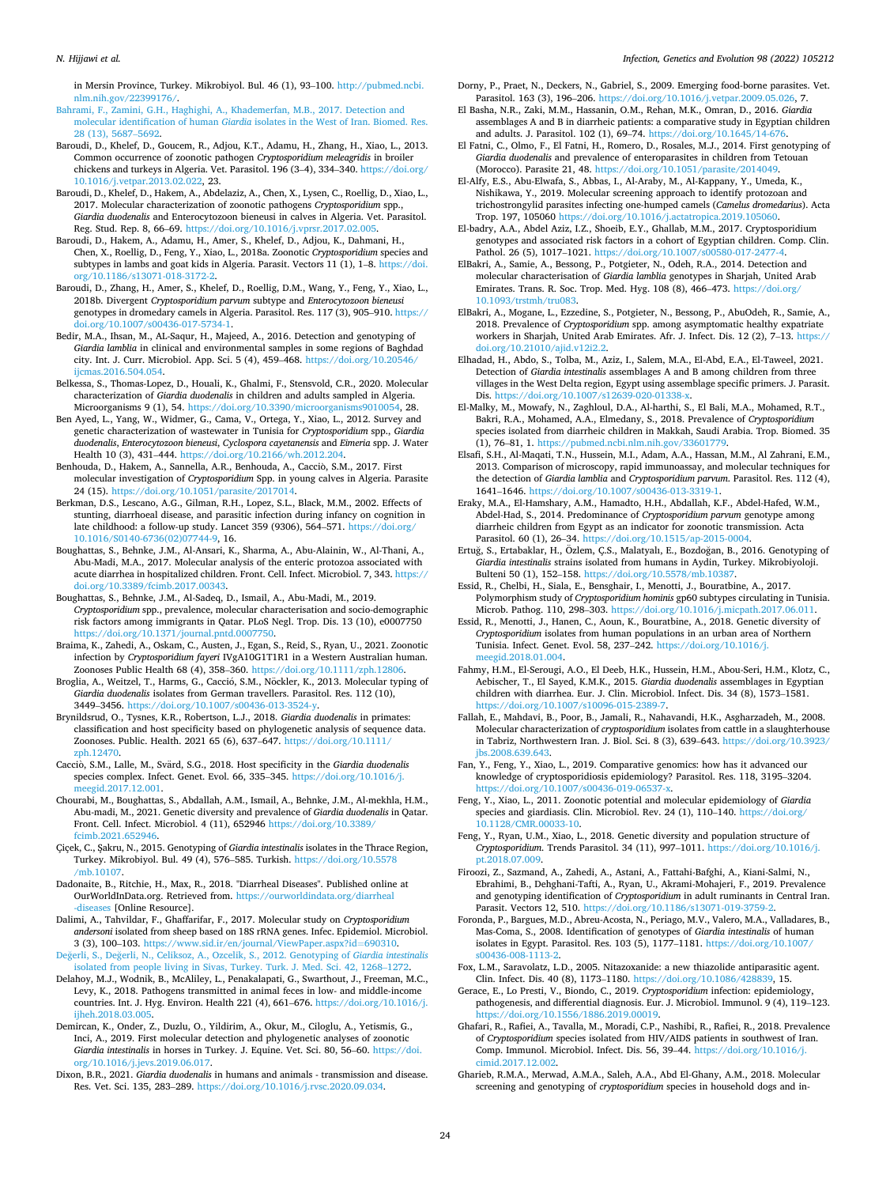in Mersin Province, Turkey. Mikrobiyol. Bul. 46 (1), 93–100. http://pubmed.ncbi.nlm.nih.gov/22399176/.

Bahrami, F., Zamini, G.H., Haghighi, A., Khademerfan, M.B., 2017. Detection and molecular identification of human *Giardia* isolates in the West of Iran. Biomed. Res. 28 (13), 5687–5692.

Baroudi, D., Khelef, D., Goucem, R., Adjou, K.T., Adamu, H., Zhang, H., Xiao, L., 2013. Common occurrence of zoonotic pathogen *Cryptosporidium meleagridis* in broiler chickens and turkeys in Algeria. Vet. Parasitol. 196 (3–4), 334–340. https://doi.org/10.1016/j.vetpar.2013.02.022, 23.

Baroudi, D., Khelef, D., Hakem, A., Abdelaziz, A., Chen, X., Lysen, C., Roellig, D., Xiao, L., 2017. Molecular characterization of zoonotic pathogens *Cryptosporidium* spp., *Giardia duodenalis* and Enterocytozoon bieneusi in calves in Algeria. Vet. Parasitol. Reg. Stud. Rep. 8, 66–69. https://doi.org/10.1016/j.vprsr.2017.02.005.

Baroudi, D., Hakem, A., Adamu, H., Amer, S., Khelef, D., Adjou, K., Dahmani, H., Chen, X., Roellig, D., Feng, Y., Xiao, L., 2018a. Zoonotic *Cryptosporidium* species and subtypes in lambs and goat kids in Algeria. Parasit. Vectors 11 (1), 1–8. https://doi.org/10.1186/s13071-018-3172-2.

Baroudi, D., Zhang, H., Amer, S., Khelef, D., Roellig, D.M., Wang, Y., Feng, Y., Xiao, L., 2018b. Divergent *Cryptosporidium parvum* subtype and *Enterocytozoon bieneusi* genotypes in dromedary camels in Algeria. Parasitol. Res. 117 (3), 905–910. https://doi.org/10.1007/s00436-017-5734-1.

Bedir, M.A., Ihsan, M., AL-Saqur, H., Majeed, A., 2016. Detection and genotyping of *Giardia lamblia* in clinical and environmental samples in some regions of Baghdad city. Int. J. Curr. Microbiol. App. Sci. 5 (4), 459–468. https://doi.org/10.20546/ijcmas.2016.504.054.

Belkessa, S., Thomas-Lopez, D., Houali, K., Ghalmi, F., Stensvold, C.R., 2020. Molecular characterization of *Giardia duodenalis* in children and adults sampled in Algeria. Microorganisms 9 (1), 54. https://doi.org/10.3390/microorganisms9010054, 28.

Ben Ayed, L., Yang, W., Widmer, G., Cama, V., Ortega, Y., Xiao, L., 2012. Survey and genetic characterization of wastewater in Tunisia for *Cryptosporidium* spp., *Giardia duodenalis*, *Enterocytozoon bieneusi*, *Cyclospora cayetanensis* and *Eimeria* spp. J. Water Health 10 (3), 431–444. https://doi.org/10.2166/wh.2012.204.

Benhouda, D., Hakem, A., Sannella, A.R., Benhouda, A., Cacciò, S.M., 2017. First molecular investigation of *Cryptosporidium* Spp. in young calves in Algeria. Parasite 24 (15). https://doi.org/10.1051/parasite/2017014.

Berkman, D.S., Lescano, A.G., Gilman, R.H., Lopez, S.L., Black, M.M., 2002. Effects of stunting, diarrhoeal disease, and parasitic infection during infancy on cognition in late childhood: a follow-up study. Lancet 359 (9306), 564–571. https://doi.org/10.1016/S0140-6736(02)07744-9, 16.

Boughattas, S., Behnke, J.M., Al-Ansari, K., Sharma, A., Abu-Alainin, W., Al-Thani, A., Abu-Madi, M.A., 2017. Molecular analysis of the enteric protozoa associated with acute diarrhea in hospitalized children. Front. Cell. Infect. Microbiol. 7, 343. https://doi.org/10.3389/fcimb.2017.00343.

Boughattas, S., Behnke, J.M., Al-Sadeq, D., Ismail, A., Abu-Madi, M., 2019. *Cryptosporidium* spp., prevalence, molecular characterisation and socio-demographic risk factors among immigrants in Qatar. PLoS Negl. Trop. Dis. 13 (10), e0007750 https://doi.org/10.1371/journal.pntd.0007750.

Braima, K., Zahedi, A., Oskam, C., Austen, J., Egan, S., Reid, S., Ryan, U., 2021. Zoonotic infection by *Cryptosporidium fayeri* IVgA10G1T1R1 in a Western Australian human. Zoonoses Public Health 68 (4), 358–360. https://doi.org/10.1111/zph.12806.

Broglia, A., Weitzel, T., Harms, G., Cacció, S.M., Nöckler, K., 2013. Molecular typing of *Giardia duodenalis* isolates from German travellers. Parasitol. Res. 112 (10), 3449–3456. https://doi.org/10.1007/s00436-013-3524-y.

Brynildsrud, O., Tysnes, K.R., Robertson, L.J., 2018. *Giardia duodenalis* in primates: classification and host specificity based on phylogenetic analysis of sequence data. Zoonoses. Public. Health. 2021 65 (6), 637–647. https://doi.org/10.1111/zph.12470.

Cacciò, S.M., Lalle, M., Svärd, S.G., 2018. Host specificity in the *Giardia duodenalis* species complex. Infect. Genet. Evol. 66, 335–345. https://doi.org/10.1016/j.meegid.2017.12.001.

Chourabi, M., Boughattas, S., Abdallah, A.M., Ismail, A., Behnke, J.M., Al-mekhla, H.M., Abu-madi, M., 2021. Genetic diversity and prevalence of *Giardia duodenalis* in Qatar. Front. Cell. Infect. Microbiol. 4 (11), 652946 https://doi.org/10.3389/fcimb.2021.652946.

Çiçek, C., Şakru, N., 2015. Genotyping of *Giardia intestinalis* isolates in the Thrace Region, Turkey. Mikrobiyol. Bul. 49 (4), 576–585. Turkish. https://doi.org/10.5578/mb.10107.

Dadonaite, B., Ritchie, H., Max, R., 2018. "Diarrheal Diseases". Published online at OurWorldInData.org. Retrieved from. https://ourworldindata.org/diarrheal-diseases [Online Resource].

Dalimi, A., Tahvildar, F., Ghaffarifar, F., 2017. Molecular study on *Cryptosporidium andersoni* isolated from sheep based on 18S rRNA genes. Infec. Epidemiol. Microbiol. 3 (3), 100–103. https://www.sid.ir/en/journal/ViewPaper.aspx?id=690310.

Değerli, S., Değerli, N., Celiksoz, A., Ozcelik, S., 2012. Genotyping of *Giardia intestinalis* isolated from people living in Sivas, Turkey. Turk. J. Med. Sci. 42, 1268–1272.

Delahoy, M.J., Wodnik, B., McAliley, L., Penakalapati, G., Swarthout, J., Freeman, M.C., Levy, K., 2018. Pathogens transmitted in animal feces in low- and middle-income countries. Int. J. Hyg. Environ. Health 221 (4), 661–676. https://doi.org/10.1016/j.ijheh.2018.03.005.

Demircan, K., Onder, Z., Duzlu, O., Yildirim, A., Okur, M., Ciloglu, A., Yetismis, G., Inci, A., 2019. First molecular detection and phylogenetic analyses of zoonotic *Giardia intestinalis* in horses in Turkey. J. Equine. Vet. Sci. 80, 56–60. https://doi.org/10.1016/j.jevs.2019.06.017.

Dixon, B.R., 2021. *Giardia duodenalis* in humans and animals - transmission and disease. Res. Vet. Sci. 135, 283–289. https://doi.org/10.1016/j.rvsc.2020.09.034.

Dorny, P., Praet, N., Deckers, N., Gabriel, S., 2009. Emerging food-borne parasites. Vet. Parasitol. 163 (3), 196–206. https://doi.org/10.1016/j.vetpar.2009.05.026, 7.

El Basha, N.R., Zaki, M.M., Hassanin, O.M., Rehan, M.K., Omran, D., 2016. *Giardia* assemblages A and B in diarrheic patients: a comparative study in Egyptian children and adults. J. Parasitol. 102 (1), 69–74. https://doi.org/10.1645/14-676.

El Fatni, C., Olmo, F., El Fatni, H., Romero, D., Rosales, M.J., 2014. First genotyping of *Giardia duodenalis* and prevalence of enteroparasites in children from Tetouan (Morocco). Parasite 21, 48. https://doi.org/10.1051/parasite/2014049.

El-Alfy, E.S., Abu-Elwafa, S., Abbas, I., Al-Araby, M., Al-Kappany, Y., Umeda, K., Nishikawa, Y., 2019. Molecular screening approach to identify protozoan and trichostrongylid parasites infecting one-humped camels (*Camelus dromedarius*). Acta Trop. 197, 105060 https://doi.org/10.1016/j.actatropica.2019.105060.

El-badry, A.A., Abdel Aziz, I.Z., Shoeib, E.Y., Ghallab, M.M., 2017. Cryptosporidium genotypes and associated risk factors in a cohort of Egyptian children. Comp. Clin. Pathol. 26 (5), 1017–1021. https://doi.org/10.1007/s00580-017-2477-4.

ElBakri, A., Samie, A., Bessong, P., Potgieter, N., Odeh, R.A., 2014. Detection and molecular characterisation of *Giardia lamblia* genotypes in Sharjah, United Arab Emirates. Trans. R. Soc. Trop. Med. Hyg. 108 (8), 466–473. https://doi.org/10.1093/trstmh/tru083.

ElBakri, A., Mogane, L., Ezzedine, S., Potgieter, N., Bessong, P., AbuOdeh, R., Samie, A., 2018. Prevalence of *Cryptosporidium* spp. among asymptomatic healthy expatriate workers in Sharjah, United Arab Emirates. Afr. J. Infect. Dis. 12 (2), 7–13. https://doi.org/10.21010/ajid.v12i2.2.

Elhadad, H., Abdo, S., Tolba, M., Aziz, I., Salem, M.A., El-Abd, E.A., El-Taweel, 2021. Detection of *Giardia intestinalis* assemblages A and B among children from three villages in the West Delta region, Egypt using assemblage specific primers. J. Parasit. Dis. https://doi.org/10.1007/s12639-020-01338-x.

El-Malky, M., Mowafy, N., Zaghloul, D.A., Al-harthi, S., El Bali, M.A., Mohamed, R.T., Bakri, R.A., Mohamed, A.A., Elmedany, S., 2018. Prevalence of *Cryptosporidium* species isolated from diarrheic children in Makkah, Saudi Arabia. Trop. Biomed. 35 (1), 76–81, 1. https://pubmed.ncbi.nlm.nih.gov/33601779.

Elsafi, S.H., Al-Maqati, T.N., Hussein, M.I., Adam, A.A., Hassan, M.M., Al Zahrani, E.M., 2013. Comparison of microscopy, rapid immunoassay, and molecular techniques for the detection of *Giardia lamblia* and *Cryptosporidium parvum*. Parasitol. Res. 112 (4), 1641–1646. https://doi.org/10.1007/s00436-013-3319-1.

Eraky, M.A., El-Hamshary, A.M., Hamadto, H.H., Abdallah, K.F., Abdel-Hafed, W.M., Abdel-Had, S., 2014. Predominance of *Cryptosporidium parvum* genotype among diarrheic children from Egypt as an indicator for zoonotic transmission. Acta Parasitol. 60 (1), 26–34. https://doi.org/10.1515/ap-2015-0004.

Ertuğ, S., Ertabaklar, H., Özlem, Ç.S., Malatyalı, E., Bozdoğan, B., 2016. Genotyping of *Giardia intestinalis* strains isolated from humans in Aydin, Turkey. Mikrobiyoloji. Bulteni 50 (1), 152–158. https://doi.org/10.5578/mb.10387.

Essid, R., Chelbi, H., Siala, E., Bensghair, I., Menotti, J., Bouratbine, A., 2017. Polymorphism study of *Cryptosporidium hominis* gp60 subtypes circulating in Tunisia. Microb. Pathog. 110, 298–303. https://doi.org/10.1016/j.micpath.2017.06.011.

Essid, R., Menotti, J., Hanen, C., Aoun, K., Bouratbine, A., 2018. Genetic diversity of *Cryptosporidium* isolates from human populations in an urban area of Northern Tunisia. Infect. Genet. Evol. 58, 237–242. https://doi.org/10.1016/j.meegid.2018.01.004.

Fahmy, H.M., El-Serougi, A.O., El Deeb, H.K., Hussein, H.M., Abou-Seri, H.M., Klotz, C., Aebischer, T., El Sayed, K.M.K., 2015. *Giardia duodenalis* assemblages in Egyptian children with diarrhea. Eur. J. Clin. Microbiol. Infect. Dis. 34 (8), 1573–1581. https://doi.org/10.1007/s10096-015-2389-7.

Fallah, E., Mahdavi, B., Poor, B., Jamali, R., Nahavandi, H.K., Asgharzadeh, M., 2008. Molecular characterization of *cryptosporidium* isolates from cattle in a slaughterhouse in Tabriz, Northwestern Iran. J. Biol. Sci. 8 (3), 639–643. https://doi.org/10.3923/jbs.2008.639.643.

Fan, Y., Feng, Y., Xiao, L., 2019. Comparative genomics: how has it advanced our knowledge of cryptosporidiosis epidemiology? Parasitol. Res. 118, 3195–3204. https://doi.org/10.1007/s00436-019-06537-x.

Feng, Y., Xiao, L., 2011. Zoonotic potential and molecular epidemiology of *Giardia* species and giardiasis. Clin. Microbiol. Rev. 24 (1), 110–140. https://doi.org/10.1128/CMR.00033-10.

Feng, Y., Ryan, U.M., Xiao, L., 2018. Genetic diversity and population structure of *Cryptosporidium*. Trends Parasitol. 34 (11), 997–1011. https://doi.org/10.1016/j.pt.2018.07.009.

Firoozi, Z., Sazmand, A., Zahedi, A., Astani, A., Fattahi-Bafghi, A., Kiani-Salmi, N., Ebrahimi, B., Dehghani-Tafti, A., Ryan, U., Akrami-Mohajeri, F., 2019. Prevalence and genotyping identification of *Cryptosporidium* in adult ruminants in Central Iran. Parasit. Vectors 12, 510. https://doi.org/10.1186/s13071-019-3759-2.

Foronda, P., Bargues, M.D., Abreu-Acosta, N., Periago, M.V., Valero, M.A., Valladares, B., Mas-Coma, S., 2008. Identification of genotypes of *Giardia intestinalis* of human isolates in Egypt. Parasitol. Res. 103 (5), 1177–1181. https://doi.org/10.1007/s00436-008-1113-2.

Fox, L.M., Saravolatz, L.D., 2005. Nitazoxanide: a new thiazolide antiparasitic agent. Clin. Infect. Dis. 40 (8), 1173–1180. https://doi.org/10.1086/428839, 15.

Gerace, E., Lo Presti, V., Biondo, C., 2019. *Cryptosporidium* infection: epidemiology, pathogenesis, and differential diagnosis. Eur. J. Microbiol. Immunol. 9 (4), 119–123. https://doi.org/10.1556/1886.2019.00019.

Ghafari, R., Rafiei, A., Tavalla, M., Moradi, C.P., Nashibi, R., Rafiei, R., 2018. Prevalence of *Cryptosporidium* species isolated from HIV/AIDS patients in southwest of Iran. Comp. Immunol. Microbiol. Infect. Dis. 56, 39–44. https://doi.org/10.1016/j.cimid.2017.12.002.

Gharieb, R.M.A., Merwad, A.M.A., Saleh, A.A., Abd El-Ghany, A.M., 2018. Molecular screening and genotyping of *cryptosporidium* species in household dogs and in-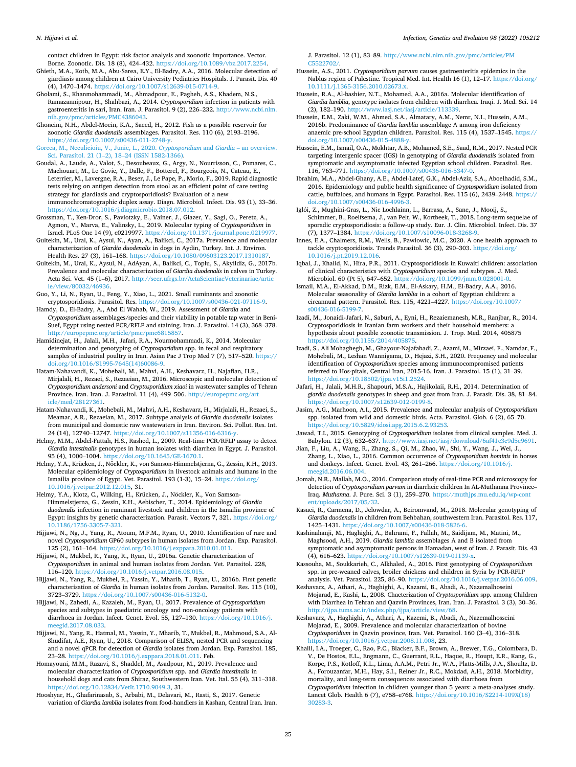contact children in Egypt: risk factor analysis and zoonotic importance. Vector. Borne. Zoonotic. Dis. 18 (8), 424–432. https://doi.org/10.1089/vbz.2017.2254.

Ghieth, M.A., Kotb, M.A., Abu-Sarea, E.Y., El-Badry, A.A., 2016. Molecular detection of giardiasis among children at Cairo University Pediatrics Hospitals. J. Parasit. Dis. 40 (4), 1470–1474. https://doi.org/10.1007/s12639-015-0714-9.

Gholami, S., Khanmohammadi, M., Ahmadpour, E., Pagheh, A.S., Khadem, N.S., Ramazannipour, H., Shahbazi, A., 2014. *Cryptosporidium* infection in patients with gastroenteritis in sari, Iran. Iran. J. Parasitol. 9 (2), 226–232. http://www.ncbi.nlm.nih.gov/pmc/articles/PMC4386043.

Ghoneim, N.H., Abdel-Moein, K.A., Saeed, H., 2012. Fish as a possible reservoir for zoonotic *Giardia duodenalis* assemblages. Parasitol. Res. 110 (6), 2193–2196. https://doi.org/10.1007/s00436-011-2748-y.

Gorcea, M., Neculicioiu, V., Junie, L., 2020. *Cryptosporidium* and *Giardia* – an overview. Sci. Parasitol. 21 (1–2), 18–24 (ISSN 1582-1366).

Goudal, A., Laude, A., Valot, S., Desoubeaux, G., Argy, N., Nourrisson, C., Pomares, C., Machouart, M., Le Govic, Y., Dalle, F., Botterel, F., Bourgeois, N., Cateau, E., Leterrier, M., Lavergne, R.A., Beser, J., Le Pape, P., Morio, F., 2019. Rapid diagnostic tests relying on antigen detection from stool as an efficient point of care testing strategy for giardiasis and cryptosporidiosis? Evaluation of a new immunochromatographic duplex assay. Diagn. Microbiol. Infect. Dis. 93 (1), 33–36. https://doi.org/10.1016/j.diagmicrobio.2018.07.012.

Grossman, T., Ken-Dror, S., Pavlotzky, E., Vainer, J., Glazer, Y., Sagi, O., Peretz, A., Agmon, V., Marva, E., Valinsky, L., 2019. Molecular typing of *Cryptosporidium* in Israel. PLoS One 14 (9), e0219977. https://doi.org/10.1371/journal.pone.0219977.

Gultekin, M., Ural, K., Aysul, N., Ayan, A., Balikci, C., 2017a. Prevalence and molecular characterization of *Giardia duodenalis* in dogs in Aydin, Turkey. Int. J. Environ. Health Res. 27 (3), 161–168. https://doi.org/10.1080/09603123.2017.1310187.

Gultekin, M., Ural, K., Aysul, N., AdAyan, A., Balikci, C., Toplu, S., Akyildiz, G., 2017b. Prevalence and molecular characterization of *Giardia duodenalis* in calves in Turkey. Acta Sci. Vet. 45 (1–6), 2017. http://seer.ufrgs.br/ActaScientiaeVeterinariae/article/view/80032/46936.

Guo, Y., Li, N., Ryan, U., Feng, Y., Xiao, L., 2021. Small ruminants and zoonotic cryptosporidiosis. Parasitol. Res. https://doi.org/10.1007/s00436-021-07116-9.

Hamdy, D., El-Badry, A., Abd El Wahab, W., 2019. Assessment of *Giardia* and *Cryptosporidium* assemblages/species and their viability in potable tap water in Beni-Suef, Egypt using nested PCR/RFLP and staining. Iran. J. Parasitol. 14 (3), 368–378. http://europepmc.org/article/pmc/pmc6815857.

Hamidinejat, H., Jalali, M.H., Jafari, R.A., Nourmohammadi, K., 2014. Molecular determination and genotyping of *Cryptosporidium* spp. in fecal and respiratory samples of industrial poultry in Iran. Asian Pac J Trop Med 7 (7), 517–520. https://doi.org/10.1016/S1995-7645(14)60086-9.

Hatam-Nahavandi, K., Mohebali, M., Mahvi, A.H., Keshavarz, H., Najafian, H.R., Mirjalali, H., Rezaei, S., Rezaeian, M., 2016. Microscopic and molecular detection of *Cryptosporidium andersoni* and *Cryptosporidium xiaoi* in wastewater samples of Tehran Province. Iran. Iran. J. Parasitol. 11 (4), 499–506. http://europepmc.org/article/med/28127361.

Hatam-Nahavandi, K., Mohebali, M., Mahvi, A.H., Keshavarz, H., Mirjalali, H., Rezaei, S., Meamar, A.R., Rezaeian, M., 2017. Subtype analysis of *Giardia duodenalis* isolates from municipal and domestic raw wastewaters in Iran. Environ. Sci. Pollut. Res. Int. 24 (14), 12740–12747. https://doi.org/10.1007/s11356-016-6316-y.

Helmy, M.M., Abdel-Fattah, H.S., Rashed, L., 2009. Real-time PCR/RFLP assay to detect *Giardia intestinalis* genotypes in human isolates with diarrhea in Egypt. J. Parasitol. 95 (4), 1000–1004. https://doi.org/10.1645/GE-1670.1.

Helmy, Y.A., Krücken, J., Nöckler, K., von Samson-Himmelstjerna, G., Zessin, K.H., 2013. Molecular epidemiology of *Cryptosporidium* in livestock animals and humans in the Ismailia province of Egypt. Vet. Parasitol. 193 (1-3), 15–24. https://doi.org/10.1016/j.vetpar.2012.12.015, 31.

Helmy, Y.A., Klotz, C., Wilking, H., Krücken, J., Nöckler, K., Von Samson-Himmelstjerna, G., Zessin, K.H., Aebischer, T., 2014. Epidemiology of *Giardia duodenalis* infection in ruminant livestock and children in the Ismailia province of Egypt: insights by genetic characterization. Parasit. Vectors 7, 321. https://doi.org/10.1186/1756-3305-7-321.

Hijjawi, N., Ng, J., Yang, R., Atoum, M.F.M., Ryan, U., 2010. Identification of rare and novel *Cryptosporidium* GP60 subtypes in human isolates from Jordan. Exp. Parasitol. 125 (2), 161–164. https://doi.org/10.1016/j.exppara.2010.01.011.

Hijjawi, N., Mukbel, R., Yang, R., Ryan, U., 2016a. Genetic characterization of *Cryptosporidium* in animal and human isolates from Jordan. Vet. Parasitol. 228, 116–120. https://doi.org/10.1016/j.vetpar.2016.08.015.

Hijjawi, N., Yang, R., Mukbel, R., Yassin, Y., Mharib, T., Ryan, U., 2016b. First genetic characterisation of *Giardia* in human isolates from Jordan. Parasitol. Res. 115 (10), 3723–3729. https://doi.org/10.1007/s00436-016-5132-0.

Hijjawi, N., Zahedi, A., Kazaleh, M., Ryan, U., 2017. Prevalence of *Cryptosporidium* species and subtypes in paediatric oncology and non-oncology patients with diarrhoea in Jordan. Infect. Genet. Evol. 55, 127–130. https://doi.org/10.1016/j.meegid.2017.08.033.

Hijjawi, N., Yang, R., Hatmal, M., Yassin, Y., Mharib, T., Mukbel, R., Mahmoud, S.A., Al-Shudifat, A.E., Ryan, U., 2018. Comparison of ELISA, nested PCR and sequencing and a novel qPCR for detection of *Giardia* isolates from Jordan. Exp. Parasitol. 185, 23–28. https://doi.org/10.1016/j.exppara.2018.01.011. Feb.

Homayouni, M.M., Razavi, S., Shaddel, M., Asadpour, M., 2019. Prevalence and molecular characterization of *Cryptosporidium* spp. and *Giardia intestinalis* in household dogs and cats from Shiraz, Southwestern Iran. Vet. Ital. 55 (4), 311–318. https://doi.org/10.12834/VetIt.1710.9049.3, 31.

Hooshyar, H., Ghafarinasab, S., Arbabi, M., Delavari, M., Rasti, S., 2017. Genetic variation of *Giardia lamblia* isolates from food-handlers in Kashan, Central Iran. Iran. J. Parasitol. 12 (1), 83–89. http://www.ncbi.nlm.nih.gov/pmc/articles/PMC5522702/.

Hussein, A.S., 2011. *Cryptosporidium parvum* causes gastroenteritis epidemics in the Nablus region of Palestine. Tropical Med. Int. Health 16 (1), 12–17. https://doi.org/10.1111/j.1365-3156.2010.02673.x.

Hussein, R.A., Al-bashier, N.T., Mohamed, A.A., 2016a. Molecular identification of *Giardia lamblia*, genotype isolates from children with diarrhea. Iraqi. J. Med. Sci. 14 (2), 182–190. http://www.iasj.net/iasj/article/113339.

Hussein, E.M., Zaki, W.M., Ahmed, S.A., Almatary, A.M., Nemr, N.I., Hussein, A.M., 2016b. Predominance of *Giardia lamblia* assemblage A among iron deficiency anaemic pre-school Egyptian children. Parasitol. Res. 115 (4), 1537–1545. https://doi.org/10.1007/s00436-015-4888-y.

Hussein, E.M., Ismail, O.A., Mokhtar, A.B., Mohamed, S.E., Saad, R.M., 2017. Nested PCR targeting intergenic spacer (IGS) in genotyping of *Giardia duodenalis* isolated from symptomatic and asymptomatic infected Egyptian school children. Parasitol. Res. 116, 763–771. https://doi.org/10.1007/s00436-016-5347-0.

Ibrahim, M.A., Abdel-Ghany, A.E., Abdel-Latef, G.K., Abdel-Aziz, S.A., Aboelhadid, S.M., 2016. Epidemiology and public health significance of *Cryptosporidium* isolated from cattle, buffaloes, and humans in Egypt. Parasitol. Res. 115 (6), 2439–2448. https://doi.org/10.1007/s00436-016-4996-3.

Iglói, Z., Mughini-Gras, L., Nic Lochlainn, L., Barrasa, A., Sane, J., Mooij, S., Schimmer, B., Roelfsema, J., van Pelt, W., Kortbeek, T., 2018. Long-term sequelae of sporadic cryptosporidiosis: a follow-up study. Eur. J. Clin. Microbiol. Infect. Dis. 37 (7), 1377–1384. https://doi.org/10.1007/s10096-018-3268-9.

Innes, E.A., Chalmers, R.M., Wells, B., Pawlowic, M.C., 2020. A one health approach to tackle cryptosporidiosis. Trends Parasitol. 36 (3), 290–303. https://doi.org/10.1016/j.pt.2019.12.016.

Iqbal, J., Khalid, N., Hira, P.R., 2011. Cryptosporidiosis in Kuwaiti children: association of clinical characteristics with *Cryptosporidium* species and subtypes. J. Med. Microbiol. 60 (Pt 5), 647–652. https://doi.org/10.1099/jmm.0.028001-0.

Ismail, M.A., El-Akkad, D.M., Rizk, E.M., El-Askary, H.M., El-Badry, A.A., 2016. Molecular seasonality of *Giardia lamblia* in a cohort of Egyptian children: a circannual pattern. Parasitol. Res. 115, 4221–4227. https://doi.org/10.1007/s00436-016-5199-7.

Izadi, M., Jonaidi-Jafari, N., Saburi, A., Eyni, H., Rezaiemanesh, M.R., Ranjbar, R., 2014. Cryptosporidiosis in Iranian farm workers and their household members: a hypothesis about possible zoonotic transmission. J. Trop. Med. 2014, 405875 https://doi.org/10.1155/2014/405875.

Izadi, S., Ali Mohaghegh, M., Ghayour-Najafabadi, Z., Azami, M., Mirzaei, F., Namdar, F., Mohebali, M., Leshan Wannigama, D., Hejazi, S.H., 2020. Frequency and molecular identification of *Cryptosporidium* species among immunocompromised patients referred to Hos-pitals, Central Iran, 2015-16. Iran. J. Parasitol. 15 (1), 31–39. https://doi.org/10.18502/ijpa.v15i1.2524.

Jafari, H., Jalali, M.H.R., Shapouri, M.S.A., Hajikolaii, R.H., 2014. Determination of *giardia duodenalis* genotypes in sheep and goat from Iran. J. Parasit. Dis. 38, 81–84. https://doi.org/10.1007/s12639-012-0199-8.

Jasim, A.G., Marhoon, A.I., 2015. Prevalence and molecular analysis of *Cryptosporidium* spp. isolated from wild and domestic birds. Acta. Parasitol. Glob. 6 (2), 65–70. https://doi.org/10.5829/idosi.apg.2015.6.2.93253.

Jawad, T.I., 2015. Genotyping of *Cryptosporidium* isolates from clinical samples. Med. J. Babylon. 12 (3), 632–637. http://www.iasj.net/iasj/download/6af41c3c9d5e9691.

Jian, F., Liu, A., Wang, R., Zhang, S., Qi, M., Zhao, W., Shi, Y., Wang, J., Wei, J., Zhang, L., Xiao, L., 2016. Common occurrence of *Cryptosporidium hominis* in horses and donkeys. Infect. Genet. Evol. 43, 261–266. https://doi.org/10.1016/j.meegid.2016.06.004.

Jomah, N.R., Mallah, M.O., 2016. Comparison study of real-time PCR and microscopy for detection of *Cryptosporidium parvum* in diarrheic children In AL-Muthanna Province–Iraq. *Muthanna*. J. Pure. Sci. 3 (1), 259–270. https://muthjps.mu.edu.iq/wp-content/uploads/2017/05/32.

Kasaei, R., Carmena, D., Jelowdar, A., Beiromvand, M., 2018. Molecular genotyping of *Giardia duodenalis* in children from Behbahan, southwestern Iran. Parasitol. Res. 117, 1425–1431. https://doi.org/10.1007/s00436-018-5826-6.

Kashinahanji, M., Haghighi, A., Bahrami, F., Fallah, M., Saidijam, M., Matini, M., Maghsood, A.H., 2019. *Giardia lamblia* assemblages A and B isolated from symptomatic and asymptomatic persons in Hamadan, west of Iran. J. Parasit. Dis. 43 (4), 616–623. https://doi.org/10.1007/s12639-019-01139-x.

Kassouha, M., Soukkarieh, C., Alkhaled, A., 2016. First genotyping of *Cryptosporidium* spp. in pre-weaned calves, broiler chickens and children in Syria by PCR-RFLP analysis. Vet. Parasitol. 225, 86–90. https://doi.org/10.1016/j.vetpar.2016.06.009.

Keshavarz, A., Athari, A., Haghighi, A., Kazami, B., Abadi, A., Nazemalhoseini Mojarad, E., Kashi, L., 2008. Chacterization of *Cryptosporidium* spp. among Children with Diarrhea in Tehran and Qazvin Provinces, Iran. Iran. J. Parasitol. 3 (3), 30–36. http://ijpa.tums.ac.ir/index.php/ijpa/article/view/68.

Keshavarz, A., Haghighi, A., Athari, A., Kazemi, B., Abadi, A., Nazemalhosseini Mojarad, E., 2009. Prevalence and molecular characterization of bovine *Cryptosporidium* in Qazvin province, Iran. Vet. Parasitol. 160 (3–4), 316–318. https://doi.org/10.1016/j.vetpar.2008.11.008, 23.

Khalil, I.A., Troeger, C., Rao, P.C., Blacker, B.F., Brown, A., Brewer, T.G., Colombara, D. V., De Hostos, E.L., Engmann, C., Guerrant, R.L., Haque, R., Houpt, E.R., Kang, G., Korpe, P.S., Kotloff, K.L., Lima, A.A.M., Petri Jr., W.A., Platts-Mills, J.A., Shoultz, D. A., Forouzanfar, M.H., Hay, S.I., Reiner Jr., R.C., Mokdad, A.H., 2018. Morbidity, mortality, and long-term consequences associated with diarrhoea from *Cryptosporidium* infection in children younger than 5 years: a meta-analyses study. Lancet Glob. Health 6 (7), e758–e768. https://doi.org/10.1016/S2214-109X(18)30283-3.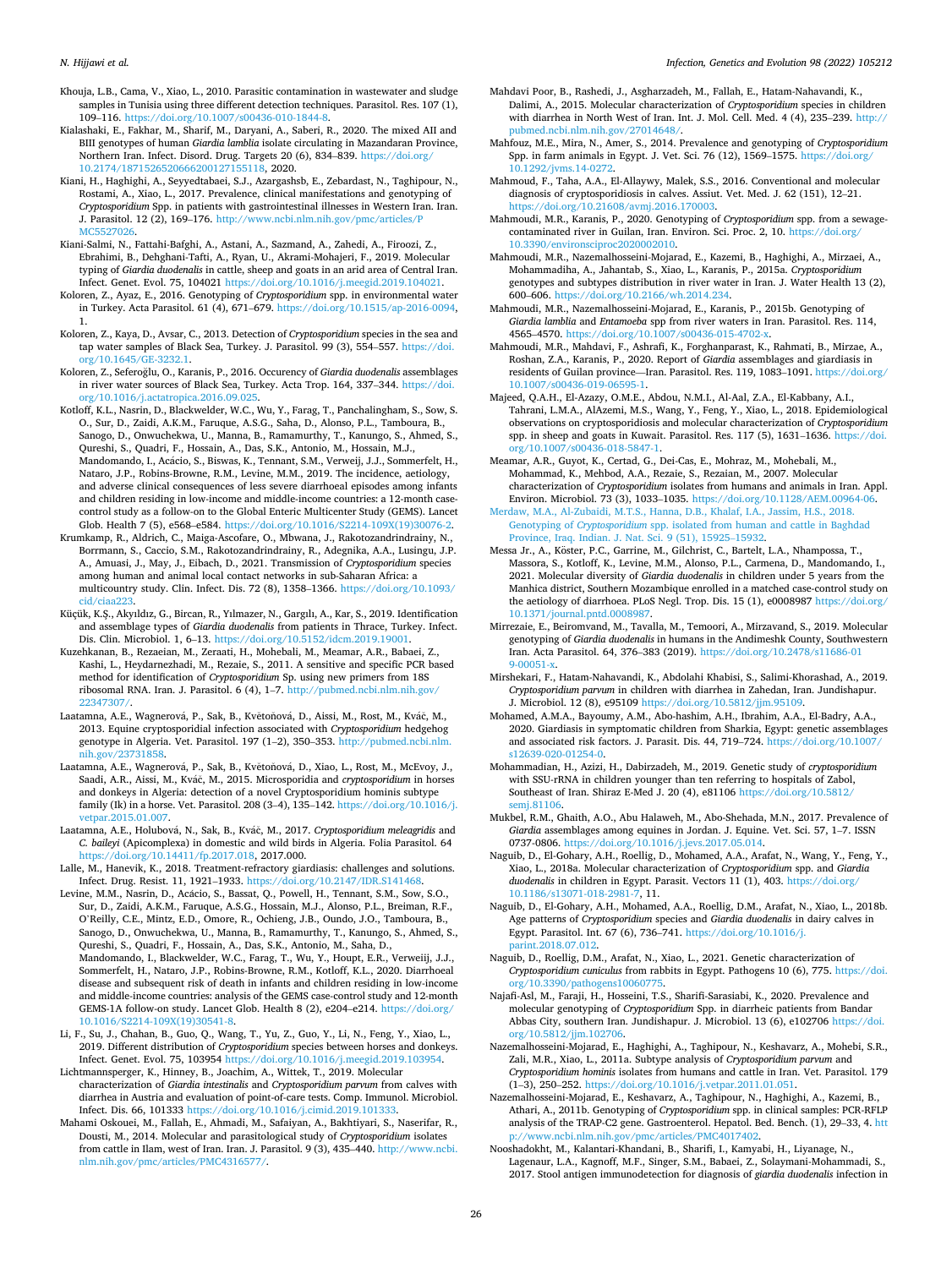Khouja, L.B., Cama, V., Xiao, L., 2010. Parasitic contamination in wastewater and sludge samples in Tunisia using three different detection techniques. Parasitol. Res. 107 (1), 109–116. https://doi.org/10.1007/s00436-010-1844-8.

Kialashaki, E., Fakhar, M., Sharif, M., Daryani, A., Saberi, R., 2020. The mixed AII and BIII genotypes of human *Giardia lamblia* isolate circulating in Mazandaran Province, Northern Iran. Infect. Disord. Drug. Targets 20 (6), 834–839. https://doi.org/10.2174/1871526520666200127155118, 2020.

Kiani, H., Haghighi, A., Seyyedtabaei, S.J., Azargashsb, E., Zebardast, N., Taghipour, N., Rostami, A., Xiao, L., 2017. Prevalence, clinical manifestations and genotyping of *Cryptosporidium* Spp. in patients with gastrointestinal illnesses in Western Iran. Iran. J. Parasitol. 12 (2), 169–176. http://www.ncbi.nlm.nih.gov/pmc/articles/PMC5527026.

Kiani-Salmi, N., Fattahi-Bafghi, A., Astani, A., Sazmand, A., Zahedi, A., Firoozi, Z., Ebrahimi, B., Dehghani-Tafti, A., Ryan, U., Akrami-Mohajeri, F., 2019. Molecular typing of *Giardia duodenalis* in cattle, sheep and goats in an arid area of Central Iran. Infect. Genet. Evol. 75, 104021 https://doi.org/10.1016/j.meegid.2019.104021.

Koloren, Z., Ayaz, E., 2016. Genotyping of *Cryptosporidium* spp. in environmental water in Turkey. Acta Parasitol. 61 (4), 671–679. https://doi.org/10.1515/ap-2016-0094, 1.

Koloren, Z., Kaya, D., Avsar, C., 2013. Detection of *Cryptosporidium* species in the sea and tap water samples of Black Sea, Turkey. J. Parasitol. 99 (3), 554–557. https://doi.org/10.1645/GE-3232.1.

Koloren, Z., Seferoğlu, O., Karanis, P., 2016. Occurency of *Giardia duodenalis* assemblages in river water sources of Black Sea, Turkey. Acta Trop. 164, 337–344. https://doi.org/10.1016/j.actatropica.2016.09.025.

Kotloff, K.L., Nasrin, D., Blackwelder, W.C., Wu, Y., Farag, T., Panchalingham, S., Sow, S. O., Sur, D., Zaidi, A.K.M., Faruque, A.S.G., Saha, D., Alonso, P.L., Tamboura, B., Sanogo, D., Onwuchekwa, U., Manna, B., Ramamurthy, T., Kanungo, S., Ahmed, S., Qureshi, S., Quadri, F., Hossain, A., Das, S.K., Antonio, M., Hossain, M.J., Mandomando, I., Acácio, S., Biswas, K., Tennant, S.M., Verweij, J.J., Sommerfelt, H., Nataro, J.P., Robins-Browne, R.M., Levine, M.M., 2019. The incidence, aetiology, and adverse clinical consequences of less severe diarrhoeal episodes among infants and children residing in low-income and middle-income countries: a 12-month case-control study as a follow-on to the Global Enteric Multicenter Study (GEMS). Lancet Glob. Health 7 (5), e568–e584. https://doi.org/10.1016/S2214-109X(19)30076-2.

Krumkamp, R., Aldrich, C., Maiga-Ascofare, O., Mbwana, J., Rakotozandrindrainy, N., Borrmann, S., Caccio, S.M., Rakotozandrindrainy, R., Adegnika, A.A., Lusingu, J.P. A., Amuasi, J., May, J., Eibach, D., 2021. Transmission of *Cryptosporidium* species among human and animal local contact networks in sub-Saharan Africa: a multicountry study. Clin. Infect. Dis. 72 (8), 1358–1366. https://doi.org/10.1093/cid/ciaa223.

Küçük, K.Ş., Akyıldız, G., Bircan, R., Yılmazer, N., Gargılı, A., Kar, S., 2019. Identification and assemblage types of *Giardia duodenalis* from patients in Thrace, Turkey. Infect. Dis. Clin. Microbiol. 1, 6–13. https://doi.org/10.5152/idcm.2019.19001.

Kuzehkanan, B., Rezaeian, M., Zeraati, H., Mohebali, M., Meamar, A.R., Babaei, Z., Kashi, L., Heydarnezhadi, M., Rezaie, S., 2011. A sensitive and specific PCR based method for identification of *Cryptosporidium* Sp. using new primers from 18S ribosomal RNA. Iran. J. Parasitol. 6 (4), 1–7. http://pubmed.ncbi.nlm.nih.gov/22347307/.

Laatamna, A.E., Wagnerová, P., Sak, B., Květoňová, D., Aissi, M., Rost, M., Kváč, M., 2013. Equine cryptosporidial infection associated with *Cryptosporidium* hedgehog genotype in Algeria. Vet. Parasitol. 197 (1–2), 350–353. http://pubmed.ncbi.nlm.nih.gov/23731858.

Laatamna, A.E., Wagnerová, P., Sak, B., Květoňová, D., Xiao, L., Rost, M., McEvoy, J., Saadi, A.R., Aissi, M., Kváč, M., 2015. Microsporidia and *cryptosporidium* in horses and donkeys in Algeria: detection of a novel Cryptosporidium hominis subtype family (Ik) in a horse. Vet. Parasitol. 208 (3–4), 135–142. https://doi.org/10.1016/j.vetpar.2015.01.007.

Laatamna, A.E., Holubová, N., Sak, B., Kváč, M., 2017. *Cryptosporidium meleagridis* and *C. baileyi* (Apicomplexa) in domestic and wild birds in Algeria. Folia Parasitol. 64 https://doi.org/10.14411/fp.2017.018, 2017.000.

Lalle, M., Hanevik, K., 2018. Treatment-refractory giardiasis: challenges and solutions. Infect. Drug. Resist. 11, 1921–1933. https://doi.org/10.2147/IDR.S141468.

Levine, M.M., Nasrin, D., Acácio, S., Bassat, Q., Powell, H., Tennant, S.M., Sow, S.O., Sur, D., Zaidi, A.K.M., Faruque, A.S.G., Hossain, M.J., Alonso, P.L., Breiman, R.F., O'Reilly, C.E., Mintz, E.D., Omore, R., Ochieng, J.B., Oundo, J.O., Tamboura, B., Sanogo, D., Onwuchekwa, U., Manna, B., Ramamurthy, T., Kanungo, S., Ahmed, S., Qureshi, S., Quadri, F., Hossain, A., Das, S.K., Antonio, M., Saha, D., Mandomando, I., Blackwelder, W.C., Farag, T., Wu, Y., Houpt, E.R., Verweiij, J.J., Sommerfelt, H., Nataro, J.P., Robins-Browne, R.M., Kotloff, K.L., 2020. Diarrhoeal disease and subsequent risk of death in infants and children residing in low-income and middle-income countries: analysis of the GEMS case-control study and 12-month GEMS-1A follow-on study. Lancet Glob. Health 8 (2), e204–e214. https://doi.org/10.1016/S2214-109X(19)30541-8.

Li, F., Su, J., Chahan, B., Guo, Q., Wang, T., Yu, Z., Guo, Y., Li, N., Feng, Y., Xiao, L., 2019. Different distribution of *Cryptosporidium* species between horses and donkeys. Infect. Genet. Evol. 75, 103954 https://doi.org/10.1016/j.meegid.2019.103954.

Lichtmannsperger, K., Hinney, B., Joachim, A., Wittek, T., 2019. Molecular characterization of *Giardia intestinalis* and *Cryptosporidium parvum* from calves with diarrhea in Austria and evaluation of point-of-care tests. Comp. Immunol. Microbiol. Infect. Dis. 66, 101333 https://doi.org/10.1016/j.cimid.2019.101333.

Mahami Oskouei, M., Fallah, E., Ahmadi, M., Safaiyan, A., Bakhtiyari, S., Naserifar, R., Dousti, M., 2014. Molecular and parasitological study of *Cryptosporidium* isolates from cattle in Ilam, west of Iran. Iran. J. Parasitol. 9 (3), 435–440. http://www.ncbi.nlm.nih.gov/pmc/articles/PMC4316577/.

Mahdavi Poor, B., Rashedi, J., Asgharzadeh, M., Fallah, E., Hatam-Nahavandi, K., Dalimi, A., 2015. Molecular characterization of *Cryptosporidium* species in children with diarrhea in North West of Iran. Int. J. Mol. Cell. Med. 4 (4), 235–239. http://pubmed.ncbi.nlm.nih.gov/27014648/.

Mahfouz, M.E., Mira, N., Amer, S., 2014. Prevalence and genotyping of *Cryptosporidium* Spp. in farm animals in Egypt. J. Vet. Sci. 76 (12), 1569–1575. https://doi.org/10.1292/jvms.14-0272.

Mahmoud, F., Taha, A.A., El-Allaywy, Malek, S.S., 2016. Conventional and molecular diagnosis of cryptosporidiosis in calves. Assiut. Vet. Med. J. 62 (151), 12–21. https://doi.org/10.21608/avmj.2016.170003.

Mahmoudi, M.R., Karanis, P., 2020. Genotyping of *Cryptosporidium* spp. from a sewage-contaminated river in Guilan, Iran. Environ. Sci. Proc. 2, 10. https://doi.org/10.3390/environsciproc2020002010.

Mahmoudi, M.R., Nazemalhosseini-Mojarad, E., Kazemi, B., Haghighi, A., Mirzaei, A., Mohammadiha, A., Jahantab, S., Xiao, L., Karanis, P., 2015a. *Cryptosporidium* genotypes and subtypes distribution in river water in Iran. J. Water Health 13 (2), 600–606. https://doi.org/10.2166/wh.2014.234.

Mahmoudi, M.R., Nazemalhosseini-Mojarad, E., Karanis, P., 2015b. Genotyping of *Giardia lamblia* and *Entamoeba* spp from river waters in Iran. Parasitol. Res. 114, 4565–4570. https://doi.org/10.1007/s00436-015-4702-x.

Mahmoudi, M.R., Mahdavi, F., Ashrafi, K., Forghanparast, K., Rahmati, B., Mirzae, A., Roshan, Z.A., Karanis, P., 2020. Report of *Giardia* assemblages and giardiasis in residents of Guilan province—Iran. Parasitol. Res. 119, 1083–1091. https://doi.org/10.1007/s00436-019-06595-1.

Majeed, Q.A.H., El-Azazy, O.M.E., Abdou, N.M.I., Al-Aal, Z.A., El-Kabbany, A.I., Tahrani, L.M.A., AlAzemi, M.S., Wang, Y., Feng, Y., Xiao, L., 2018. Epidemiological observations on cryptosporidiosis and molecular characterization of *Cryptosporidium* spp. in sheep and goats in Kuwait. Parasitol. Res. 117 (5), 1631–1636. https://doi.org/10.1007/s00436-018-5847-1.

Meamar, A.R., Guyot, K., Certad, G., Dei-Cas, E., Mohraz, M., Mohebali, M., Mohammad, K., Mehbod, A.A., Rezaie, S., Rezaian, M., 2007. Molecular characterization of *Cryptosporidium* isolates from humans and animals in Iran. Appl. Environ. Microbiol. 73 (3), 1033–1035. https://doi.org/10.1128/AEM.00964-06.

Merdaw, M.A., Al-Zubaidi, M.T.S., Hanna, D.B., Khalaf, I.A., Jassim, H.S., 2018. Genotyping of *Cryptosporidium* spp. isolated from human and cattle in Baghdad Province, Iraq. Indian. J. Nat. Sci. 9 (51), 15925–15932.

Messa Jr., A., Köster, P.C., Garrine, M., Gilchrist, C., Bartelt, L.A., Nhampossa, T., Massora, S., Kotloff, K., Levine, M.M., Alonso, P.L., Carmena, D., Mandomando, I., 2021. Molecular diversity of *Giardia duodenalis* in children under 5 years from the Manhica district, Southern Mozambique enrolled in a matched case-control study on the aetiology of diarrhoea. PLoS Negl. Trop. Dis. 15 (1), e0008987 https://doi.org/10.1371/journal.pntd.0008987.

Mirrezaie, E., Beiromvand, M., Tavalla, M., Temoori, A., Mirzavand, S., 2019. Molecular genotyping of *Giardia duodenalis* in humans in the Andimeshk County, Southwestern Iran. Acta Parasitol. 64, 376–383 (2019). https://doi.org/10.2478/s11686-019-00051-x.

Mirshekari, F., Hatam-Nahavandi, K., Abdolahi Khabisi, S., Salimi-Khorashad, A., 2019. *Cryptosporidium parvum* in children with diarrhea in Zahedan, Iran. Jundishapur. J. Microbiol. 12 (8), e95109 https://doi.org/10.5812/jjm.95109.

Mohamed, A.M.A., Bayoumy, A.M., Abo-hashim, A.H., Ibrahim, A.A., El-Badry, A.A., 2020. Giardiasis in symptomatic children from Sharkia, Egypt: genetic assemblages and associated risk factors. J. Parasit. Dis. 44, 719–724. https://doi.org/10.1007/s12639-020-01254-0.

Mohammadian, H., Azizi, H., Dabirzadeh, M., 2019. Genetic study of *cryptosporidium* with SSU-rRNA in children younger than ten referring to hospitals of Zabol, Southeast of Iran. Shiraz E-Med J. 20 (4), e81106 https://doi.org/10.5812/semj.81106.

Mukbel, R.M., Ghaith, A.O., Abu Halaweh, M., Abo-Shehada, M.N., 2017. Prevalence of *Giardia* assemblages among equines in Jordan. J. Equine. Vet. Sci. 57, 1–7. ISSN 0737-0806. https://doi.org/10.1016/j.jevs.2017.05.014.

Naguib, D., El-Gohary, A.H., Roellig, D., Mohamed, A.A., Arafat, N., Wang, Y., Feng, Y., Xiao, L., 2018a. Molecular characterization of *Cryptosporidium* spp. and *Giardia duodenalis* in children in Egypt. Parasit. Vectors 11 (1), 403. https://doi.org/10.1186/s13071-018-2981-7, 11.

Naguib, D., El-Gohary, A.H., Mohamed, A.A., Roellig, D.M., Arafat, N., Xiao, L., 2018b. Age patterns of *Cryptosporidium* species and *Giardia duodenalis* in dairy calves in Egypt. Parasitol. Int. 67 (6), 736–741. https://doi.org/10.1016/j.parint.2018.07.012.

Naguib, D., Roellig, D.M., Arafat, N., Xiao, L., 2021. Genetic characterization of *Cryptosporidium cuniculus* from rabbits in Egypt. Pathogens 10 (6), 775. https://doi.org/10.3390/pathogens10060775.

Najafi-Asl, M., Faraji, H., Hosseini, T.S., Sharifi-Sarasiabi, K., 2020. Prevalence and molecular genotyping of *Cryptosporidium* Spp. in diarrheic patients from Bandar Abbas City, southern Iran. Jundishapur. J. Microbiol. 13 (6), e102706 https://doi.org/10.5812/jjm.102706.

Nazemalhosseini-Mojarad, E., Haghighi, A., Taghipour, N., Keshavarz, A., Mohebi, S.R., Zali, M.R., Xiao, L., 2011a. Subtype analysis of *Cryptosporidium parvum* and *Cryptosporidium hominis* isolates from humans and cattle in Iran. Vet. Parasitol. 179 (1–3), 250–252. https://doi.org/10.1016/j.vetpar.2011.01.051.

Nazemalhosseini-Mojarad, E., Keshavarz, A., Taghipour, N., Haghighi, A., Kazemi, B., Athari, A., 2011b. Genotyping of *Cryptosporidium* spp. in clinical samples: PCR-RFLP analysis of the TRAP-C2 gene. Gastroenterol. Hepatol. Bed. Bench. (1), 29–33, 4. http://www.ncbi.nlm.nih.gov/pmc/articles/PMC4017402.

Nooshadokht, M., Kalantari-Khandani, B., Sharifi, I., Kamyabi, H., Liyanage, N., Lagenaur, L.A., Kagnoff, M.F., Singer, S.M., Babaei, Z., Solaymani-Mohammadi, S., 2017. Stool antigen immunodetection for diagnosis of *giardia duodenalis* infection in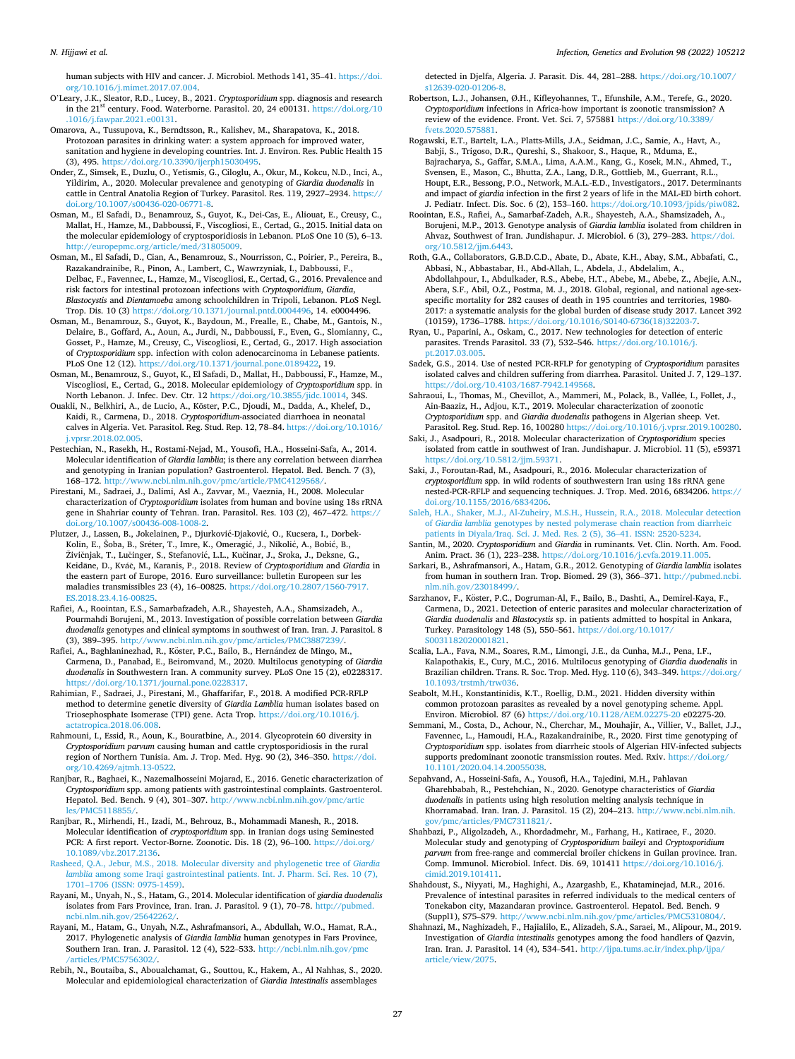human subjects with HIV and cancer. J. Microbiol. Methods 141, 35–41. https://doi.org/10.1016/j.mimet.2017.07.004.

O'Leary, J.K., Sleator, R.D., Lucey, B., 2021. *Cryptosporidium* spp. diagnosis and research in the 21st century. Food. Waterborne. Parasitol. 20, 24 e00131. https://doi.org/10.1016/j.fawpar.2021.e00131.

Omarova, A., Tussupova, K., Berndtsson, R., Kalishev, M., Sharapatova, K., 2018. Protozoan parasites in drinking water: a system approach for improved water, sanitation and hygiene in developing countries. Int. J. Environ. Res. Public Health 15 (3), 495. https://doi.org/10.3390/ijerph15030495.

Onder, Z., Simsek, E., Duzlu, O., Yetismis, G., Ciloglu, A., Okur, M., Kokcu, N.D., Inci, A., Yildirim, A., 2020. Molecular prevalence and genotyping of *Giardia duodenalis* in cattle in Central Anatolia Region of Turkey. Parasitol. Res. 119, 2927–2934. https://doi.org/10.1007/s00436-020-06771-8.

Osman, M., El Safadi, D., Benamrouz, S., Guyot, K., Dei-Cas, E., Aliouat, E., Creusy, C., Mallat, H., Hamze, M., Dabboussi, F., Viscogliosi, E., Certad, G., 2015. Initial data on the molecular epidemiology of cryptosporidiosis in Lebanon. PLoS One 10 (5), 6–13. http://europepmc.org/article/med/31805009.

Osman, M., El Safadi, D., Cian, A., Benamrouz, S., Nourrisson, C., Poirier, P., Pereira, B., Razakandrainibe, R., Pinon, A., Lambert, C., Wawrzyniak, I., Dabboussi, F., Delbac, F., Favennec, L., Hamze, M., Viscogliosi, E., Certad, G., 2016. Prevalence and risk factors for intestinal protozoan infections with *Cryptosporidium*, *Giardia*, *Blastocystis* and *Dientamoeba* among schoolchildren in Tripoli, Lebanon. PLoS Negl. Trop. Dis. 10 (3) https://doi.org/10.1371/journal.pntd.0004496, 14. e0004496.

Osman, M., Benamrouz, S., Guyot, K., Baydoun, M., Frealle, E., Chabe, M., Gantois, N., Delaire, B., Goffard, A., Aoun, A., Jurdi, N., Dabboussi, F., Even, G., Slomianny, C., Gosset, P., Hamze, M., Creusy, C., Viscogliosi, E., Certad, G., 2017. High association of *Cryptosporidium* spp. infection with colon adenocarcinoma in Lebanese patients. PLoS One 12 (12). https://doi.org/10.1371/journal.pone.0189422, 19.

Osman, M., Benamrouz, S., Guyot, K., El Safadi, D., Mallat, H., Dabboussi, F., Hamze, M., Viscogliosi, E., Certad, G., 2018. Molecular epidemiology of *Cryptosporidium* spp. in North Lebanon. J. Infec. Dev. Ctr. 12 https://doi.org/10.3855/jidc.10014, 34S.

Ouakli, N., Belkhiri, A., de Lucio, A., Köster, P.C., Djoudi, M., Dadda, A., Khelef, D., Kaidi, R., Carmena, D., 2018. *Cryptosporidium*-associated diarrhoea in neonatal calves in Algeria. Vet. Parasitol. Reg. Stud. Rep. 12, 78–84. https://doi.org/10.1016/j.vprsr.2018.02.005.

Pestechian, N., Rasekh, H., Rostami-Nejad, M., Yousofi, H.A., Hosseini-Safa, A., 2014. Molecular identification of *Giardia lamblia*; is there any correlation between diarrhea and genotyping in Iranian population? Gastroenterol. Hepatol. Bed. Bench. 7 (3), 168–172. http://www.ncbi.nlm.nih.gov/pmc/article/PMC4129568/.

Pirestani, M., Sadraei, J., Dalimi, Asl A., Zavvar, M., Vaeznia, H., 2008. Molecular characterization of *Cryptosporidium* isolates from human and bovine using 18s rRNA gene in Shahriar county of Tehran. Iran. Parasitol. Res. 103 (2), 467–472. https://doi.org/10.1007/s00436-008-1008-2.

Plutzer, J., Lassen, B., Jokelainen, P., Djurković-Djaković, O., Kucsera, I., Dorbek-Kolin, E., Šoba, B., Sréter, T., Imre, K., Omeragić, J., Nikolić, A., Bobić, B., Živičnjak, T., Lučinger, S., Stefanović, L.L., Kučinar, J., Sroka, J., Deksne, G., Keidāne, D., Kváč, M., Karanis, P., 2018. Review of *Cryptosporidium* and *Giardia* in the eastern part of Europe, 2016. Euro surveillance: bulletin Europeen sur les maladies transmissibles 23 (4), 16–00825. https://doi.org/10.2807/1560-7917.ES.2018.23.4.16-00825.

Rafiei, A., Roointan, E.S., Samarbafzadeh, A.R., Shayesteh, A.A., Shamsizadeh, A., Pourmahdi Borujeni, M., 2013. Investigation of possible correlation between *Giardia duodenalis* genotypes and clinical symptoms in southwest of Iran. Iran. J. Parasitol. 8 (3), 389–395. http://www.ncbi.nlm.nih.gov/pmc/articles/PMC3887239/.

Rafiei, A., Baghlaninezhad, R., Köster, P.C., Bailo, B., Hernández de Mingo, M., Carmena, D., Panabad, E., Beiromvand, M., 2020. Multilocus genotyping of *Giardia duodenalis* in Southwestern Iran. A community survey. PLoS One 15 (2), e0228317. https://doi.org/10.1371/journal.pone.0228317.

Rahimian, F., Sadraei, J., Pirestani, M., Ghaffarifar, F., 2018. A modified PCR-RFLP method to determine genetic diversity of *Giardia Lamblia* human isolates based on Triosephosphate Isomerase (TPI) gene. Acta Trop. https://doi.org/10.1016/j.actatropica.2018.06.008.

Rahmouni, I., Essid, R., Aoun, K., Bouratbine, A., 2014. Glycoprotein 60 diversity in *Cryptosporidium parvum* causing human and cattle cryptosporidiosis in the rural region of Northern Tunisia. Am. J. Trop. Med. Hyg. 90 (2), 346–350. https://doi.org/10.4269/ajtmh.13-0522.

Ranjbar, R., Baghaei, K., Nazemalhosseini Mojarad, E., 2016. Genetic characterization of *Cryptosporidium* spp. among patients with gastrointestinal complaints. Gastroenterol. Hepatol. Bed. Bench. 9 (4), 301–307. http://www.ncbi.nlm.nih.gov/pmc/articles/PMC5118855/.

Ranjbar, R., Mirhendi, H., Izadi, M., Behrouz, B., Mohammadi Manesh, R., 2018. Molecular identification of *cryptosporidium* spp. in Iranian dogs using Seminested PCR: A first report. Vector-Borne. Zoonotic. Dis. 18 (2), 96–100. https://doi.org/10.1089/vbz.2017.2136.

Rasheed, Q.A., Jebur, M.S., 2018. Molecular diversity and phylogenetic tree of *Giardia lamblia* among some Iraqi gastrointestinal patients. Int. J. Pharm. Sci. Res. 10 (7), 1701–1706 (ISSN: 0975-1459).

Rayani, M., Unyah, N., S., Hatam, G., 2014. Molecular identification of *giardia duodenalis* isolates from Fars Province, Iran. Iran. J. Parasitol. 9 (1), 70–78. http://pubmed.ncbi.nlm.nih.gov/25642262/.

Rayani, M., Hatam, G., Unyah, N.Z., Ashrafmansori, A., Abdullah, W.O., Hamat, R.A., 2017. Phylogenetic analysis of *Giardia lamblia* human genotypes in Fars Province, Southern Iran. Iran. J. Parasitol. 12 (4), 522–533. http://ncbi.nlm.nih.gov/pmc/articles/PMC5756302/.

Rebih, N., Boutaiba, S., Aboualchamat, G., Souttou, K., Hakem, A., Al Nahhas, S., 2020. Molecular and epidemiological characterization of *Giardia Intestinalis* assemblages detected in Djelfa, Algeria. J. Parasit. Dis. 44, 281–288. https://doi.org/10.1007/s12639-020-01206-8.

Robertson, L.J., Johansen, Ø.H., Kifleyohannes, T., Efunshile, A.M., Terefe, G., 2020. *Cryptosporidium* infections in Africa-how important is zoonotic transmission? A review of the evidence. Front. Vet. Sci. 7, 575881 https://doi.org/10.3389/fvets.2020.575881.

Rogawski, E.T., Bartelt, L.A., Platts-Mills, J.A., Seidman, J.C., Samie, A., Havt, A., Babji, S., Trigoso, D.R., Qureshi, S., Shakoor, S., Haque, R., Mduma, E., Bajracharya, S., Gaffar, S.M.A., Lima, A.A.M., Kang, G., Kosek, M.N., Ahmed, T., Svensen, E., Mason, C., Bhutta, Z.A., Lang, D.R., Gottlieb, M., Guerrant, R.L., Houpt, E.R., Bessong, P.O., Network, M.A.L.-E.D., Investigators., 2017. Determinants and impact of *giardia* infection in the first 2 years of life in the MAL-ED birth cohort. J. Pediatr. Infect. Dis. Soc. 6 (2), 153–160. https://doi.org/10.1093/jpids/piw082.

Roointan, E.S., Rafiei, A., Samarbaf-Zadeh, A.R., Shayesteh, A.A., Shamsizadeh, A., Borujeni, M.P., 2013. Genotype analysis of *Giardia lamblia* isolated from children in Ahvaz, Southwest of Iran. Jundishapur. J. Microbiol. 6 (3), 279–283. https://doi.org/10.5812/jjm.6443.

Roth, G.A., Collaborators, G.B.D.C.D., Abate, D., Abate, K.H., Abay, S.M., Abbafati, C., Abbasi, N., Abbastabar, H., Abd-Allah, L., Abdela, J., Abdelalim, A., Abdollahpour, I., Abdulkader, R.S., Abebe, H.T., Abebe, M., Abebe, Z., Abejie, A.N., Abera, S.F., Abil, O.Z., Postma, M. J., 2018. Global, regional, and national age-sex-specific mortality for 282 causes of death in 195 countries and territories, 1980-2017: a systematic analysis for the global burden of disease study 2017. Lancet 392 (10159), 1736–1788. https://doi.org/10.1016/S0140-6736(18)32203-7.

Ryan, U., Paparini, A., Oskam, C., 2017. New technologies for detection of enteric parasites. Trends Parasitol. 33 (7), 532–546. https://doi.org/10.1016/j.pt.2017.03.005.

Sadek, G.S., 2014. Use of nested PCR-RFLP for genotyping of *Cryptosporidium* parasites isolated calves and children suffering from diarrhea. Parasitol. United J. 7, 129–137. https://doi.org/10.4103/1687-7942.149568.

Sahraoui, L., Thomas, M., Chevillot, A., Mammeri, M., Polack, B., Vallée, I., Follet, J., Ain-Baaziz, H., Adjou, K.T., 2019. Molecular characterization of zoonotic *Cryptosporidium* spp. and *Giardia duodenalis* pathogens in Algerian sheep. Vet. Parasitol. Reg. Stud. Rep. 16, 100280 https://doi.org/10.1016/j.vprsr.2019.100280.

Saki, J., Asadpouri, R., 2018. Molecular characterization of *Cryptosporidium* species isolated from cattle in southwest of Iran. Jundishapur. J. Microbiol. 11 (5), e59371 https://doi.org/10.5812/jjm.59371.

Saki, J., Foroutan-Rad, M., Asadpouri, R., 2016. Molecular characterization of *cryptosporidium* spp. in wild rodents of southwestern Iran using 18s rRNA gene nested-PCR-RFLP and sequencing techniques. J. Trop. Med. 2016, 6834206. https://doi.org/10.1155/2016/6834206.

Saleh, H.A., Shaker, M.J., Al-Zuheiry, M.S.H., Hussein, R.A., 2018. Molecular detection of *Giardia lamblia* genotypes by nested polymerase chain reaction from diarrheic patients in Diyala/Iraq. Sci. J. Med. Res. 2 (5), 36–41. ISSN: 2520-5234.

Santin, M., 2020. *Cryptosporidium* and *Giardia* in ruminants. Vet. Clin. North. Am. Food. Anim. Pract. 36 (1), 223–238. https://doi.org/10.1016/j.cvfa.2019.11.005.

Sarkari, B., Ashrafmansori, A., Hatam, G.R., 2012. Genotyping of *Giardia lamblia* isolates from human in southern Iran. Trop. Biomed. 29 (3), 366–371. http://pubmed.ncbi.nlm.nih.gov/23018499/.

Sarzhanov, F., Köster, P.C., Dogruman-Al, F., Bailo, B., Dashti, A., Demirel-Kaya, F., Carmena, D., 2021. Detection of enteric parasites and molecular characterization of *Giardia duodenalis* and *Blastocystis* sp. in patients admitted to hospital in Ankara, Turkey. Parasitology 148 (5), 550–561. https://doi.org/10.1017/S0031182020001821.

Scalia, L.A., Fava, N.M., Soares, R.M., Limongi, J.E., da Cunha, M.J., Pena, I.F., Kalapothakis, E., Cury, M.C., 2016. Multilocus genotyping of *Giardia duodenalis* in Brazilian children. Trans. R. Soc. Trop. Med. Hyg. 110 (6), 343–349. https://doi.org/10.1093/trstmh/trw036.

Seabolt, M.H., Konstantinidis, K.T., Roellig, D.M., 2021. Hidden diversity within common protozoan parasites as revealed by a novel genotyping scheme. Appl. Environ. Microbiol. 87 (6) https://doi.org/10.1128/AEM.02275-20 e02275-20.

Semmani, M., Costa, D., Achour, N., Cherchar, M., Mouhajir, A., Villier, V., Ballet, J.J., Favennec, L., Hamoudi, H.A., Razakandrainibe, R., 2020. First time genotyping of *Cryptosporidium* spp. isolates from diarrheic stools of Algerian HIV-infected subjects supports predominant zoonotic transmission routes. Med. Rxiv. https://doi.org/10.1101/2020.04.14.20055038.

Sepahvand, A., Hosseini-Safa, A., Yousofi, H.A., Tajedini, M.H., Pahlavan Gharehbabah, R., Pestehchian, N., 2020. Genotype characteristics of *Giardia duodenalis* in patients using high resolution melting analysis technique in Khorramabad. Iran. Iran. J. Parasitol. 15 (2), 204–213. http://www.ncbi.nlm.nih.gov/pmc/articles/PMC7311821/.

Shahbazi, P., Aligolzadeh, A., Khordadmehr, M., Farhang, H., Katiraee, F., 2020. Molecular study and genotyping of *Cryptosporidium baileyi* and *Cryptosporidium parvum* from free-range and commercial broiler chickens in Guilan province. Iran. Comp. Immunol. Microbiol. Infect. Dis. 69, 101411 https://doi.org/10.1016/j.cimid.2019.101411.

Shahdoust, S., Niyyati, M., Haghighi, A., Azargashb, E., Khataminejad, M.R., 2016. Prevalence of intestinal parasites in referred individuals to the medical centers of Tonekabon city, Mazandaran province. Gastroenterol. Hepatol. Bed. Bench. 9 (Suppl1), S75–S79. http://www.ncbi.nlm.nih.gov/pmc/articles/PMC5310804/.

Shahnazi, M., Naghizadeh, F., Hajialilo, E., Alizadeh, S.A., Saraei, M., Alipour, M., 2019. Investigation of *Giardia intestinalis* genotypes among the food handlers of Qazvin, Iran. Iran. J. Parasitol. 14 (4), 534–541. http://ijpa.tums.ac.ir/index.php/ijpa/article/view/2075.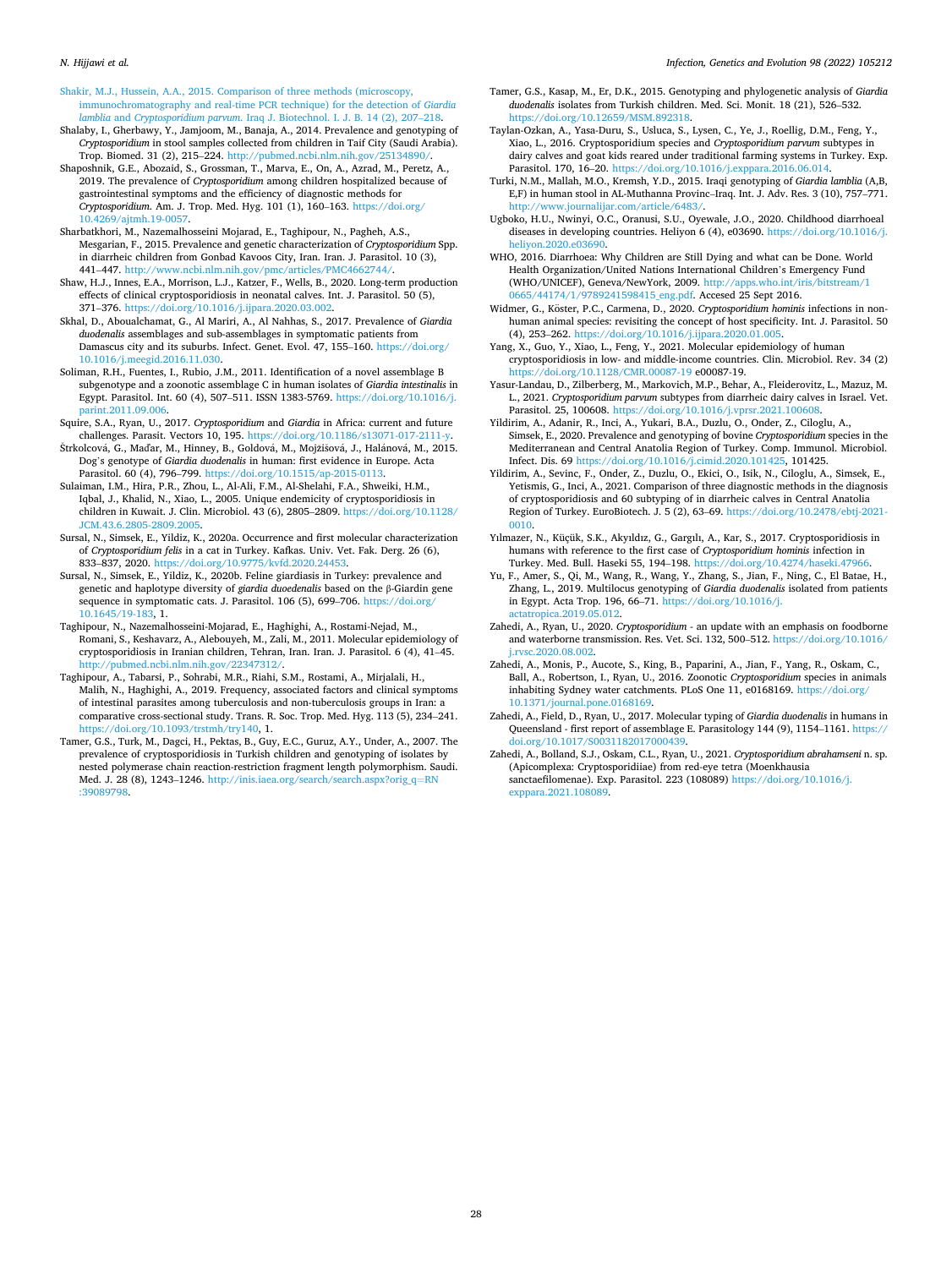Shakir, M.J., Hussein, A.A., 2015. Comparison of three methods (microscopy, immunochromatography and real-time PCR technique) for the detection of *Giardia lamblia* and *Cryptosporidium parvum*. Iraq J. Biotechnol. I. J. B. 14 (2), 207–218.

Shalaby, I., Gherbawy, Y., Jamjoom, M., Banaja, A., 2014. Prevalence and genotyping of *Cryptosporidium* in stool samples collected from children in Taif City (Saudi Arabia). Trop. Biomed. 31 (2), 215–224. http://pubmed.ncbi.nlm.nih.gov/25134890/.

Shaposhnik, G.E., Abozaid, S., Grossman, T., Marva, E., On, A., Azrad, M., Peretz, A., 2019. The prevalence of *Cryptosporidium* among children hospitalized because of gastrointestinal symptoms and the efficiency of diagnostic methods for *Cryptosporidium*. Am. J. Trop. Med. Hyg. 101 (1), 160–163. https://doi.org/10.4269/ajtmh.19-0057.

Sharbatkhori, M., Nazemalhosseini Mojarad, E., Taghipour, N., Pagheh, A.S., Mesgarian, F., 2015. Prevalence and genetic characterization of *Cryptosporidium* Spp. in diarrheic children from Gonbad Kavoos City, Iran. Iran. J. Parasitol. 10 (3), 441–447. http://www.ncbi.nlm.nih.gov/pmc/articles/PMC4662744/.

Shaw, H.J., Innes, E.A., Morrison, L.J., Katzer, F., Wells, B., 2020. Long-term production effects of clinical cryptosporidiosis in neonatal calves. Int. J. Parasitol. 50 (5), 371–376. https://doi.org/10.1016/j.ijpara.2020.03.002.

Skhal, D., Aboualchamat, G., Al Mariri, A., Al Nahhas, S., 2017. Prevalence of *Giardia duodenalis* assemblages and sub-assemblages in symptomatic patients from Damascus city and its suburbs. Infect. Genet. Evol. 47, 155–160. https://doi.org/10.1016/j.meegid.2016.11.030.

Soliman, R.H., Fuentes, I., Rubio, J.M., 2011. Identification of a novel assemblage B subgenotype and a zoonotic assemblage C in human isolates of *Giardia intestinalis* in Egypt. Parasitol. Int. 60 (4), 507–511. ISSN 1383-5769. https://doi.org/10.1016/j.parint.2011.09.006.

Squire, S.A., Ryan, U., 2017. *Cryptosporidium* and *Giardia* in Africa: current and future challenges. Parasit. Vectors 10, 195. https://doi.org/10.1186/s13071-017-2111-y.

Štrkolcová, G., Maďar, M., Hinney, B., Goldová, M., Mojžišová, J., Halánová, M., 2015. Dog's genotype of *Giardia duodenalis* in human: first evidence in Europe. Acta Parasitol. 60 (4), 796–799. https://doi.org/10.1515/ap-2015-0113.

Sulaiman, I.M., Hira, P.R., Zhou, L., Al-Ali, F.M., Al-Shelahi, F.A., Shweiki, H.M., Iqbal, J., Khalid, N., Xiao, L., 2005. Unique endemicity of cryptosporidiosis in children in Kuwait. J. Clin. Microbiol. 43 (6), 2805–2809. https://doi.org/10.1128/JCM.43.6.2805-2809.2005.

Sursal, N., Simsek, E., Yildiz, K., 2020a. Occurrence and first molecular characterization of *Cryptosporidium felis* in a cat in Turkey. Kafkas. Univ. Vet. Fak. Derg. 26 (6), 833–837, 2020. https://doi.org/10.9775/kvfd.2020.24453.

Sursal, N., Simsek, E., Yildiz, K., 2020b. Feline giardiasis in Turkey: prevalence and genetic and haplotype diversity of *giardia duoedenalis* based on the β-Giardin gene sequence in symptomatic cats. J. Parasitol. 106 (5), 699–706. https://doi.org/10.1645/19-183, 1.

Taghipour, N., Nazemalhosseini-Mojarad, E., Haghighi, A., Rostami-Nejad, M., Romani, S., Keshavarz, A., Alebouyeh, M., Zali, M., 2011. Molecular epidemiology of cryptosporidiosis in Iranian children, Tehran, Iran. Iran. J. Parasitol. 6 (4), 41–45. http://pubmed.ncbi.nlm.nih.gov/22347312/.

Taghipour, A., Tabarsi, P., Sohrabi, M.R., Riahi, S.M., Rostami, A., Mirjalali, H., Malih, N., Haghighi, A., 2019. Frequency, associated factors and clinical symptoms of intestinal parasites among tuberculosis and non-tuberculosis groups in Iran: a comparative cross-sectional study. Trans. R. Soc. Trop. Med. Hyg. 113 (5), 234–241. https://doi.org/10.1093/trstmh/try140, 1.

Tamer, G.S., Turk, M., Dagci, H., Pektas, B., Guy, E.C., Guruz, A.Y., Under, A., 2007. The prevalence of cryptosporidiosis in Turkish children and genotyping of isolates by nested polymerase chain reaction-restriction fragment length polymorphism. Saudi. Med. J. 28 (8), 1243–1246. http://inis.iaea.org/search/search.aspx?orig_q=RN:39089798.

Tamer, G.S., Kasap, M., Er, D.K., 2015. Genotyping and phylogenetic analysis of *Giardia duodenalis* isolates from Turkish children. Med. Sci. Monit. 18 (21), 526–532. https://doi.org/10.12659/MSM.892318.

Taylan-Ozkan, A., Yasa-Duru, S., Usluca, S., Lysen, C., Ye, J., Roellig, D.M., Feng, Y., Xiao, L., 2016. Cryptosporidium species and *Cryptosporidium parvum* subtypes in dairy calves and goat kids reared under traditional farming systems in Turkey. Exp. Parasitol. 170, 16–20. https://doi.org/10.1016/j.exppara.2016.06.014.

Turki, N.M., Mallah, M.O., Kremsh, Y.D., 2015. Iraqi genotyping of *Giardia lamblia* (A,B, E,F) in human stool in AL-Muthanna Provinc–Iraq. Int. J. Adv. Res. 3 (10), 757–771. http://www.journalijar.com/article/6483/.

Ugboko, H.U., Nwinyi, O.C., Oranusi, S.U., Oyewale, J.O., 2020. Childhood diarrhoeal diseases in developing countries. Heliyon 6 (4), e03690. https://doi.org/10.1016/j.heliyon.2020.e03690.

WHO, 2016. Diarrhoea: Why Children are Still Dying and what can be Done. World Health Organization/United Nations International Children's Emergency Fund (WHO/UNICEF), Geneva/NewYork, 2009. http://apps.who.int/iris/bitstream/10665/44174/1/9789241598415_eng.pdf. Accesed 25 Sept 2016.

Widmer, G., Köster, P.C., Carmena, D., 2020. *Cryptosporidium hominis* infections in non-human animal species: revisiting the concept of host specificity. Int. J. Parasitol. 50 (4), 253–262. https://doi.org/10.1016/j.ijpara.2020.01.005.

Yang, X., Guo, Y., Xiao, L., Feng, Y., 2021. Molecular epidemiology of human cryptosporidiosis in low- and middle-income countries. Clin. Microbiol. Rev. 34 (2) https://doi.org/10.1128/CMR.00087-19 e00087-19.

Yasur-Landau, D., Zilberberg, M., Markovich, M.P., Behar, A., Fleiderovitz, L., Mazuz, M. L., 2021. *Cryptosporidium parvum* subtypes from diarrheic dairy calves in Israel. Vet. Parasitol. 25, 100608. https://doi.org/10.1016/j.vprsr.2021.100608.

Yildirim, A., Adanir, R., Inci, A., Yukari, B.A., Duzlu, O., Onder, Z., Ciloglu, A., Simsek, E., 2020. Prevalence and genotyping of bovine *Cryptosporidium* species in the Mediterranean and Central Anatolia Region of Turkey. Comp. Immunol. Microbiol. Infect. Dis. 69 https://doi.org/10.1016/j.cimid.2020.101425, 101425.

Yildirim, A., Sevinc, F., Onder, Z., Duzlu, O., Ekici, O., Isik, N., Ciloglu, A., Simsek, E., Yetismis, G., Inci, A., 2021. Comparison of three diagnostic methods in the diagnosis of cryptosporidiosis and 60 subtyping of in diarrheic calves in Central Anatolia Region of Turkey. EuroBiotech. J. 5 (2), 63–69. https://doi.org/10.2478/ebtj-2021-0010.

Yılmazer, N., Küçük, S.K., Akyıldız, G., Gargılı, A., Kar, S., 2017. Cryptosporidiosis in humans with reference to the first case of *Cryptosporidium hominis* infection in Turkey. Med. Bull. Haseki 55, 194–198. https://doi.org/10.4274/haseki.47966.

Yu, F., Amer, S., Qi, M., Wang, R., Wang, Y., Zhang, S., Jian, F., Ning, C., El Batae, H., Zhang, L., 2019. Multilocus genotyping of *Giardia duodenalis* isolated from patients in Egypt. Acta Trop. 196, 66–71. https://doi.org/10.1016/j.actatropica.2019.05.012.

Zahedi, A., Ryan, U., 2020. *Cryptosporidium* - an update with an emphasis on foodborne and waterborne transmission. Res. Vet. Sci. 132, 500–512. https://doi.org/10.1016/j.rvsc.2020.08.002.

Zahedi, A., Monis, P., Aucote, S., King, B., Paparini, A., Jian, F., Yang, R., Oskam, C., Ball, A., Robertson, I., Ryan, U., 2016. Zoonotic *Cryptosporidium* species in animals inhabiting Sydney water catchments. PLoS One 11, e0168169. https://doi.org/10.1371/journal.pone.0168169.

Zahedi, A., Field, D., Ryan, U., 2017. Molecular typing of *Giardia duodenalis* in humans in Queensland - first report of assemblage E. Parasitology 144 (9), 1154–1161. https://doi.org/10.1017/S0031182017000439.

Zahedi, A., Bolland, S.J., Oskam, C.L., Ryan, U., 2021. *Cryptosporidium abrahamseni* n. sp. (Apicomplexa: Cryptosporidiiae) from red-eye tetra (Moenkhausia sanctaefilomenae). Exp. Parasitol. 223 (108089) https://doi.org/10.1016/j.exppara.2021.108089.